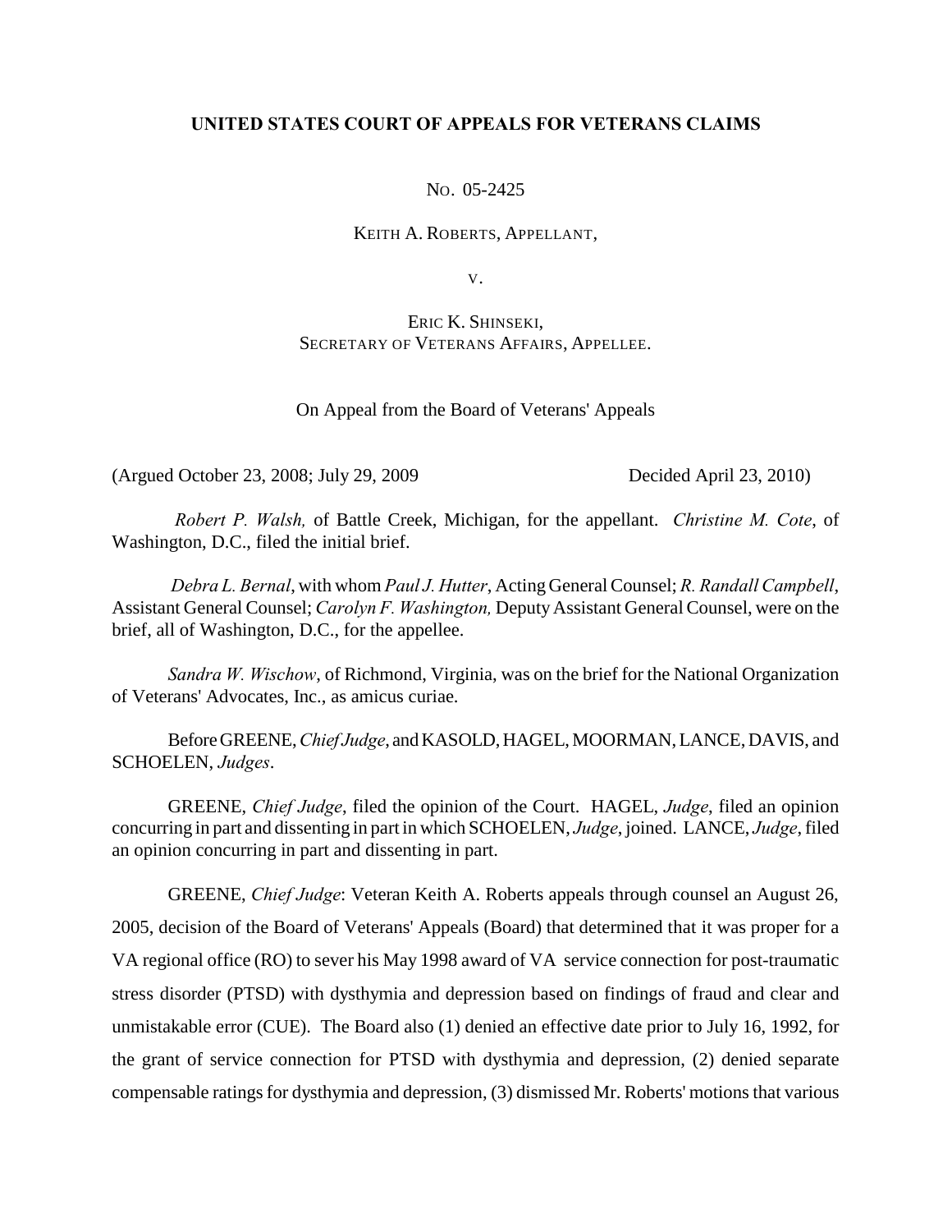# UNITED STATES COURT OF APPEALS FOR VETERANS CLAIMS

NO. 05-2425

KEITH A. ROBERTS, APPELLANT,

V.

ERIC K. SHINSEKI,
SECRETARY OF VETERANS AFFAIRS, APPELLEE.

On Appeal from the Board of Veterans' Appeals

(Argued October 23, 2008; July 29, 2009 Decided April 23, 2010)

*Robert P. Walsh,* of Battle Creek, Michigan, for the appellant. *Christine M. Cote*, of Washington, D.C., filed the initial brief.

*Debra L. Bernal*, with whom *Paul J. Hutter*, Acting General Counsel; *R. Randall Campbell*, Assistant General Counsel; *Carolyn F. Washington,* Deputy Assistant General Counsel, were on the brief, all of Washington, D.C., for the appellee.

*Sandra W. Wischow*, of Richmond, Virginia, was on the brief for the National Organization of Veterans' Advocates, Inc., as amicus curiae.

Before GREENE, *Chief Judge*, and KASOLD, HAGEL, MOORMAN, LANCE, DAVIS, and SCHOELEN, *Judges*.

GREENE, *Chief Judge*, filed the opinion of the Court. HAGEL, *Judge*, filed an opinion concurring in part and dissenting in part in which SCHOELEN, *Judge*, joined. LANCE, *Judge*, filed an opinion concurring in part and dissenting in part.

GREENE, *Chief Judge*: Veteran Keith A. Roberts appeals through counsel an August 26, 2005, decision of the Board of Veterans' Appeals (Board) that determined that it was proper for a VA regional office (RO) to sever his May 1998 award of VA service connection for post-traumatic stress disorder (PTSD) with dysthymia and depression based on findings of fraud and clear and unmistakable error (CUE). The Board also (1) denied an effective date prior to July 16, 1992, for the grant of service connection for PTSD with dysthymia and depression, (2) denied separate compensable ratings for dysthymia and depression, (3) dismissed Mr. Roberts' motions that various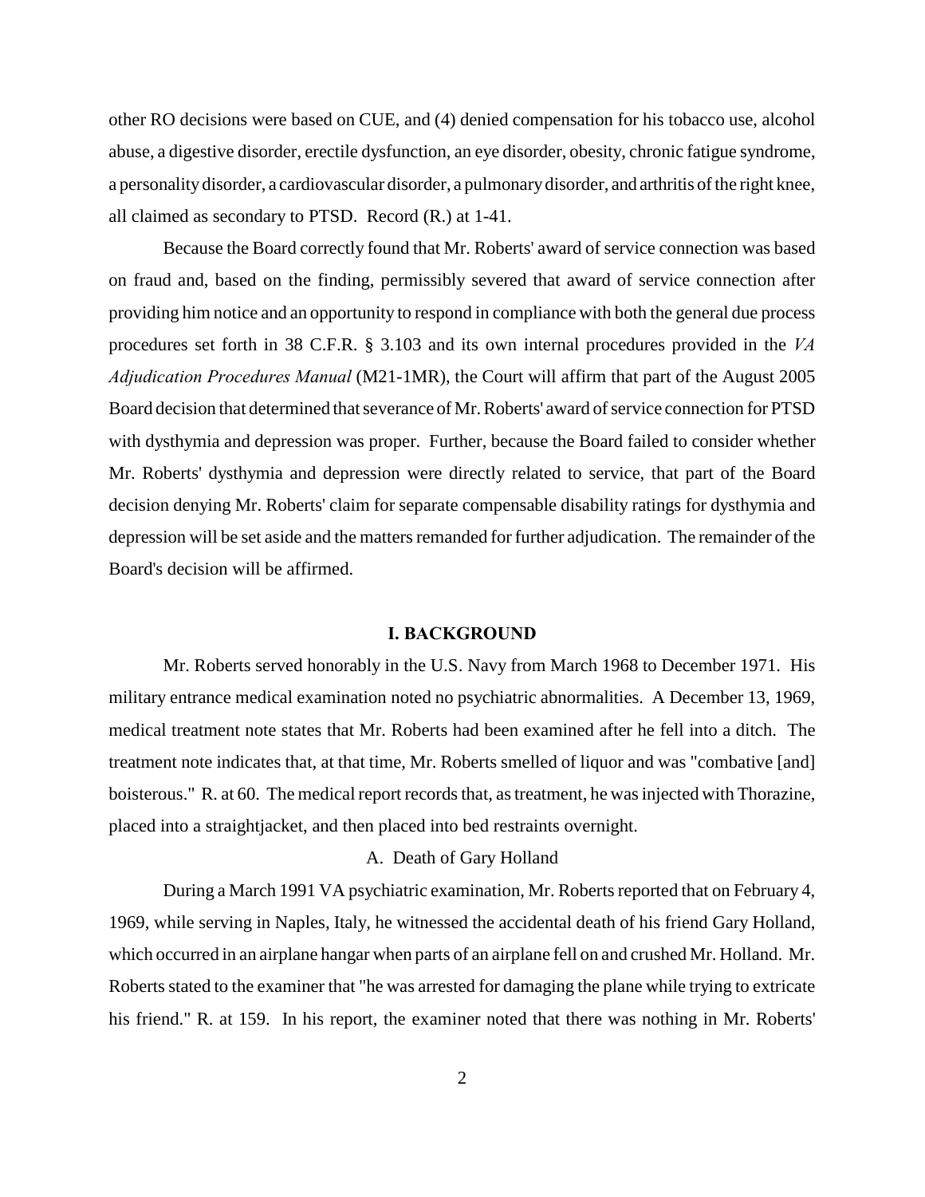other RO decisions were based on CUE, and (4) denied compensation for his tobacco use, alcohol abuse, a digestive disorder, erectile dysfunction, an eye disorder, obesity, chronic fatigue syndrome, a personality disorder, a cardiovascular disorder, a pulmonary disorder, and arthritis of the right knee, all claimed as secondary to PTSD. Record (R.) at 1-41.

Because the Board correctly found that Mr. Roberts' award of service connection was based on fraud and, based on the finding, permissibly severed that award of service connection after providing him notice and an opportunity to respond in compliance with both the general due process procedures set forth in 38 C.F.R. § 3.103 and its own internal procedures provided in the *VA Adjudication Procedures Manual* (M21-1MR), the Court will affirm that part of the August 2005 Board decision that determined that severance of Mr. Roberts' award of service connection for PTSD with dysthymia and depression was proper. Further, because the Board failed to consider whether Mr. Roberts' dysthymia and depression were directly related to service, that part of the Board decision denying Mr. Roberts' claim for separate compensable disability ratings for dysthymia and depression will be set aside and the matters remanded for further adjudication. The remainder of the Board's decision will be affirmed.

## I. BACKGROUND

Mr. Roberts served honorably in the U.S. Navy from March 1968 to December 1971. His military entrance medical examination noted no psychiatric abnormalities. A December 13, 1969, medical treatment note states that Mr. Roberts had been examined after he fell into a ditch. The treatment note indicates that, at that time, Mr. Roberts smelled of liquor and was "combative [and] boisterous." R. at 60. The medical report records that, as treatment, he was injected with Thorazine, placed into a straightjacket, and then placed into bed restraints overnight.

### A. Death of Gary Holland

During a March 1991 VA psychiatric examination, Mr. Roberts reported that on February 4, 1969, while serving in Naples, Italy, he witnessed the accidental death of his friend Gary Holland, which occurred in an airplane hangar when parts of an airplane fell on and crushed Mr. Holland. Mr. Roberts stated to the examiner that "he was arrested for damaging the plane while trying to extricate his friend." R. at 159. In his report, the examiner noted that there was nothing in Mr. Roberts'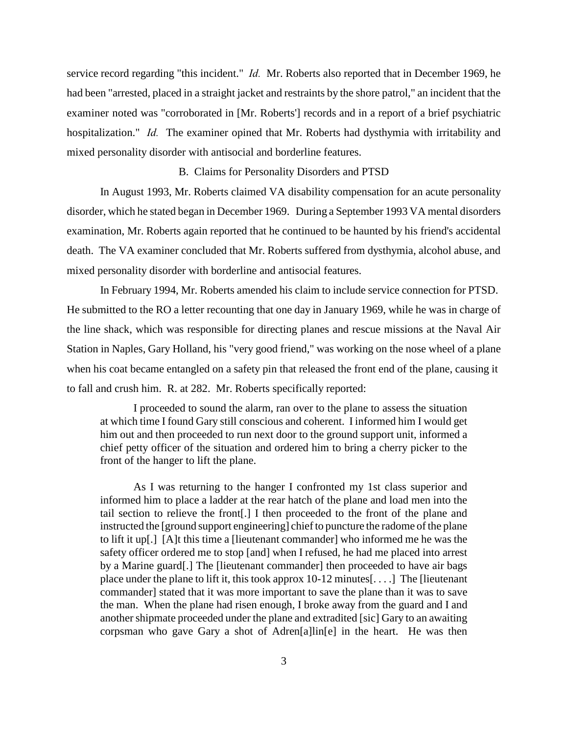service record regarding "this incident." *Id.* Mr. Roberts also reported that in December 1969, he had been "arrested, placed in a straight jacket and restraints by the shore patrol," an incident that the examiner noted was "corroborated in [Mr. Roberts'] records and in a report of a brief psychiatric hospitalization." *Id.* The examiner opined that Mr. Roberts had dysthymia with irritability and mixed personality disorder with antisocial and borderline features.

B. Claims for Personality Disorders and PTSD

In August 1993, Mr. Roberts claimed VA disability compensation for an acute personality disorder, which he stated began in December 1969. During a September 1993 VA mental disorders examination, Mr. Roberts again reported that he continued to be haunted by his friend's accidental death. The VA examiner concluded that Mr. Roberts suffered from dysthymia, alcohol abuse, and mixed personality disorder with borderline and antisocial features.

In February 1994, Mr. Roberts amended his claim to include service connection for PTSD. He submitted to the RO a letter recounting that one day in January 1969, while he was in charge of the line shack, which was responsible for directing planes and rescue missions at the Naval Air Station in Naples, Gary Holland, his "very good friend," was working on the nose wheel of a plane when his coat became entangled on a safety pin that released the front end of the plane, causing it to fall and crush him. R. at 282. Mr. Roberts specifically reported:

> I proceeded to sound the alarm, ran over to the plane to assess the situation at which time I found Gary still conscious and coherent. I informed him I would get him out and then proceeded to run next door to the ground support unit, informed a chief petty officer of the situation and ordered him to bring a cherry picker to the front of the hanger to lift the plane.
>
> As I was returning to the hanger I confronted my 1st class superior and informed him to place a ladder at the rear hatch of the plane and load men into the tail section to relieve the front[.] I then proceeded to the front of the plane and instructed the [ground support engineering] chief to puncture the radome of the plane to lift it up[.] [A]t this time a [lieutenant commander] who informed me he was the safety officer ordered me to stop [and] when I refused, he had me placed into arrest by a Marine guard[.] The [lieutenant commander] then proceeded to have air bags place under the plane to lift it, this took approx 10-12 minutes[. . . .] The [lieutenant commander] stated that it was more important to save the plane than it was to save the man. When the plane had risen enough, I broke away from the guard and I and another shipmate proceeded under the plane and extradited [sic] Gary to an awaiting corpsman who gave Gary a shot of Adren[a]lin[e] in the heart. He was then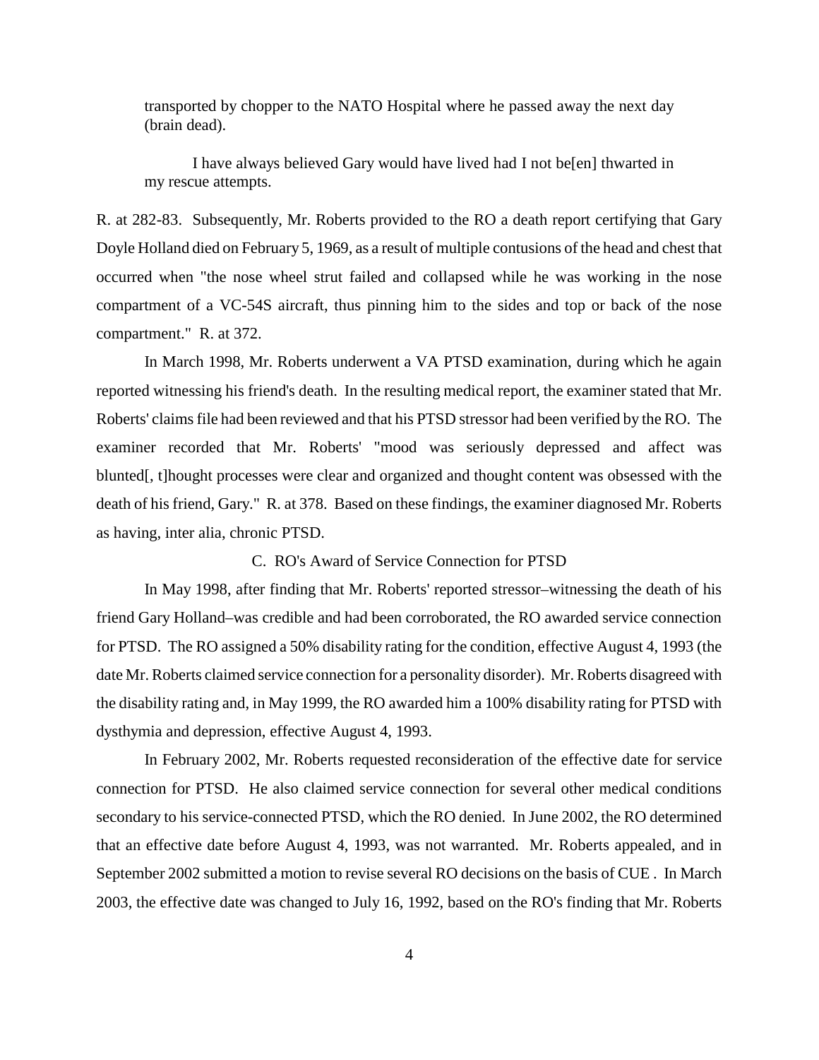> transported by chopper to the NATO Hospital where he passed away the next day (brain dead).
>
> I have always believed Gary would have lived had I not be[en] thwarted in my rescue attempts.

R. at 282-83. Subsequently, Mr. Roberts provided to the RO a death report certifying that Gary Doyle Holland died on February 5, 1969, as a result of multiple contusions of the head and chest that occurred when "the nose wheel strut failed and collapsed while he was working in the nose compartment of a VC-54S aircraft, thus pinning him to the sides and top or back of the nose compartment." R. at 372.

In March 1998, Mr. Roberts underwent a VA PTSD examination, during which he again reported witnessing his friend's death. In the resulting medical report, the examiner stated that Mr. Roberts' claims file had been reviewed and that his PTSD stressor had been verified by the RO. The examiner recorded that Mr. Roberts' "mood was seriously depressed and affect was blunted[, t]hought processes were clear and organized and thought content was obsessed with the death of his friend, Gary." R. at 378. Based on these findings, the examiner diagnosed Mr. Roberts as having, inter alia, chronic PTSD.

### C. RO's Award of Service Connection for PTSD

In May 1998, after finding that Mr. Roberts' reported stressor–witnessing the death of his friend Gary Holland–was credible and had been corroborated, the RO awarded service connection for PTSD. The RO assigned a 50% disability rating for the condition, effective August 4, 1993 (the date Mr. Roberts claimed service connection for a personality disorder). Mr. Roberts disagreed with the disability rating and, in May 1999, the RO awarded him a 100% disability rating for PTSD with dysthymia and depression, effective August 4, 1993.

In February 2002, Mr. Roberts requested reconsideration of the effective date for service connection for PTSD. He also claimed service connection for several other medical conditions secondary to his service-connected PTSD, which the RO denied. In June 2002, the RO determined that an effective date before August 4, 1993, was not warranted. Mr. Roberts appealed, and in September 2002 submitted a motion to revise several RO decisions on the basis of CUE . In March 2003, the effective date was changed to July 16, 1992, based on the RO's finding that Mr. Roberts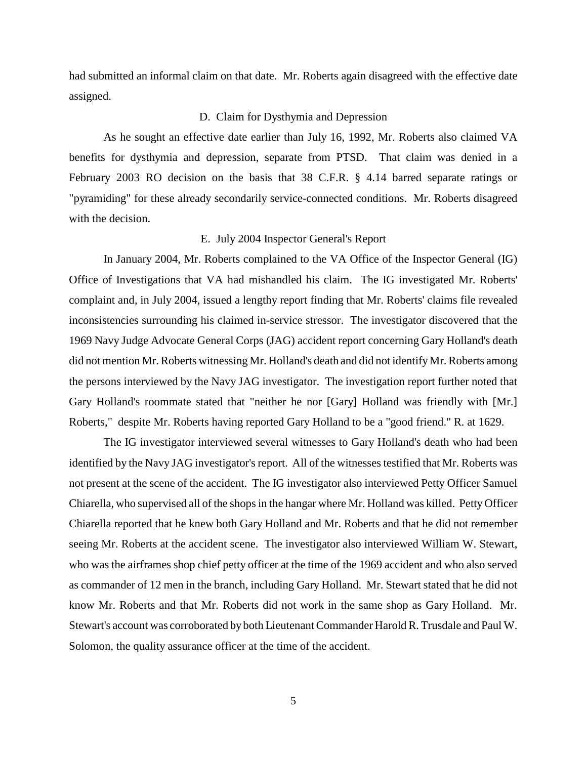had submitted an informal claim on that date. Mr. Roberts again disagreed with the effective date assigned.

### D. Claim for Dysthymia and Depression

As he sought an effective date earlier than July 16, 1992, Mr. Roberts also claimed VA benefits for dysthymia and depression, separate from PTSD. That claim was denied in a February 2003 RO decision on the basis that 38 C.F.R. § 4.14 barred separate ratings or "pyramiding" for these already secondarily service-connected conditions. Mr. Roberts disagreed with the decision.

### E. July 2004 Inspector General's Report

In January 2004, Mr. Roberts complained to the VA Office of the Inspector General (IG) Office of Investigations that VA had mishandled his claim. The IG investigated Mr. Roberts' complaint and, in July 2004, issued a lengthy report finding that Mr. Roberts' claims file revealed inconsistencies surrounding his claimed in-service stressor. The investigator discovered that the 1969 Navy Judge Advocate General Corps (JAG) accident report concerning Gary Holland's death did not mention Mr. Roberts witnessing Mr. Holland's death and did not identify Mr. Roberts among the persons interviewed by the Navy JAG investigator. The investigation report further noted that Gary Holland's roommate stated that "neither he nor [Gary] Holland was friendly with [Mr.] Roberts," despite Mr. Roberts having reported Gary Holland to be a "good friend." R. at 1629.

The IG investigator interviewed several witnesses to Gary Holland's death who had been identified by the Navy JAG investigator's report. All of the witnesses testified that Mr. Roberts was not present at the scene of the accident. The IG investigator also interviewed Petty Officer Samuel Chiarella, who supervised all of the shops in the hangar where Mr. Holland was killed. Petty Officer Chiarella reported that he knew both Gary Holland and Mr. Roberts and that he did not remember seeing Mr. Roberts at the accident scene. The investigator also interviewed William W. Stewart, who was the airframes shop chief petty officer at the time of the 1969 accident and who also served as commander of 12 men in the branch, including Gary Holland. Mr. Stewart stated that he did not know Mr. Roberts and that Mr. Roberts did not work in the same shop as Gary Holland. Mr. Stewart's account was corroborated by both Lieutenant Commander Harold R. Trusdale and Paul W. Solomon, the quality assurance officer at the time of the accident.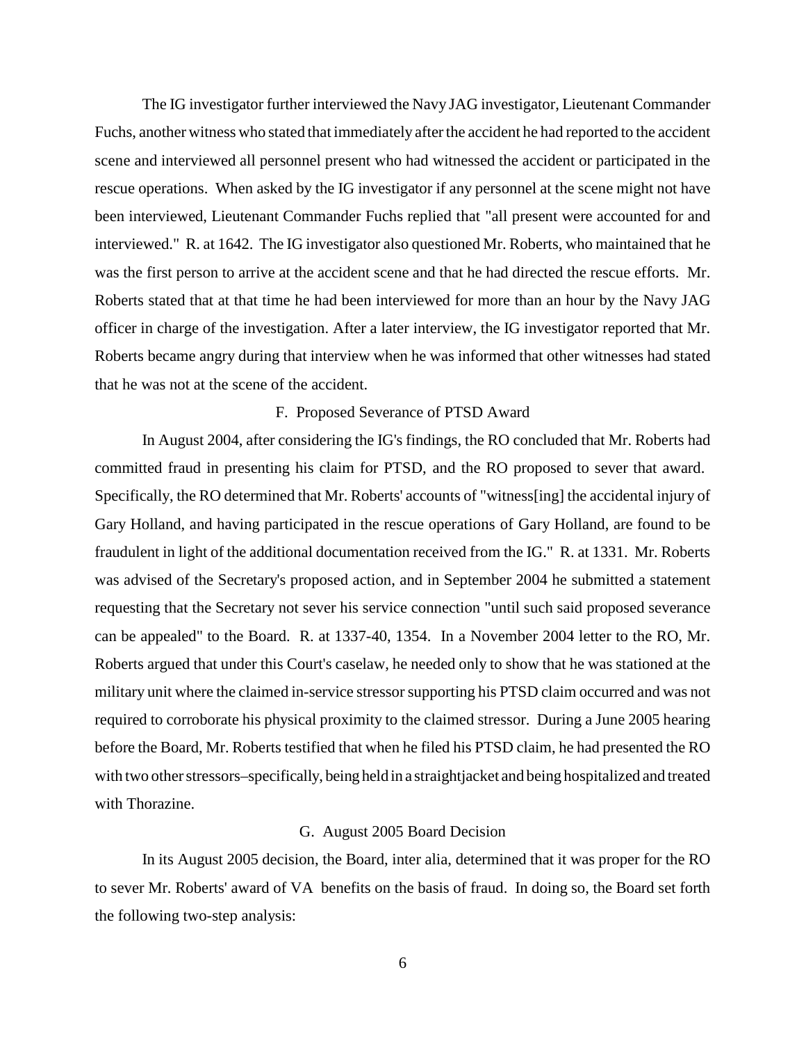The IG investigator further interviewed the Navy JAG investigator, Lieutenant Commander Fuchs, another witness who stated that immediately after the accident he had reported to the accident scene and interviewed all personnel present who had witnessed the accident or participated in the rescue operations. When asked by the IG investigator if any personnel at the scene might not have been interviewed, Lieutenant Commander Fuchs replied that "all present were accounted for and interviewed." R. at 1642. The IG investigator also questioned Mr. Roberts, who maintained that he was the first person to arrive at the accident scene and that he had directed the rescue efforts. Mr. Roberts stated that at that time he had been interviewed for more than an hour by the Navy JAG officer in charge of the investigation. After a later interview, the IG investigator reported that Mr. Roberts became angry during that interview when he was informed that other witnesses had stated that he was not at the scene of the accident.

### F. Proposed Severance of PTSD Award

In August 2004, after considering the IG's findings, the RO concluded that Mr. Roberts had committed fraud in presenting his claim for PTSD, and the RO proposed to sever that award. Specifically, the RO determined that Mr. Roberts' accounts of "witness[ing] the accidental injury of Gary Holland, and having participated in the rescue operations of Gary Holland, are found to be fraudulent in light of the additional documentation received from the IG." R. at 1331. Mr. Roberts was advised of the Secretary's proposed action, and in September 2004 he submitted a statement requesting that the Secretary not sever his service connection "until such said proposed severance can be appealed" to the Board. R. at 1337-40, 1354. In a November 2004 letter to the RO, Mr. Roberts argued that under this Court's caselaw, he needed only to show that he was stationed at the military unit where the claimed in-service stressor supporting his PTSD claim occurred and was not required to corroborate his physical proximity to the claimed stressor. During a June 2005 hearing before the Board, Mr. Roberts testified that when he filed his PTSD claim, he had presented the RO with two other stressors–specifically, being held in a straightjacket and being hospitalized and treated with Thorazine.

### G. August 2005 Board Decision

In its August 2005 decision, the Board, inter alia, determined that it was proper for the RO to sever Mr. Roberts' award of VA benefits on the basis of fraud. In doing so, the Board set forth the following two-step analysis: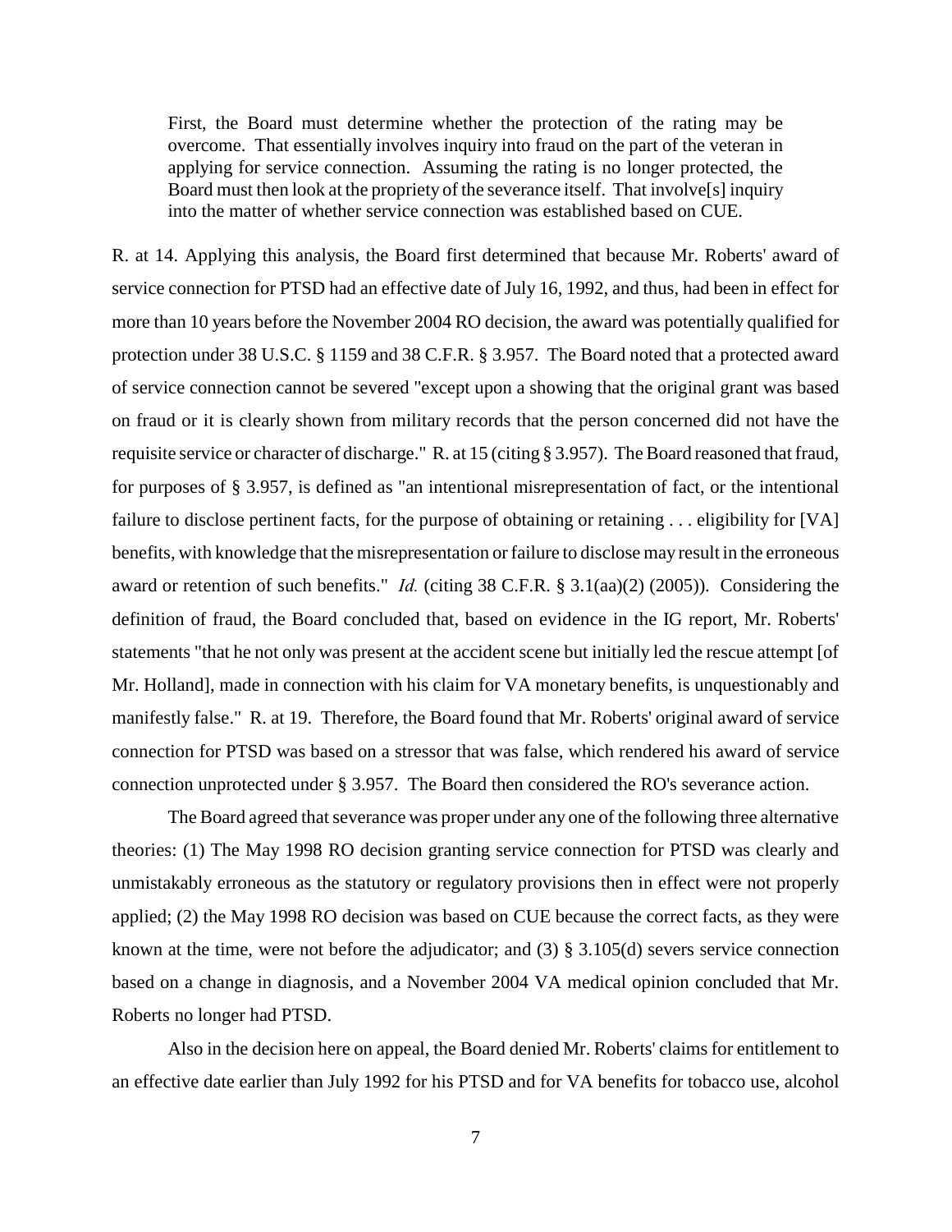> First, the Board must determine whether the protection of the rating may be overcome. That essentially involves inquiry into fraud on the part of the veteran in applying for service connection. Assuming the rating is no longer protected, the Board must then look at the propriety of the severance itself. That involve[s] inquiry into the matter of whether service connection was established based on CUE.

R. at 14. Applying this analysis, the Board first determined that because Mr. Roberts' award of service connection for PTSD had an effective date of July 16, 1992, and thus, had been in effect for more than 10 years before the November 2004 RO decision, the award was potentially qualified for protection under 38 U.S.C. § 1159 and 38 C.F.R. § 3.957. The Board noted that a protected award of service connection cannot be severed "except upon a showing that the original grant was based on fraud or it is clearly shown from military records that the person concerned did not have the requisite service or character of discharge." R. at 15 (citing § 3.957). The Board reasoned that fraud, for purposes of § 3.957, is defined as "an intentional misrepresentation of fact, or the intentional failure to disclose pertinent facts, for the purpose of obtaining or retaining . . . eligibility for [VA] benefits, with knowledge that the misrepresentation or failure to disclose may result in the erroneous award or retention of such benefits." *Id.* (citing 38 C.F.R. § 3.1(aa)(2) (2005)). Considering the definition of fraud, the Board concluded that, based on evidence in the IG report, Mr. Roberts' statements "that he not only was present at the accident scene but initially led the rescue attempt [of Mr. Holland], made in connection with his claim for VA monetary benefits, is unquestionably and manifestly false." R. at 19. Therefore, the Board found that Mr. Roberts' original award of service connection for PTSD was based on a stressor that was false, which rendered his award of service connection unprotected under § 3.957. The Board then considered the RO's severance action.

The Board agreed that severance was proper under any one of the following three alternative theories: (1) The May 1998 RO decision granting service connection for PTSD was clearly and unmistakably erroneous as the statutory or regulatory provisions then in effect were not properly applied; (2) the May 1998 RO decision was based on CUE because the correct facts, as they were known at the time, were not before the adjudicator; and (3) § 3.105(d) severs service connection based on a change in diagnosis, and a November 2004 VA medical opinion concluded that Mr. Roberts no longer had PTSD.

Also in the decision here on appeal, the Board denied Mr. Roberts' claims for entitlement to an effective date earlier than July 1992 for his PTSD and for VA benefits for tobacco use, alcohol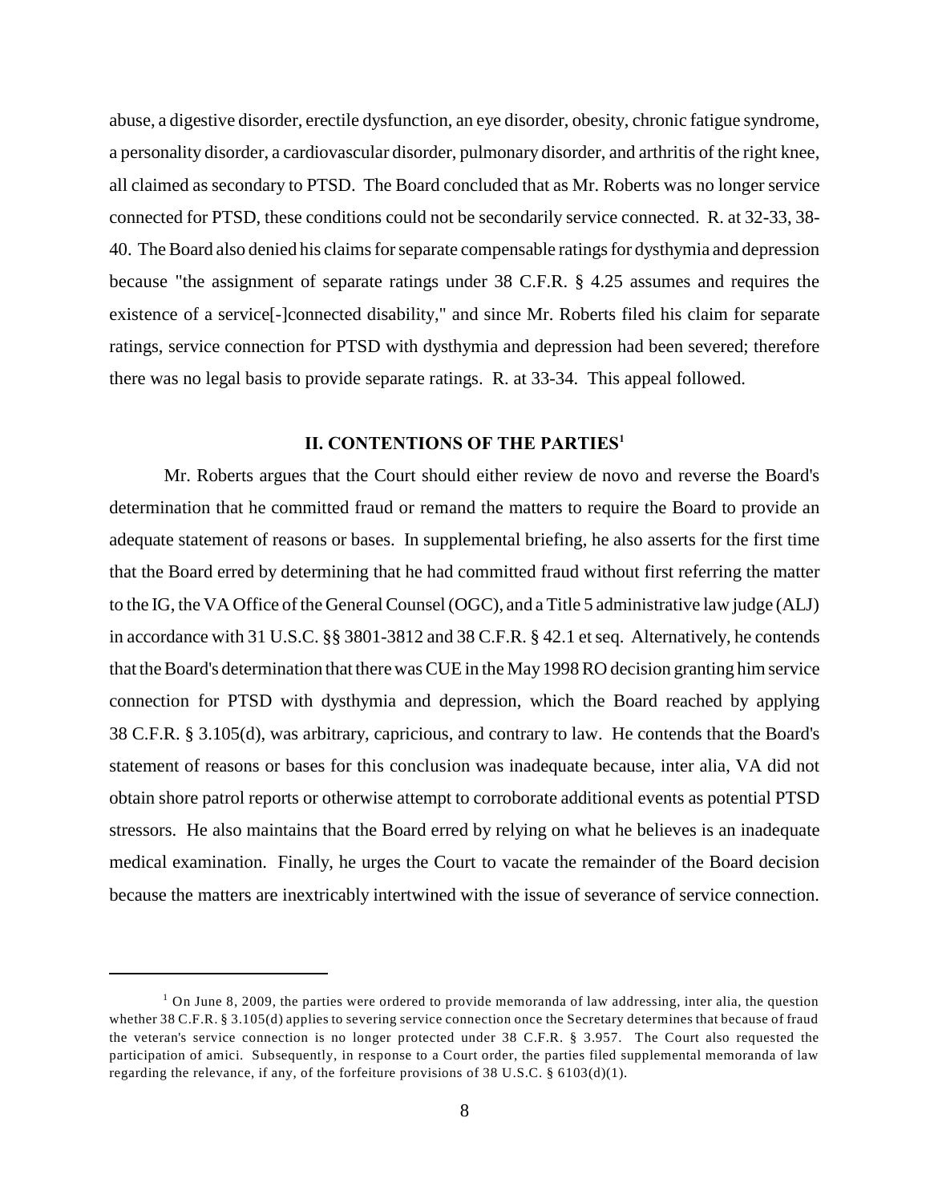abuse, a digestive disorder, erectile dysfunction, an eye disorder, obesity, chronic fatigue syndrome, a personality disorder, a cardiovascular disorder, pulmonary disorder, and arthritis of the right knee, all claimed as secondary to PTSD. The Board concluded that as Mr. Roberts was no longer service connected for PTSD, these conditions could not be secondarily service connected. R. at 32-33, 38-40. The Board also denied his claims for separate compensable ratings for dysthymia and depression because "the assignment of separate ratings under 38 C.F.R. § 4.25 assumes and requires the existence of a service[-]connected disability," and since Mr. Roberts filed his claim for separate ratings, service connection for PTSD with dysthymia and depression had been severed; therefore there was no legal basis to provide separate ratings. R. at 33-34. This appeal followed.

## II. CONTENTIONS OF THE PARTIES[1]

Mr. Roberts argues that the Court should either review de novo and reverse the Board's determination that he committed fraud or remand the matters to require the Board to provide an adequate statement of reasons or bases. In supplemental briefing, he also asserts for the first time that the Board erred by determining that he had committed fraud without first referring the matter to the IG, the VA Office of the General Counsel (OGC), and a Title 5 administrative law judge (ALJ) in accordance with 31 U.S.C. §§ 3801-3812 and 38 C.F.R. § 42.1 et seq. Alternatively, he contends that the Board's determination that there was CUE in the May 1998 RO decision granting him service connection for PTSD with dysthymia and depression, which the Board reached by applying 38 C.F.R. § 3.105(d), was arbitrary, capricious, and contrary to law. He contends that the Board's statement of reasons or bases for this conclusion was inadequate because, inter alia, VA did not obtain shore patrol reports or otherwise attempt to corroborate additional events as potential PTSD stressors. He also maintains that the Board erred by relying on what he believes is an inadequate medical examination. Finally, he urges the Court to vacate the remainder of the Board decision because the matters are inextricably intertwined with the issue of severance of service connection.

---

[1] On June 8, 2009, the parties were ordered to provide memoranda of law addressing, inter alia, the question whether 38 C.F.R. § 3.105(d) applies to severing service connection once the Secretary determines that because of fraud the veteran's service connection is no longer protected under 38 C.F.R. § 3.957. The Court also requested the participation of amici. Subsequently, in response to a Court order, the parties filed supplemental memoranda of law regarding the relevance, if any, of the forfeiture provisions of 38 U.S.C. § 6103(d)(1).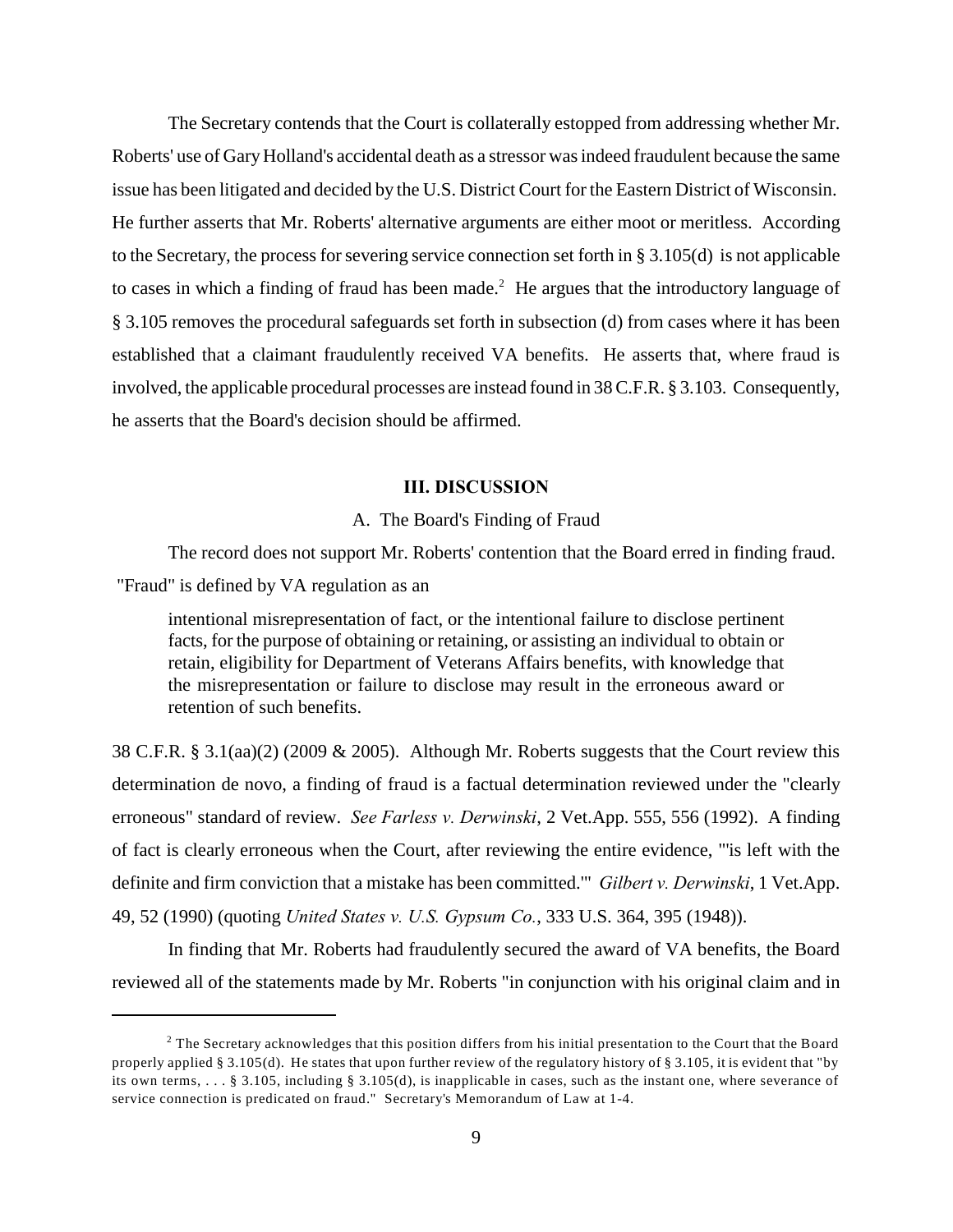The Secretary contends that the Court is collaterally estopped from addressing whether Mr. Roberts' use of Gary Holland's accidental death as a stressor was indeed fraudulent because the same issue has been litigated and decided by the U.S. District Court for the Eastern District of Wisconsin. He further asserts that Mr. Roberts' alternative arguments are either moot or meritless. According to the Secretary, the process for severing service connection set forth in § 3.105(d) is not applicable to cases in which a finding of fraud has been made.[2] He argues that the introductory language of § 3.105 removes the procedural safeguards set forth in subsection (d) from cases where it has been established that a claimant fraudulently received VA benefits. He asserts that, where fraud is involved, the applicable procedural processes are instead found in 38 C.F.R. § 3.103. Consequently, he asserts that the Board's decision should be affirmed.

## III. DISCUSSION

### A. The Board's Finding of Fraud

The record does not support Mr. Roberts' contention that the Board erred in finding fraud. "Fraud" is defined by VA regulation as an

> intentional misrepresentation of fact, or the intentional failure to disclose pertinent facts, for the purpose of obtaining or retaining, or assisting an individual to obtain or retain, eligibility for Department of Veterans Affairs benefits, with knowledge that the misrepresentation or failure to disclose may result in the erroneous award or retention of such benefits.

38 C.F.R. § 3.1(aa)(2) (2009 & 2005). Although Mr. Roberts suggests that the Court review this determination de novo, a finding of fraud is a factual determination reviewed under the "clearly erroneous" standard of review. *See Farless v. Derwinski*, 2 Vet.App. 555, 556 (1992). A finding of fact is clearly erroneous when the Court, after reviewing the entire evidence, "'is left with the definite and firm conviction that a mistake has been committed.'" *Gilbert v. Derwinski*, 1 Vet.App. 49, 52 (1990) (quoting *United States v. U.S. Gypsum Co.*, 333 U.S. 364, 395 (1948)).

In finding that Mr. Roberts had fraudulently secured the award of VA benefits, the Board reviewed all of the statements made by Mr. Roberts "in conjunction with his original claim and in

---

[2] The Secretary acknowledges that this position differs from his initial presentation to the Court that the Board properly applied § 3.105(d). He states that upon further review of the regulatory history of § 3.105, it is evident that "by its own terms, . . . § 3.105, including § 3.105(d), is inapplicable in cases, such as the instant one, where severance of service connection is predicated on fraud." Secretary's Memorandum of Law at 1-4.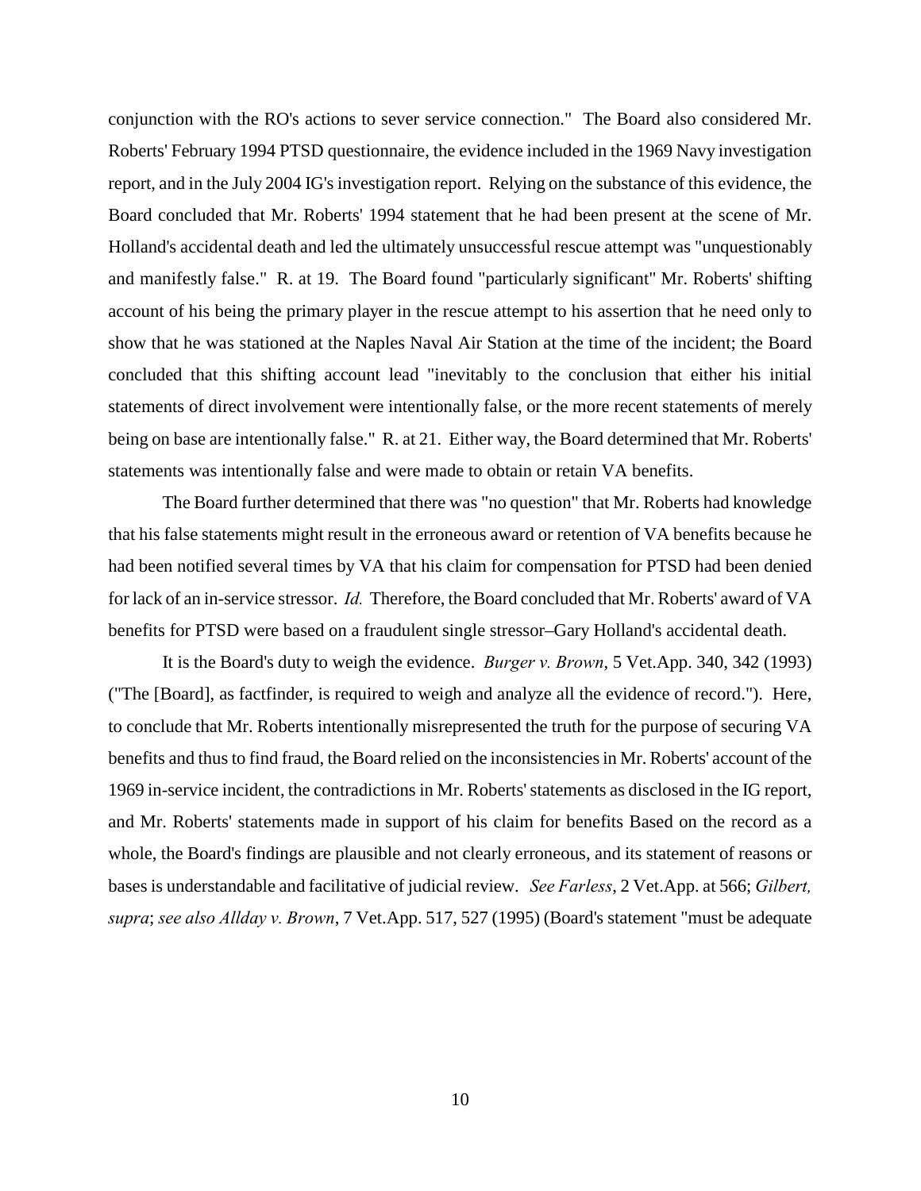conjunction with the RO's actions to sever service connection." The Board also considered Mr. Roberts' February 1994 PTSD questionnaire, the evidence included in the 1969 Navy investigation report, and in the July 2004 IG's investigation report. Relying on the substance of this evidence, the Board concluded that Mr. Roberts' 1994 statement that he had been present at the scene of Mr. Holland's accidental death and led the ultimately unsuccessful rescue attempt was "unquestionably and manifestly false." R. at 19. The Board found "particularly significant" Mr. Roberts' shifting account of his being the primary player in the rescue attempt to his assertion that he need only to show that he was stationed at the Naples Naval Air Station at the time of the incident; the Board concluded that this shifting account lead "inevitably to the conclusion that either his initial statements of direct involvement were intentionally false, or the more recent statements of merely being on base are intentionally false." R. at 21. Either way, the Board determined that Mr. Roberts' statements was intentionally false and were made to obtain or retain VA benefits.

The Board further determined that there was "no question" that Mr. Roberts had knowledge that his false statements might result in the erroneous award or retention of VA benefits because he had been notified several times by VA that his claim for compensation for PTSD had been denied for lack of an in-service stressor. *Id.* Therefore, the Board concluded that Mr. Roberts' award of VA benefits for PTSD were based on a fraudulent single stressor–Gary Holland's accidental death.

It is the Board's duty to weigh the evidence. *Burger v. Brown*, 5 Vet.App. 340, 342 (1993) ("The [Board], as factfinder, is required to weigh and analyze all the evidence of record."). Here, to conclude that Mr. Roberts intentionally misrepresented the truth for the purpose of securing VA benefits and thus to find fraud, the Board relied on the inconsistencies in Mr. Roberts' account of the 1969 in-service incident, the contradictions in Mr. Roberts' statements as disclosed in the IG report, and Mr. Roberts' statements made in support of his claim for benefits Based on the record as a whole, the Board's findings are plausible and not clearly erroneous, and its statement of reasons or bases is understandable and facilitative of judicial review. *See Farless*, 2 Vet.App. at 566; *Gilbert, supra*; *see also Allday v. Brown*, 7 Vet.App. 517, 527 (1995) (Board's statement "must be adequate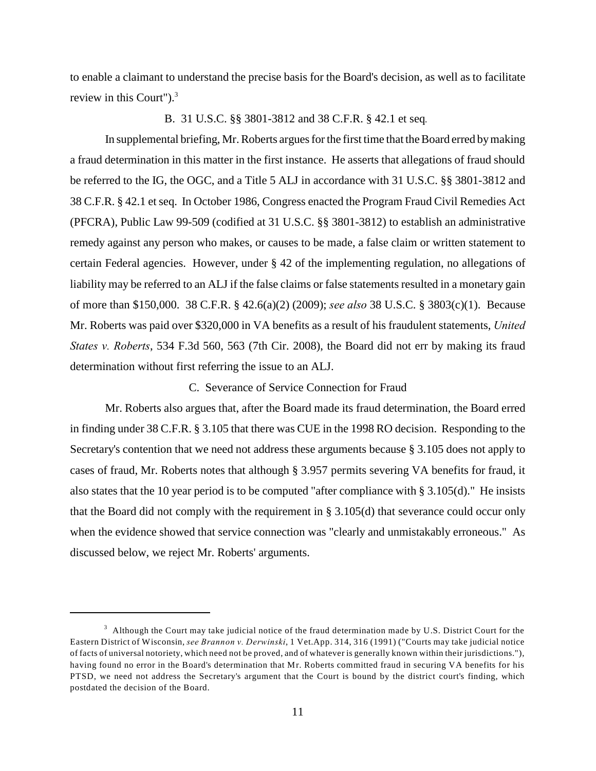to enable a claimant to understand the precise basis for the Board's decision, as well as to facilitate review in this Court").[3]

B. 31 U.S.C. §§ 3801-3812 and 38 C.F.R. § 42.1 et seq.

In supplemental briefing, Mr. Roberts argues for the first time that the Board erred by making a fraud determination in this matter in the first instance. He asserts that allegations of fraud should be referred to the IG, the OGC, and a Title 5 ALJ in accordance with 31 U.S.C. §§ 3801-3812 and 38 C.F.R. § 42.1 et seq. In October 1986, Congress enacted the Program Fraud Civil Remedies Act (PFCRA), Public Law 99-509 (codified at 31 U.S.C. §§ 3801-3812) to establish an administrative remedy against any person who makes, or causes to be made, a false claim or written statement to certain Federal agencies. However, under § 42 of the implementing regulation, no allegations of liability may be referred to an ALJ if the false claims or false statements resulted in a monetary gain of more than $150,000. 38 C.F.R. § 42.6(a)(2) (2009); *see also* 38 U.S.C. § 3803(c)(1). Because Mr. Roberts was paid over $320,000 in VA benefits as a result of his fraudulent statements, *United States v. Roberts*, 534 F.3d 560, 563 (7th Cir. 2008), the Board did not err by making its fraud determination without first referring the issue to an ALJ.

C. Severance of Service Connection for Fraud

Mr. Roberts also argues that, after the Board made its fraud determination, the Board erred in finding under 38 C.F.R. § 3.105 that there was CUE in the 1998 RO decision. Responding to the Secretary's contention that we need not address these arguments because § 3.105 does not apply to cases of fraud, Mr. Roberts notes that although § 3.957 permits severing VA benefits for fraud, it also states that the 10 year period is to be computed "after compliance with § 3.105(d)." He insists that the Board did not comply with the requirement in § 3.105(d) that severance could occur only when the evidence showed that service connection was "clearly and unmistakably erroneous." As discussed below, we reject Mr. Roberts' arguments.

---

[3] Although the Court may take judicial notice of the fraud determination made by U.S. District Court for the Eastern District of Wisconsin, *see Brannon v. Derwinski*, 1 Vet.App. 314, 316 (1991) ("Courts may take judicial notice of facts of universal notoriety, which need not be proved, and of whatever is generally known within their jurisdictions."), having found no error in the Board's determination that Mr. Roberts committed fraud in securing VA benefits for his PTSD, we need not address the Secretary's argument that the Court is bound by the district court's finding, which postdated the decision of the Board.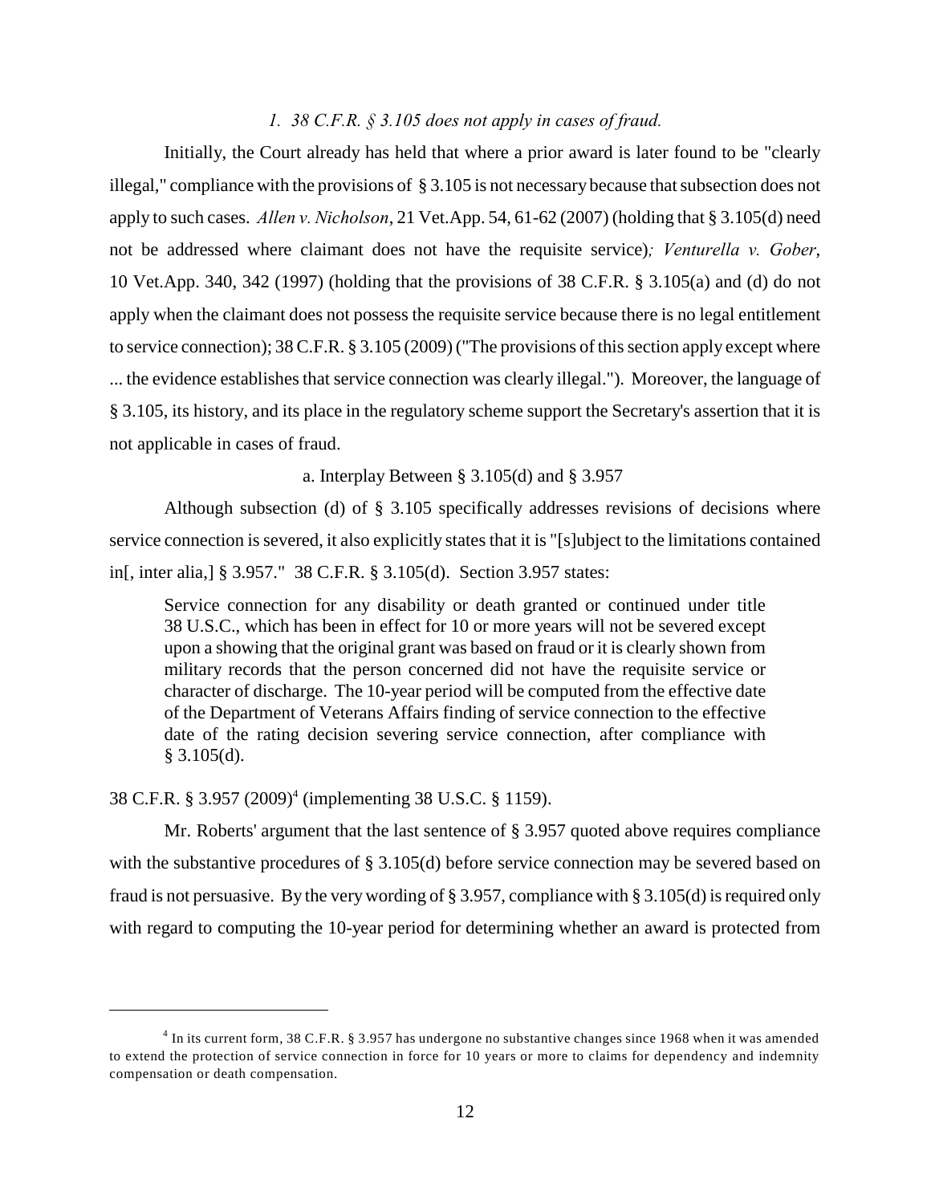*1. 38 C.F.R. § 3.105 does not apply in cases of fraud.*

Initially, the Court already has held that where a prior award is later found to be "clearly illegal," compliance with the provisions of § 3.105 is not necessary because that subsection does not apply to such cases. *Allen v. Nicholson*, 21 Vet.App. 54, 61-62 (2007) (holding that § 3.105(d) need not be addressed where claimant does not have the requisite service)*; Venturella v. Gober*, 10 Vet.App. 340, 342 (1997) (holding that the provisions of 38 C.F.R. § 3.105(a) and (d) do not apply when the claimant does not possess the requisite service because there is no legal entitlement to service connection); 38 C.F.R. § 3.105 (2009) ("The provisions of this section apply except where ... the evidence establishes that service connection was clearly illegal."). Moreover, the language of § 3.105, its history, and its place in the regulatory scheme support the Secretary's assertion that it is not applicable in cases of fraud.

a. Interplay Between § 3.105(d) and § 3.957

Although subsection (d) of § 3.105 specifically addresses revisions of decisions where service connection is severed, it also explicitly states that it is "[s]ubject to the limitations contained in[, inter alia,] § 3.957." 38 C.F.R. § 3.105(d). Section 3.957 states:

> Service connection for any disability or death granted or continued under title 38 U.S.C., which has been in effect for 10 or more years will not be severed except upon a showing that the original grant was based on fraud or it is clearly shown from military records that the person concerned did not have the requisite service or character of discharge. The 10-year period will be computed from the effective date of the Department of Veterans Affairs finding of service connection to the effective date of the rating decision severing service connection, after compliance with § 3.105(d).

38 C.F.R. § 3.957 (2009)[4] (implementing 38 U.S.C. § 1159).

Mr. Roberts' argument that the last sentence of § 3.957 quoted above requires compliance with the substantive procedures of § 3.105(d) before service connection may be severed based on fraud is not persuasive. By the very wording of § 3.957, compliance with § 3.105(d) is required only with regard to computing the 10-year period for determining whether an award is protected from

---

[4] In its current form, 38 C.F.R. § 3.957 has undergone no substantive changes since 1968 when it was amended to extend the protection of service connection in force for 10 years or more to claims for dependency and indemnity compensation or death compensation.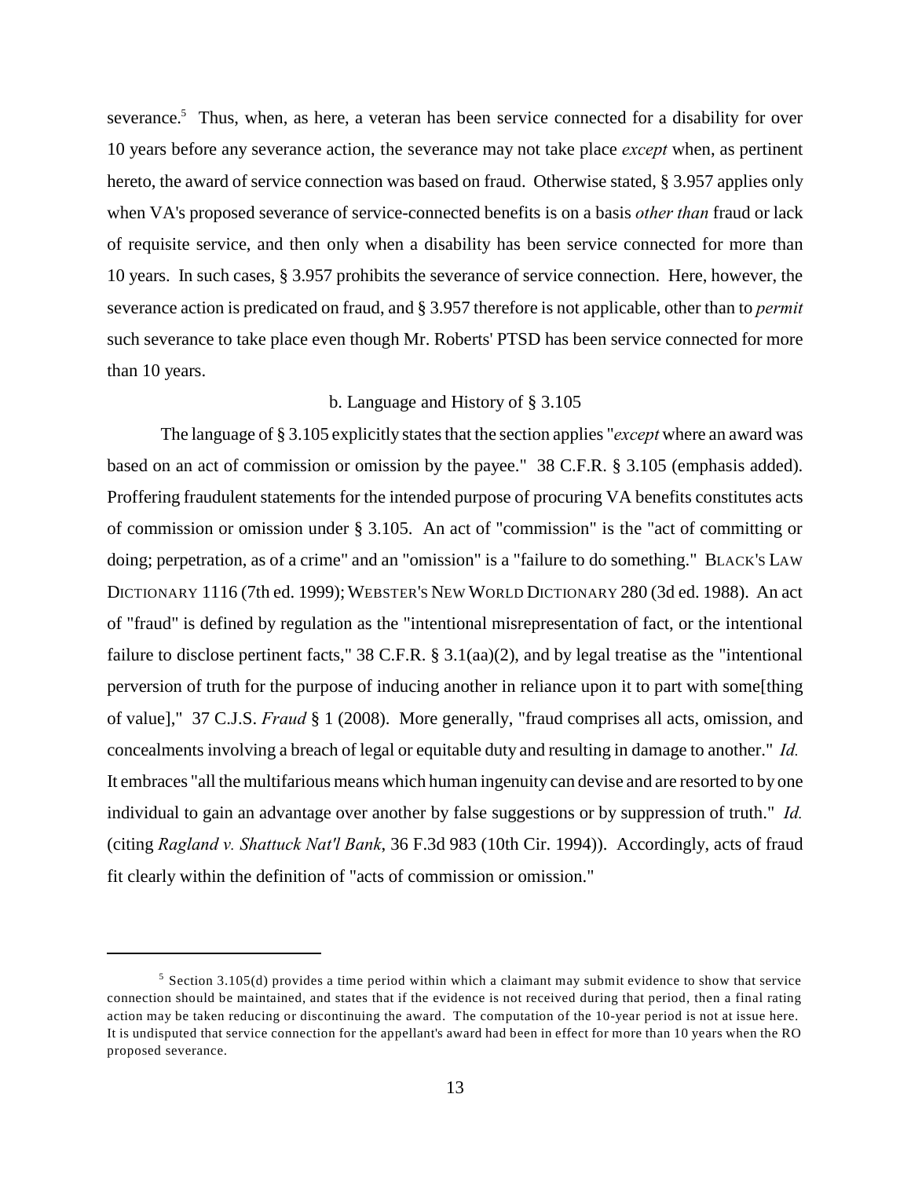severance.[5] Thus, when, as here, a veteran has been service connected for a disability for over 10 years before any severance action, the severance may not take place *except* when, as pertinent hereto, the award of service connection was based on fraud. Otherwise stated, § 3.957 applies only when VA's proposed severance of service-connected benefits is on a basis *other than* fraud or lack of requisite service, and then only when a disability has been service connected for more than 10 years. In such cases, § 3.957 prohibits the severance of service connection. Here, however, the severance action is predicated on fraud, and § 3.957 therefore is not applicable, other than to *permit* such severance to take place even though Mr. Roberts' PTSD has been service connected for more than 10 years.

b. Language and History of § 3.105

The language of § 3.105 explicitly states that the section applies "*except* where an award was based on an act of commission or omission by the payee." 38 C.F.R. § 3.105 (emphasis added). Proffering fraudulent statements for the intended purpose of procuring VA benefits constitutes acts of commission or omission under § 3.105. An act of "commission" is the "act of committing or doing; perpetration, as of a crime" and an "omission" is a "failure to do something." BLACK'S LAW DICTIONARY 1116 (7th ed. 1999); WEBSTER'S NEW WORLD DICTIONARY 280 (3d ed. 1988). An act of "fraud" is defined by regulation as the "intentional misrepresentation of fact, or the intentional failure to disclose pertinent facts," 38 C.F.R. § 3.1(aa)(2), and by legal treatise as the "intentional perversion of truth for the purpose of inducing another in reliance upon it to part with some[thing of value]," 37 C.J.S. *Fraud* § 1 (2008). More generally, "fraud comprises all acts, omission, and concealments involving a breach of legal or equitable duty and resulting in damage to another." *Id.* It embraces "all the multifarious means which human ingenuity can devise and are resorted to by one individual to gain an advantage over another by false suggestions or by suppression of truth." *Id.* (citing *Ragland v. Shattuck Nat'l Bank*, 36 F.3d 983 (10th Cir. 1994)). Accordingly, acts of fraud fit clearly within the definition of "acts of commission or omission."

---

[5] Section 3.105(d) provides a time period within which a claimant may submit evidence to show that service connection should be maintained, and states that if the evidence is not received during that period, then a final rating action may be taken reducing or discontinuing the award. The computation of the 10-year period is not at issue here. It is undisputed that service connection for the appellant's award had been in effect for more than 10 years when the RO proposed severance.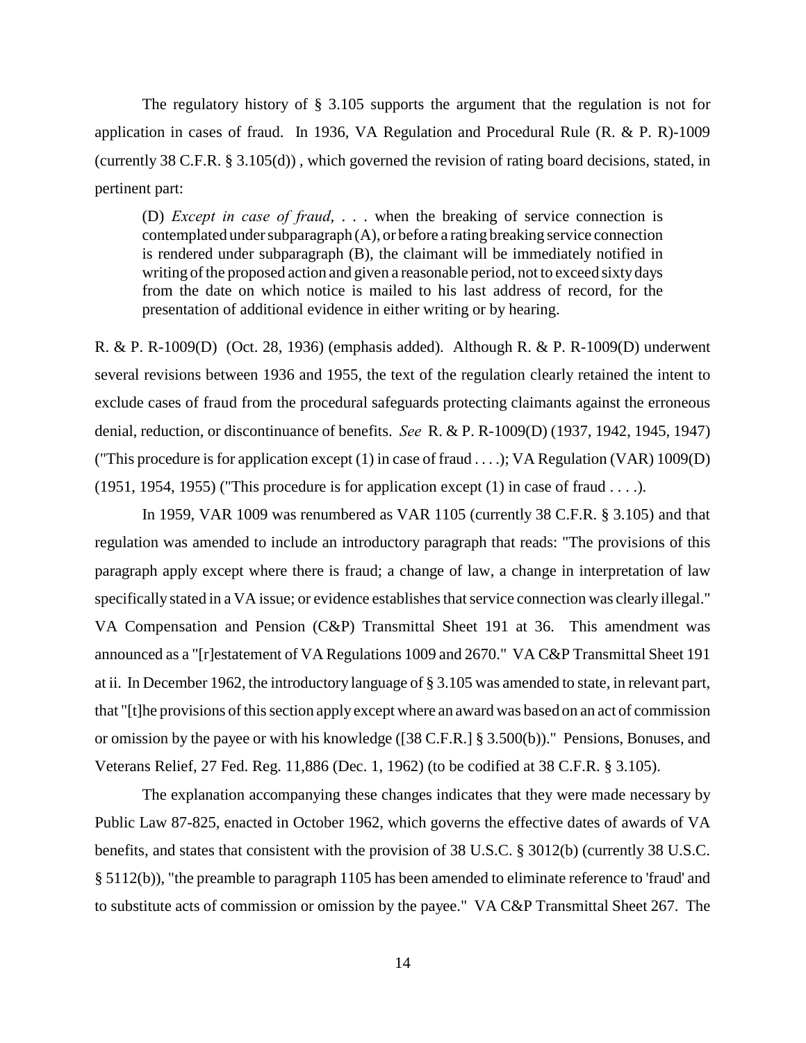The regulatory history of § 3.105 supports the argument that the regulation is not for application in cases of fraud. In 1936, VA Regulation and Procedural Rule (R. & P. R)-1009 (currently 38 C.F.R. § 3.105(d)) , which governed the revision of rating board decisions, stated, in pertinent part:

> (D) *Except in case of fraud*, . . . when the breaking of service connection is contemplated under subparagraph (A), or before a rating breaking service connection is rendered under subparagraph (B), the claimant will be immediately notified in writing of the proposed action and given a reasonable period, not to exceed sixty days from the date on which notice is mailed to his last address of record, for the presentation of additional evidence in either writing or by hearing.

R. & P. R-1009(D) (Oct. 28, 1936) (emphasis added). Although R. & P. R-1009(D) underwent several revisions between 1936 and 1955, the text of the regulation clearly retained the intent to exclude cases of fraud from the procedural safeguards protecting claimants against the erroneous denial, reduction, or discontinuance of benefits. *See* R. & P. R-1009(D) (1937, 1942, 1945, 1947) ("This procedure is for application except (1) in case of fraud . . . .); VA Regulation (VAR) 1009(D) (1951, 1954, 1955) ("This procedure is for application except (1) in case of fraud . . . .).

In 1959, VAR 1009 was renumbered as VAR 1105 (currently 38 C.F.R. § 3.105) and that regulation was amended to include an introductory paragraph that reads: "The provisions of this paragraph apply except where there is fraud; a change of law, a change in interpretation of law specifically stated in a VA issue; or evidence establishes that service connection was clearly illegal." VA Compensation and Pension (C&P) Transmittal Sheet 191 at 36. This amendment was announced as a "[r]estatement of VA Regulations 1009 and 2670." VA C&P Transmittal Sheet 191 at ii. In December 1962, the introductory language of § 3.105 was amended to state, in relevant part, that "[t]he provisions of this section apply except where an award was based on an act of commission or omission by the payee or with his knowledge ([38 C.F.R.] § 3.500(b))." Pensions, Bonuses, and Veterans Relief, 27 Fed. Reg. 11,886 (Dec. 1, 1962) (to be codified at 38 C.F.R. § 3.105).

The explanation accompanying these changes indicates that they were made necessary by Public Law 87-825, enacted in October 1962, which governs the effective dates of awards of VA benefits, and states that consistent with the provision of 38 U.S.C. § 3012(b) (currently 38 U.S.C. § 5112(b)), "the preamble to paragraph 1105 has been amended to eliminate reference to 'fraud' and to substitute acts of commission or omission by the payee." VA C&P Transmittal Sheet 267. The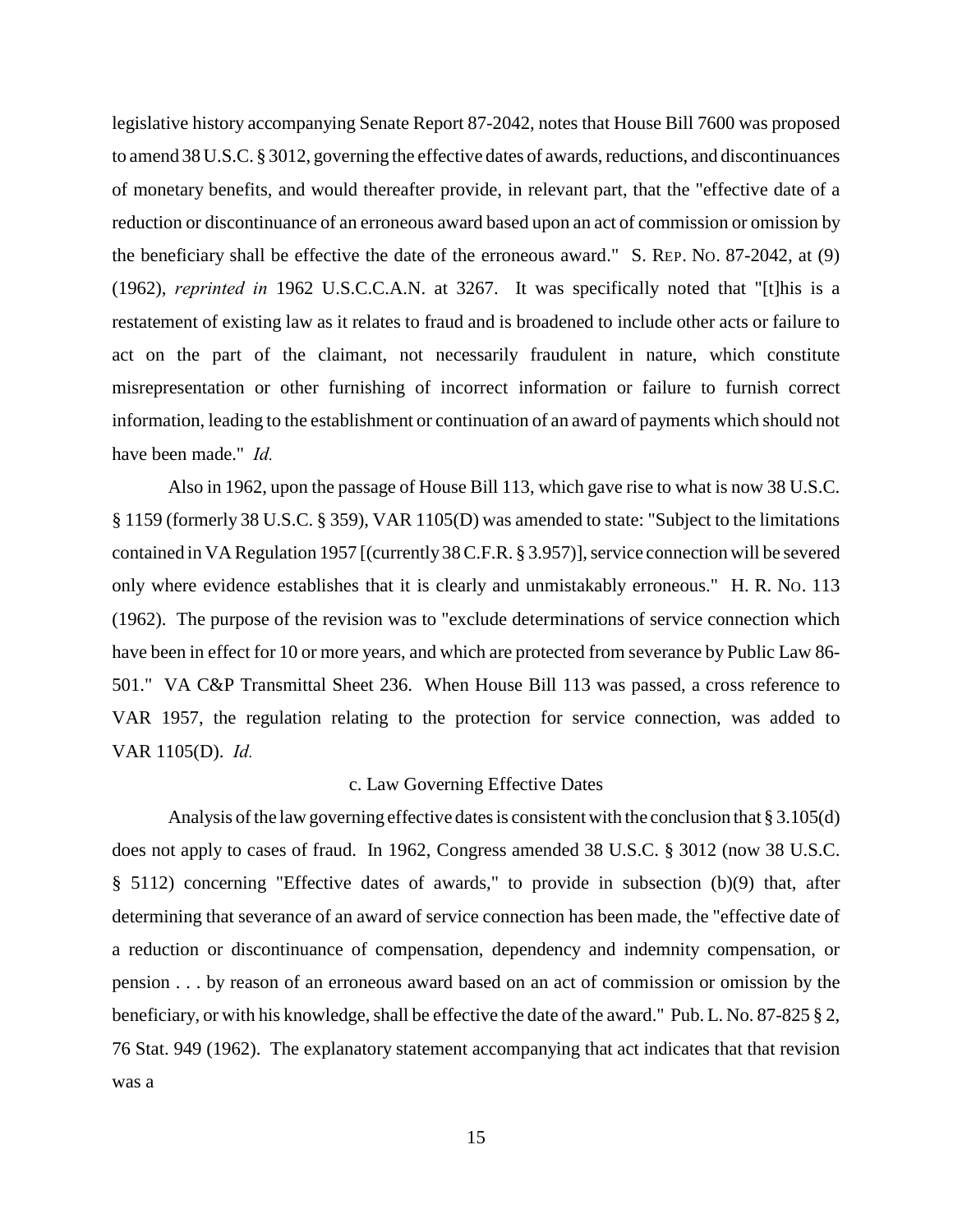legislative history accompanying Senate Report 87-2042, notes that House Bill 7600 was proposed to amend 38 U.S.C. § 3012, governing the effective dates of awards, reductions, and discontinuances of monetary benefits, and would thereafter provide, in relevant part, that the "effective date of a reduction or discontinuance of an erroneous award based upon an act of commission or omission by the beneficiary shall be effective the date of the erroneous award." S. REP. NO. 87-2042, at (9) (1962), *reprinted in* 1962 U.S.C.C.A.N. at 3267. It was specifically noted that "[t]his is a restatement of existing law as it relates to fraud and is broadened to include other acts or failure to act on the part of the claimant, not necessarily fraudulent in nature, which constitute misrepresentation or other furnishing of incorrect information or failure to furnish correct information, leading to the establishment or continuation of an award of payments which should not have been made." *Id.*

Also in 1962, upon the passage of House Bill 113, which gave rise to what is now 38 U.S.C. § 1159 (formerly 38 U.S.C. § 359), VAR 1105(D) was amended to state: "Subject to the limitations contained in VA Regulation 1957 [(currently 38 C.F.R. § 3.957)], service connection will be severed only where evidence establishes that it is clearly and unmistakably erroneous." H. R. NO. 113 (1962). The purpose of the revision was to "exclude determinations of service connection which have been in effect for 10 or more years, and which are protected from severance by Public Law 86-501." VA C&P Transmittal Sheet 236. When House Bill 113 was passed, a cross reference to VAR 1957, the regulation relating to the protection for service connection, was added to VAR 1105(D). *Id.*

c. Law Governing Effective Dates

Analysis of the law governing effective dates is consistent with the conclusion that § 3.105(d) does not apply to cases of fraud. In 1962, Congress amended 38 U.S.C. § 3012 (now 38 U.S.C. § 5112) concerning "Effective dates of awards," to provide in subsection (b)(9) that, after determining that severance of an award of service connection has been made, the "effective date of a reduction or discontinuance of compensation, dependency and indemnity compensation, or pension . . . by reason of an erroneous award based on an act of commission or omission by the beneficiary, or with his knowledge, shall be effective the date of the award." Pub. L. No. 87-825 § 2, 76 Stat. 949 (1962). The explanatory statement accompanying that act indicates that that revision was a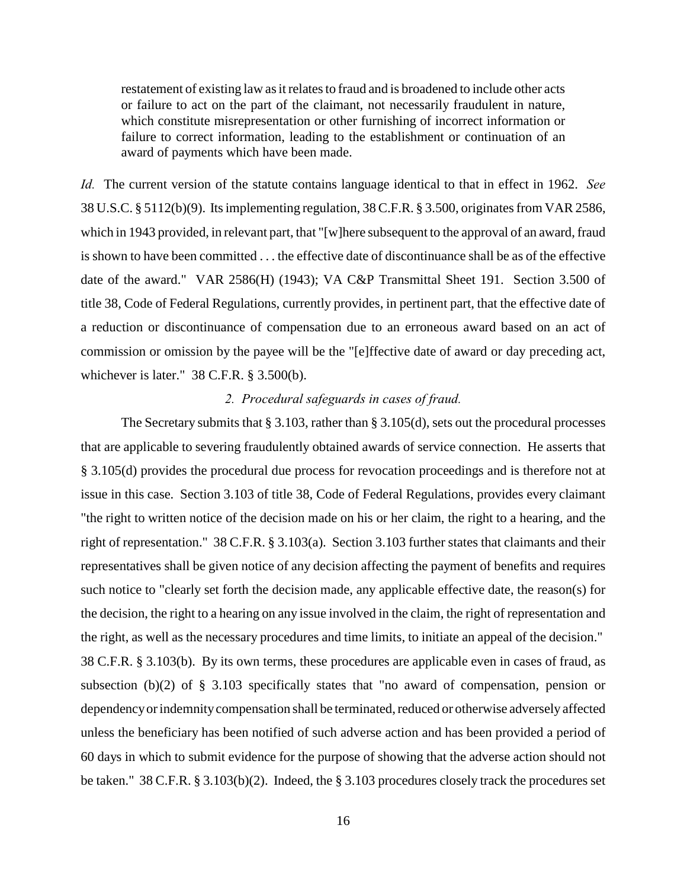> restatement of existing law as it relates to fraud and is broadened to include other acts or failure to act on the part of the claimant, not necessarily fraudulent in nature, which constitute misrepresentation or other furnishing of incorrect information or failure to correct information, leading to the establishment or continuation of an award of payments which have been made.

*Id.* The current version of the statute contains language identical to that in effect in 1962. *See* 38 U.S.C. § 5112(b)(9). Its implementing regulation, 38 C.F.R. § 3.500, originates from VAR 2586, which in 1943 provided, in relevant part, that "[w]here subsequent to the approval of an award, fraud is shown to have been committed . . . the effective date of discontinuance shall be as of the effective date of the award." VAR 2586(H) (1943); VA C&P Transmittal Sheet 191. Section 3.500 of title 38, Code of Federal Regulations, currently provides, in pertinent part, that the effective date of a reduction or discontinuance of compensation due to an erroneous award based on an act of commission or omission by the payee will be the "[e]ffective date of award or day preceding act, whichever is later." 38 C.F.R. § 3.500(b).

*2. Procedural safeguards in cases of fraud.*

The Secretary submits that § 3.103, rather than § 3.105(d), sets out the procedural processes that are applicable to severing fraudulently obtained awards of service connection. He asserts that § 3.105(d) provides the procedural due process for revocation proceedings and is therefore not at issue in this case. Section 3.103 of title 38, Code of Federal Regulations, provides every claimant "the right to written notice of the decision made on his or her claim, the right to a hearing, and the right of representation." 38 C.F.R. § 3.103(a). Section 3.103 further states that claimants and their representatives shall be given notice of any decision affecting the payment of benefits and requires such notice to "clearly set forth the decision made, any applicable effective date, the reason(s) for the decision, the right to a hearing on any issue involved in the claim, the right of representation and the right, as well as the necessary procedures and time limits, to initiate an appeal of the decision." 38 C.F.R. § 3.103(b). By its own terms, these procedures are applicable even in cases of fraud, as subsection (b)(2) of § 3.103 specifically states that "no award of compensation, pension or dependency or indemnity compensation shall be terminated, reduced or otherwise adversely affected unless the beneficiary has been notified of such adverse action and has been provided a period of 60 days in which to submit evidence for the purpose of showing that the adverse action should not be taken." 38 C.F.R. § 3.103(b)(2). Indeed, the § 3.103 procedures closely track the procedures set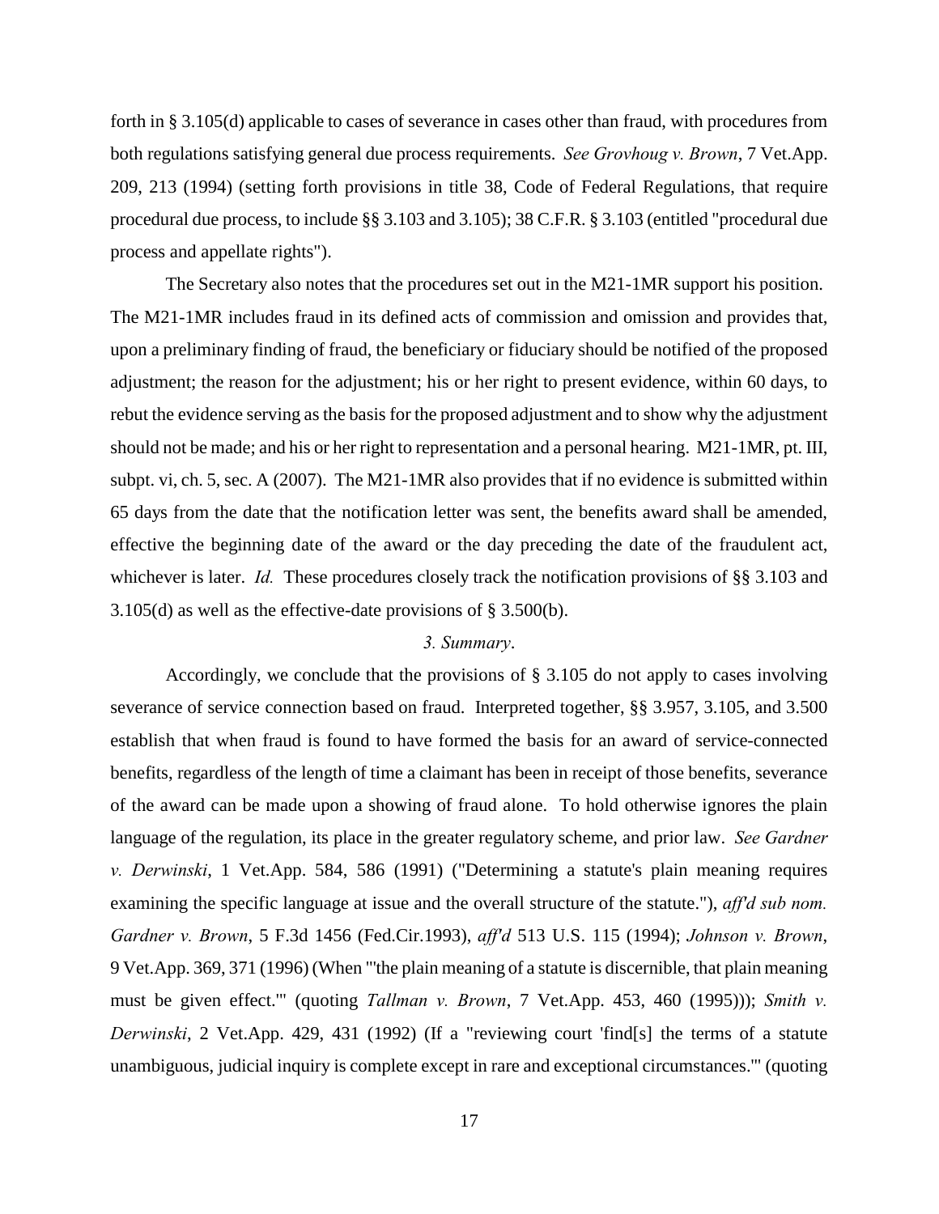forth in § 3.105(d) applicable to cases of severance in cases other than fraud, with procedures from both regulations satisfying general due process requirements. *See Grovhoug v. Brown*, 7 Vet.App. 209, 213 (1994) (setting forth provisions in title 38, Code of Federal Regulations, that require procedural due process, to include §§ 3.103 and 3.105); 38 C.F.R. § 3.103 (entitled "procedural due process and appellate rights").

The Secretary also notes that the procedures set out in the M21-1MR support his position. The M21-1MR includes fraud in its defined acts of commission and omission and provides that, upon a preliminary finding of fraud, the beneficiary or fiduciary should be notified of the proposed adjustment; the reason for the adjustment; his or her right to present evidence, within 60 days, to rebut the evidence serving as the basis for the proposed adjustment and to show why the adjustment should not be made; and his or her right to representation and a personal hearing. M21-1MR, pt. III, subpt. vi, ch. 5, sec. A (2007). The M21-1MR also provides that if no evidence is submitted within 65 days from the date that the notification letter was sent, the benefits award shall be amended, effective the beginning date of the award or the day preceding the date of the fraudulent act, whichever is later. *Id.* These procedures closely track the notification provisions of §§ 3.103 and 3.105(d) as well as the effective-date provisions of § 3.500(b).

*3. Summary*.

Accordingly, we conclude that the provisions of § 3.105 do not apply to cases involving severance of service connection based on fraud. Interpreted together, §§ 3.957, 3.105, and 3.500 establish that when fraud is found to have formed the basis for an award of service-connected benefits, regardless of the length of time a claimant has been in receipt of those benefits, severance of the award can be made upon a showing of fraud alone. To hold otherwise ignores the plain language of the regulation, its place in the greater regulatory scheme, and prior law. *See Gardner v. Derwinski*, 1 Vet.App. 584, 586 (1991) ("Determining a statute's plain meaning requires examining the specific language at issue and the overall structure of the statute."), *aff'd sub nom. Gardner v. Brown*, 5 F.3d 1456 (Fed.Cir.1993), *aff'd* 513 U.S. 115 (1994); *Johnson v. Brown*, 9 Vet.App. 369, 371 (1996) (When "'the plain meaning of a statute is discernible, that plain meaning must be given effect.'" (quoting *Tallman v. Brown*, 7 Vet.App. 453, 460 (1995))); *Smith v. Derwinski*, 2 Vet.App. 429, 431 (1992) (If a "reviewing court 'find[s] the terms of a statute unambiguous, judicial inquiry is complete except in rare and exceptional circumstances.'" (quoting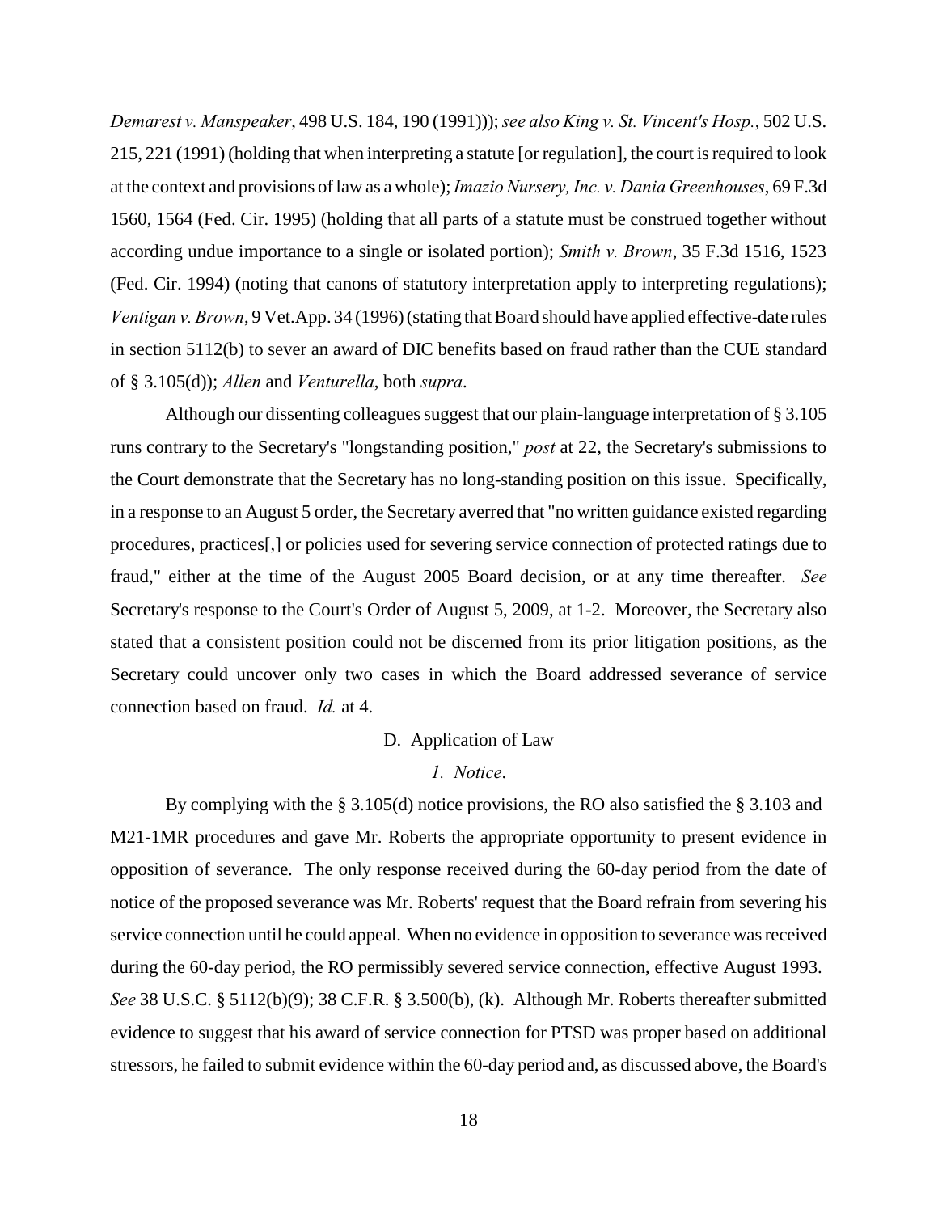*Demarest v. Manspeaker*, 498 U.S. 184, 190 (1991))); *see also King v. St. Vincent's Hosp.*, 502 U.S. 215, 221 (1991) (holding that when interpreting a statute [or regulation], the court is required to look at the context and provisions of law as a whole); *Imazio Nursery, Inc. v. Dania Greenhouses*, 69 F.3d 1560, 1564 (Fed. Cir. 1995) (holding that all parts of a statute must be construed together without according undue importance to a single or isolated portion); *Smith v. Brown*, 35 F.3d 1516, 1523 (Fed. Cir. 1994) (noting that canons of statutory interpretation apply to interpreting regulations); *Ventigan v. Brown*, 9 Vet.App. 34 (1996) (stating that Board should have applied effective-date rules in section 5112(b) to sever an award of DIC benefits based on fraud rather than the CUE standard of § 3.105(d)); *Allen* and *Venturella*, both *supra*.

Although our dissenting colleagues suggest that our plain-language interpretation of § 3.105 runs contrary to the Secretary's "longstanding position," *post* at 22, the Secretary's submissions to the Court demonstrate that the Secretary has no long-standing position on this issue. Specifically, in a response to an August 5 order, the Secretary averred that "no written guidance existed regarding procedures, practices[,] or policies used for severing service connection of protected ratings due to fraud," either at the time of the August 2005 Board decision, or at any time thereafter. *See* Secretary's response to the Court's Order of August 5, 2009, at 1-2. Moreover, the Secretary also stated that a consistent position could not be discerned from its prior litigation positions, as the Secretary could uncover only two cases in which the Board addressed severance of service connection based on fraud. *Id.* at 4.

D. Application of Law

*1. Notice.*

By complying with the § 3.105(d) notice provisions, the RO also satisfied the § 3.103 and M21-1MR procedures and gave Mr. Roberts the appropriate opportunity to present evidence in opposition of severance. The only response received during the 60-day period from the date of notice of the proposed severance was Mr. Roberts' request that the Board refrain from severing his service connection until he could appeal. When no evidence in opposition to severance was received during the 60-day period, the RO permissibly severed service connection, effective August 1993. *See* 38 U.S.C. § 5112(b)(9); 38 C.F.R. § 3.500(b), (k). Although Mr. Roberts thereafter submitted evidence to suggest that his award of service connection for PTSD was proper based on additional stressors, he failed to submit evidence within the 60-day period and, as discussed above, the Board's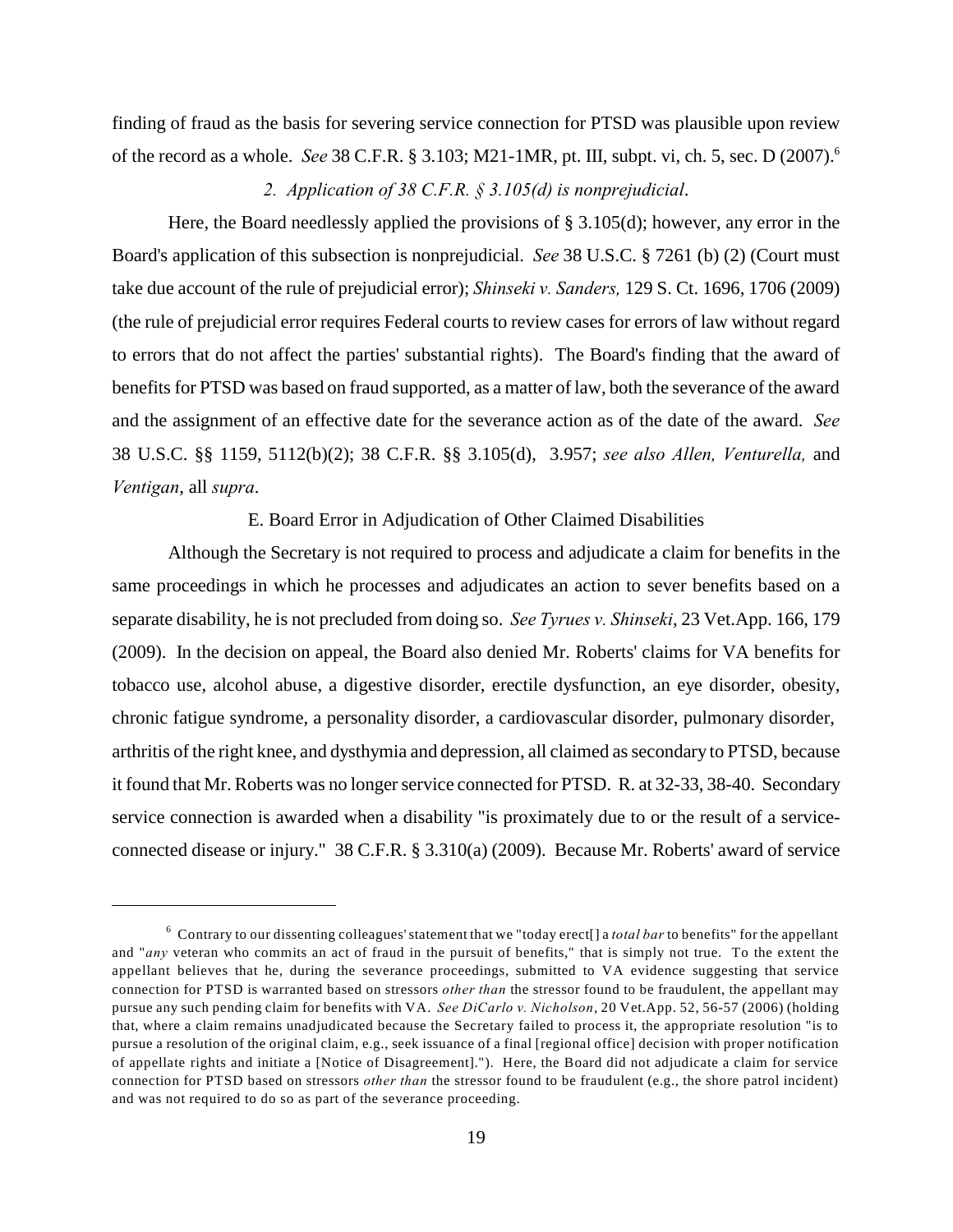finding of fraud as the basis for severing service connection for PTSD was plausible upon review of the record as a whole. *See* 38 C.F.R. § 3.103; M21-1MR, pt. III, subpt. vi, ch. 5, sec. D (2007).[6]

*2. Application of 38 C.F.R. § 3.105(d) is nonprejudicial.*

Here, the Board needlessly applied the provisions of § 3.105(d); however, any error in the Board's application of this subsection is nonprejudicial. *See* 38 U.S.C. § 7261 (b) (2) (Court must take due account of the rule of prejudicial error); *Shinseki v. Sanders,* 129 S. Ct. 1696, 1706 (2009) (the rule of prejudicial error requires Federal courts to review cases for errors of law without regard to errors that do not affect the parties' substantial rights). The Board's finding that the award of benefits for PTSD was based on fraud supported, as a matter of law, both the severance of the award and the assignment of an effective date for the severance action as of the date of the award. *See* 38 U.S.C. §§ 1159, 5112(b)(2); 38 C.F.R. §§ 3.105(d), 3.957; *see also Allen, Venturella,* and *Ventigan*, all *supra*.

E. Board Error in Adjudication of Other Claimed Disabilities

Although the Secretary is not required to process and adjudicate a claim for benefits in the same proceedings in which he processes and adjudicates an action to sever benefits based on a separate disability, he is not precluded from doing so. *See Tyrues v. Shinseki*, 23 Vet.App. 166, 179 (2009). In the decision on appeal, the Board also denied Mr. Roberts' claims for VA benefits for tobacco use, alcohol abuse, a digestive disorder, erectile dysfunction, an eye disorder, obesity, chronic fatigue syndrome, a personality disorder, a cardiovascular disorder, pulmonary disorder, arthritis of the right knee, and dysthymia and depression, all claimed as secondary to PTSD, because it found that Mr. Roberts was no longer service connected for PTSD. R. at 32-33, 38-40. Secondary service connection is awarded when a disability "is proximately due to or the result of a service-connected disease or injury." 38 C.F.R. § 3.310(a) (2009). Because Mr. Roberts' award of service

---

[6] Contrary to our dissenting colleagues' statement that we "today erect[] a *total bar* to benefits" for the appellant and "*any* veteran who commits an act of fraud in the pursuit of benefits," that is simply not true. To the extent the appellant believes that he, during the severance proceedings, submitted to VA evidence suggesting that service connection for PTSD is warranted based on stressors *other than* the stressor found to be fraudulent, the appellant may pursue any such pending claim for benefits with VA. *See DiCarlo v. Nicholson*, 20 Vet.App. 52, 56-57 (2006) (holding that, where a claim remains unadjudicated because the Secretary failed to process it, the appropriate resolution "is to pursue a resolution of the original claim, e.g., seek issuance of a final [regional office] decision with proper notification of appellate rights and initiate a [Notice of Disagreement]."). Here, the Board did not adjudicate a claim for service connection for PTSD based on stressors *other than* the stressor found to be fraudulent (e.g., the shore patrol incident) and was not required to do so as part of the severance proceeding.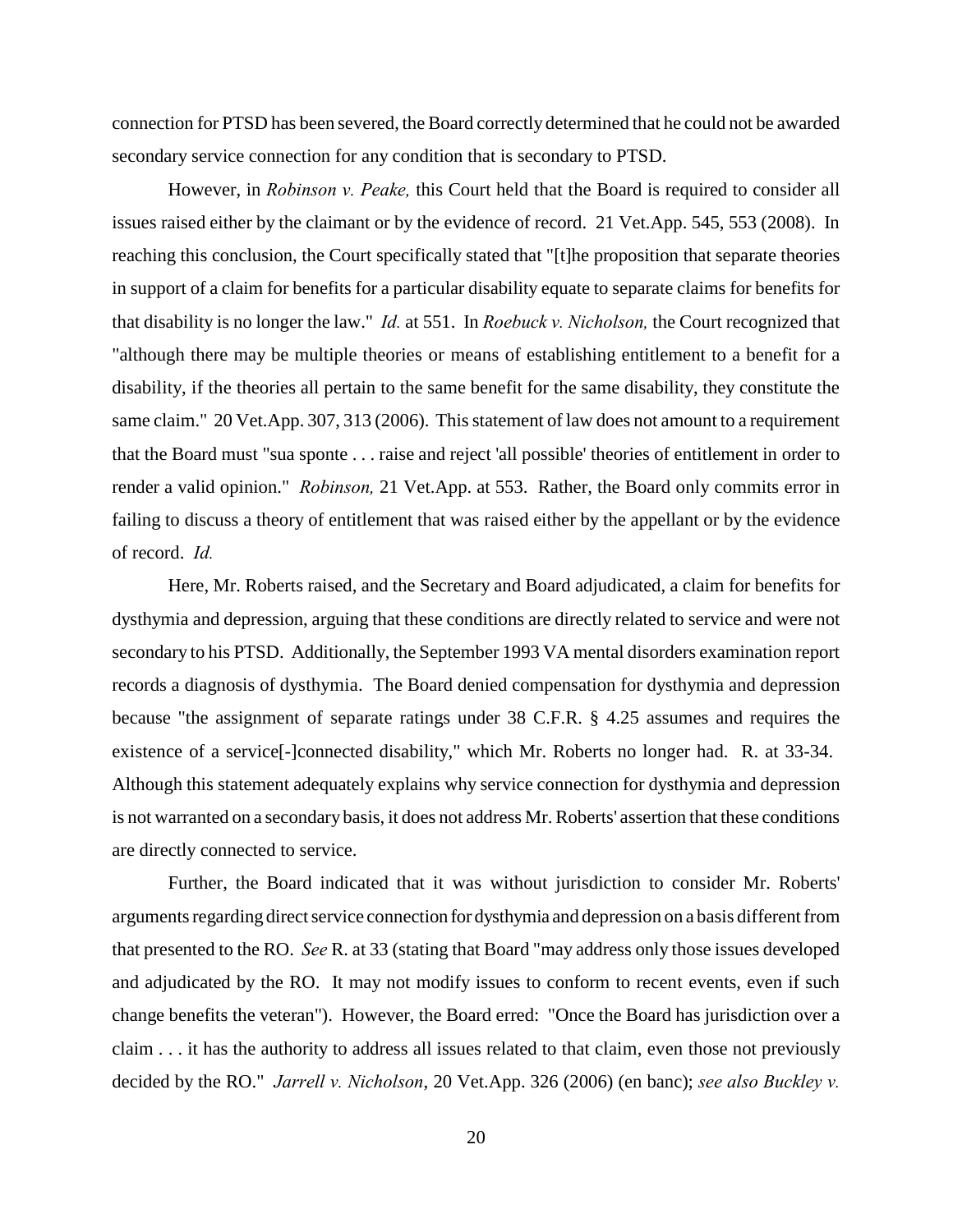connection for PTSD has been severed, the Board correctly determined that he could not be awarded secondary service connection for any condition that is secondary to PTSD.

However, in *Robinson v. Peake,* this Court held that the Board is required to consider all issues raised either by the claimant or by the evidence of record. 21 Vet.App. 545, 553 (2008). In reaching this conclusion, the Court specifically stated that "[t]he proposition that separate theories in support of a claim for benefits for a particular disability equate to separate claims for benefits for that disability is no longer the law." *Id.* at 551. In *Roebuck v. Nicholson,* the Court recognized that "although there may be multiple theories or means of establishing entitlement to a benefit for a disability, if the theories all pertain to the same benefit for the same disability, they constitute the same claim." 20 Vet.App. 307, 313 (2006). This statement of law does not amount to a requirement that the Board must "sua sponte . . . raise and reject 'all possible' theories of entitlement in order to render a valid opinion." *Robinson,* 21 Vet.App. at 553. Rather, the Board only commits error in failing to discuss a theory of entitlement that was raised either by the appellant or by the evidence of record. *Id.*

Here, Mr. Roberts raised, and the Secretary and Board adjudicated, a claim for benefits for dysthymia and depression, arguing that these conditions are directly related to service and were not secondary to his PTSD. Additionally, the September 1993 VA mental disorders examination report records a diagnosis of dysthymia. The Board denied compensation for dysthymia and depression because "the assignment of separate ratings under 38 C.F.R. § 4.25 assumes and requires the existence of a service[-]connected disability," which Mr. Roberts no longer had. R. at 33-34. Although this statement adequately explains why service connection for dysthymia and depression is not warranted on a secondary basis, it does not address Mr. Roberts' assertion that these conditions are directly connected to service.

Further, the Board indicated that it was without jurisdiction to consider Mr. Roberts' arguments regarding direct service connection for dysthymia and depression on a basis different from that presented to the RO. *See* R. at 33 (stating that Board "may address only those issues developed and adjudicated by the RO. It may not modify issues to conform to recent events, even if such change benefits the veteran"). However, the Board erred: "Once the Board has jurisdiction over a claim . . . it has the authority to address all issues related to that claim, even those not previously decided by the RO." *Jarrell v. Nicholson*, 20 Vet.App. 326 (2006) (en banc); *see also Buckley v.*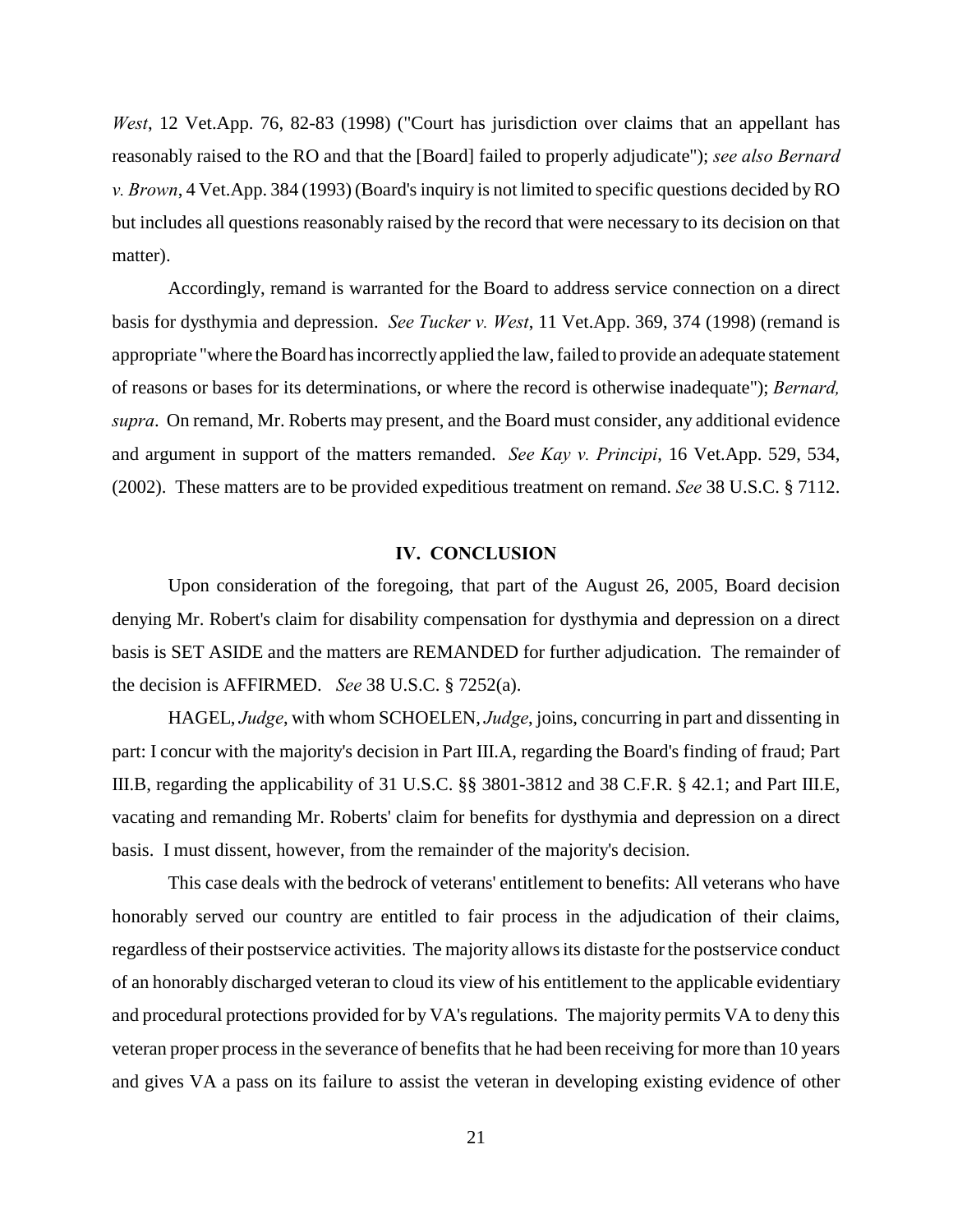*West*, 12 Vet.App. 76, 82-83 (1998) ("Court has jurisdiction over claims that an appellant has reasonably raised to the RO and that the [Board] failed to properly adjudicate"); *see also Bernard v. Brown*, 4 Vet.App. 384 (1993) (Board's inquiry is not limited to specific questions decided by RO but includes all questions reasonably raised by the record that were necessary to its decision on that matter).

Accordingly, remand is warranted for the Board to address service connection on a direct basis for dysthymia and depression. *See Tucker v. West*, 11 Vet.App. 369, 374 (1998) (remand is appropriate "where the Board has incorrectly applied the law, failed to provide an adequate statement of reasons or bases for its determinations, or where the record is otherwise inadequate"); *Bernard, supra*. On remand, Mr. Roberts may present, and the Board must consider, any additional evidence and argument in support of the matters remanded. *See Kay v. Principi*, 16 Vet.App. 529, 534, (2002). These matters are to be provided expeditious treatment on remand. *See* 38 U.S.C. § 7112.

## IV. CONCLUSION

Upon consideration of the foregoing, that part of the August 26, 2005, Board decision denying Mr. Robert's claim for disability compensation for dysthymia and depression on a direct basis is SET ASIDE and the matters are REMANDED for further adjudication. The remainder of the decision is AFFIRMED. *See* 38 U.S.C. § 7252(a).

HAGEL, *Judge*, with whom SCHOELEN, *Judge*, joins, concurring in part and dissenting in part: I concur with the majority's decision in Part III.A, regarding the Board's finding of fraud; Part III.B, regarding the applicability of 31 U.S.C. §§ 3801-3812 and 38 C.F.R. § 42.1; and Part III.E, vacating and remanding Mr. Roberts' claim for benefits for dysthymia and depression on a direct basis. I must dissent, however, from the remainder of the majority's decision.

This case deals with the bedrock of veterans' entitlement to benefits: All veterans who have honorably served our country are entitled to fair process in the adjudication of their claims, regardless of their postservice activities. The majority allows its distaste for the postservice conduct of an honorably discharged veteran to cloud its view of his entitlement to the applicable evidentiary and procedural protections provided for by VA's regulations. The majority permits VA to deny this veteran proper process in the severance of benefits that he had been receiving for more than 10 years and gives VA a pass on its failure to assist the veteran in developing existing evidence of other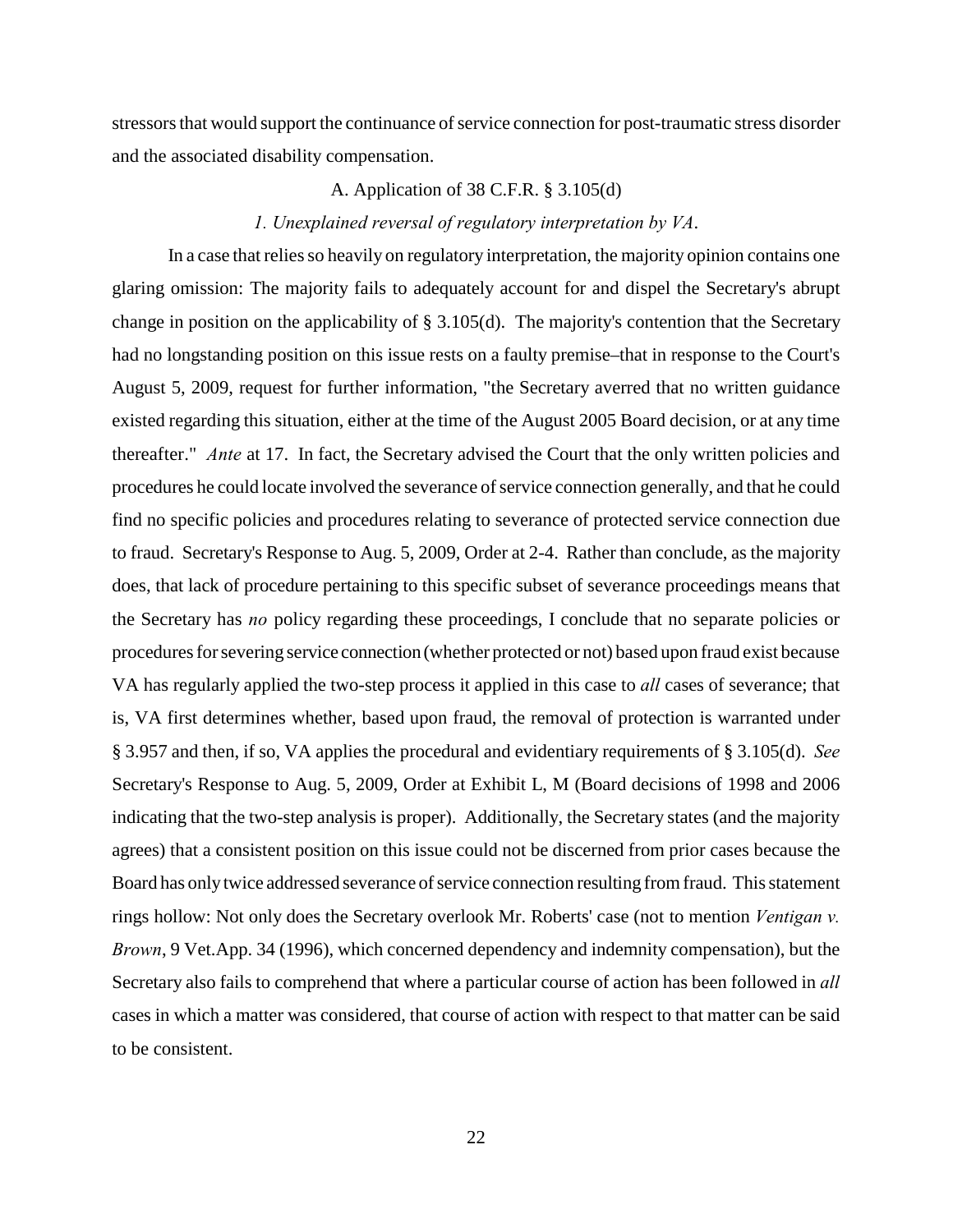stressors that would support the continuance of service connection for post-traumatic stress disorder and the associated disability compensation.

### A. Application of 38 C.F.R. § 3.105(d)

#### *1. Unexplained reversal of regulatory interpretation by VA.*

In a case that relies so heavily on regulatory interpretation, the majority opinion contains one glaring omission: The majority fails to adequately account for and dispel the Secretary's abrupt change in position on the applicability of § 3.105(d). The majority's contention that the Secretary had no longstanding position on this issue rests on a faulty premise–that in response to the Court's August 5, 2009, request for further information, "the Secretary averred that no written guidance existed regarding this situation, either at the time of the August 2005 Board decision, or at any time thereafter." *Ante* at 17. In fact, the Secretary advised the Court that the only written policies and procedures he could locate involved the severance of service connection generally, and that he could find no specific policies and procedures relating to severance of protected service connection due to fraud. Secretary's Response to Aug. 5, 2009, Order at 2-4. Rather than conclude, as the majority does, that lack of procedure pertaining to this specific subset of severance proceedings means that the Secretary has *no* policy regarding these proceedings, I conclude that no separate policies or procedures for severing service connection (whether protected or not) based upon fraud exist because VA has regularly applied the two-step process it applied in this case to *all* cases of severance; that is, VA first determines whether, based upon fraud, the removal of protection is warranted under § 3.957 and then, if so, VA applies the procedural and evidentiary requirements of § 3.105(d). *See* Secretary's Response to Aug. 5, 2009, Order at Exhibit L, M (Board decisions of 1998 and 2006 indicating that the two-step analysis is proper). Additionally, the Secretary states (and the majority agrees) that a consistent position on this issue could not be discerned from prior cases because the Board has only twice addressed severance of service connection resulting from fraud. This statement rings hollow: Not only does the Secretary overlook Mr. Roberts' case (not to mention *Ventigan v. Brown*, 9 Vet.App. 34 (1996), which concerned dependency and indemnity compensation), but the Secretary also fails to comprehend that where a particular course of action has been followed in *all* cases in which a matter was considered, that course of action with respect to that matter can be said to be consistent.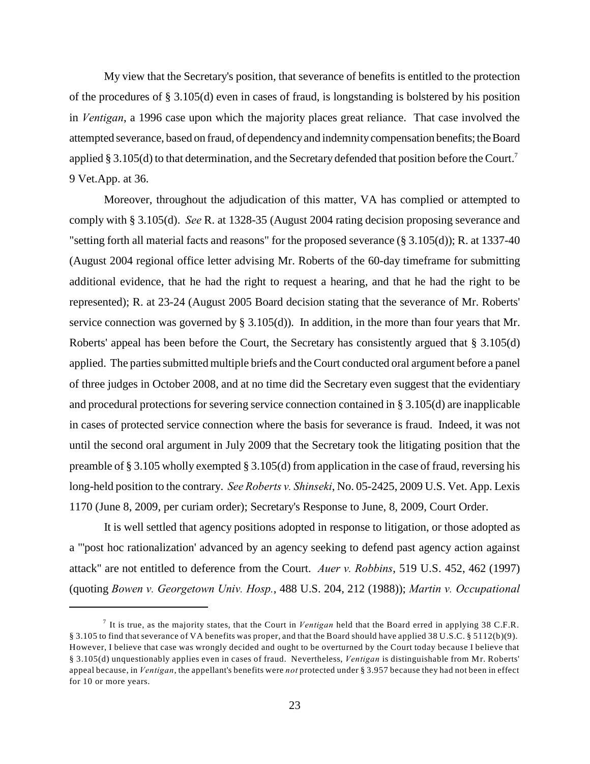My view that the Secretary's position, that severance of benefits is entitled to the protection of the procedures of § 3.105(d) even in cases of fraud, is longstanding is bolstered by his position in *Ventigan*, a 1996 case upon which the majority places great reliance. That case involved the attempted severance, based on fraud, of dependency and indemnity compensation benefits; the Board applied § 3.105(d) to that determination, and the Secretary defended that position before the Court.[7] 9 Vet.App. at 36.

Moreover, throughout the adjudication of this matter, VA has complied or attempted to comply with § 3.105(d). *See* R. at 1328-35 (August 2004 rating decision proposing severance and "setting forth all material facts and reasons" for the proposed severance (§ 3.105(d)); R. at 1337-40 (August 2004 regional office letter advising Mr. Roberts of the 60-day timeframe for submitting additional evidence, that he had the right to request a hearing, and that he had the right to be represented); R. at 23-24 (August 2005 Board decision stating that the severance of Mr. Roberts' service connection was governed by § 3.105(d)). In addition, in the more than four years that Mr. Roberts' appeal has been before the Court, the Secretary has consistently argued that § 3.105(d) applied. The parties submitted multiple briefs and the Court conducted oral argument before a panel of three judges in October 2008, and at no time did the Secretary even suggest that the evidentiary and procedural protections for severing service connection contained in § 3.105(d) are inapplicable in cases of protected service connection where the basis for severance is fraud. Indeed, it was not until the second oral argument in July 2009 that the Secretary took the litigating position that the preamble of § 3.105 wholly exempted § 3.105(d) from application in the case of fraud, reversing his long-held position to the contrary. *See Roberts v. Shinseki*, No. 05-2425, 2009 U.S. Vet. App. Lexis 1170 (June 8, 2009, per curiam order); Secretary's Response to June, 8, 2009, Court Order.

It is well settled that agency positions adopted in response to litigation, or those adopted as a "'post hoc rationalization' advanced by an agency seeking to defend past agency action against attack" are not entitled to deference from the Court. *Auer v. Robbins*, 519 U.S. 452, 462 (1997) (quoting *Bowen v. Georgetown Univ. Hosp.*, 488 U.S. 204, 212 (1988)); *Martin v. Occupational*

---

[7] It is true, as the majority states, that the Court in *Ventigan* held that the Board erred in applying 38 C.F.R. § 3.105 to find that severance of VA benefits was proper, and that the Board should have applied 38 U.S.C. § 5112(b)(9). However, I believe that case was wrongly decided and ought to be overturned by the Court today because I believe that § 3.105(d) unquestionably applies even in cases of fraud. Nevertheless, *Ventigan* is distinguishable from Mr. Roberts' appeal because, in *Ventigan*, the appellant's benefits were *not* protected under § 3.957 because they had not been in effect for 10 or more years.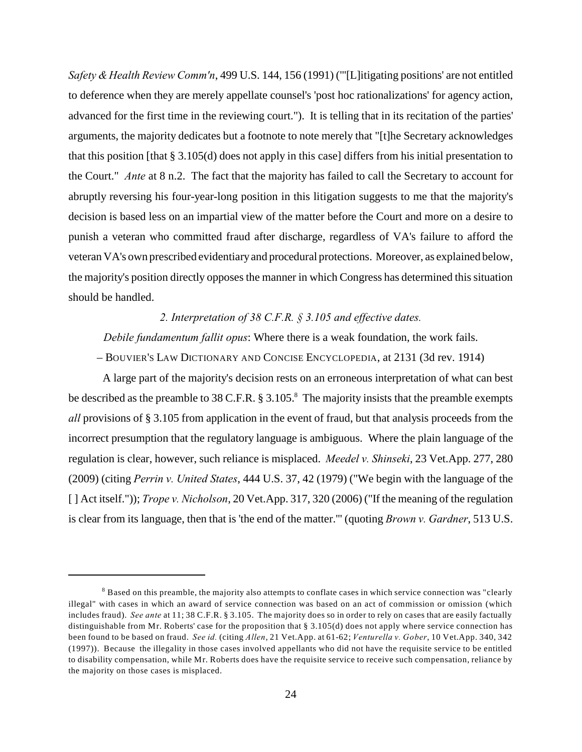*Safety & Health Review Comm'n*, 499 U.S. 144, 156 (1991) ("'[L]itigating positions' are not entitled to deference when they are merely appellate counsel's 'post hoc rationalizations' for agency action, advanced for the first time in the reviewing court."). It is telling that in its recitation of the parties' arguments, the majority dedicates but a footnote to note merely that "[t]he Secretary acknowledges that this position [that § 3.105(d) does not apply in this case] differs from his initial presentation to the Court." *Ante* at 8 n.2. The fact that the majority has failed to call the Secretary to account for abruptly reversing his four-year-long position in this litigation suggests to me that the majority's decision is based less on an impartial view of the matter before the Court and more on a desire to punish a veteran who committed fraud after discharge, regardless of VA's failure to afford the veteran VA's own prescribed evidentiary and procedural protections. Moreover, as explained below, the majority's position directly opposes the manner in which Congress has determined this situation should be handled.

*2. Interpretation of 38 C.F.R. § 3.105 and effective dates.*

*Debile fundamentum fallit opus*: Where there is a weak foundation, the work fails.

– BOUVIER'S LAW DICTIONARY AND CONCISE ENCYCLOPEDIA, at 2131 (3d rev. 1914)

A large part of the majority's decision rests on an erroneous interpretation of what can best be described as the preamble to 38 C.F.R. § 3.105.[8] The majority insists that the preamble exempts *all* provisions of § 3.105 from application in the event of fraud, but that analysis proceeds from the incorrect presumption that the regulatory language is ambiguous. Where the plain language of the regulation is clear, however, such reliance is misplaced. *Meedel v. Shinseki*, 23 Vet.App. 277, 280 (2009) (citing *Perrin v. United States*, 444 U.S. 37, 42 (1979) ("We begin with the language of the [ ] Act itself.")); *Trope v. Nicholson*, 20 Vet.App. 317, 320 (2006) ("If the meaning of the regulation is clear from its language, then that is 'the end of the matter.'" (quoting *Brown v. Gardner*, 513 U.S.

---

[8] Based on this preamble, the majority also attempts to conflate cases in which service connection was "clearly illegal" with cases in which an award of service connection was based on an act of commission or omission (which includes fraud). *See ante* at 11; 38 C.F.R. § 3.105. The majority does so in order to rely on cases that are easily factually distinguishable from Mr. Roberts' case for the proposition that § 3.105(d) does not apply where service connection has been found to be based on fraud. *See id.* (citing *Allen*, 21 Vet.App. at 61-62; *Venturella v. Gober*, 10 Vet.App. 340, 342 (1997)). Because the illegality in those cases involved appellants who did not have the requisite service to be entitled to disability compensation, while Mr. Roberts does have the requisite service to receive such compensation, reliance by the majority on those cases is misplaced.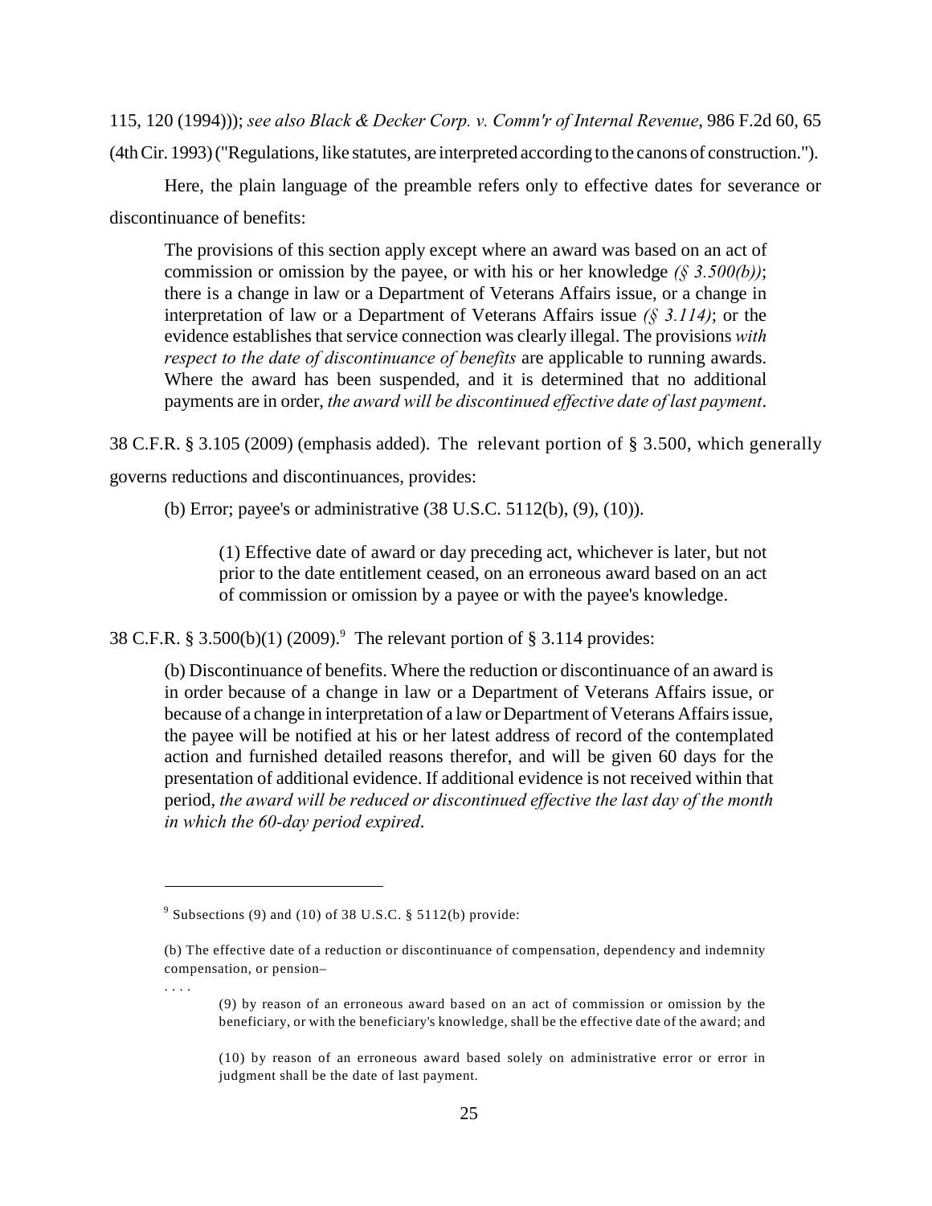115, 120 (1994))); *see also Black & Decker Corp. v. Comm'r of Internal Revenue*, 986 F.2d 60, 65 (4th Cir. 1993) ("Regulations, like statutes, are interpreted according to the canons of construction.").

Here, the plain language of the preamble refers only to effective dates for severance or discontinuance of benefits:

> The provisions of this section apply except where an award was based on an act of commission or omission by the payee, or with his or her knowledge *(§ 3.500(b))*; there is a change in law or a Department of Veterans Affairs issue, or a change in interpretation of law or a Department of Veterans Affairs issue *(§ 3.114)*; or the evidence establishes that service connection was clearly illegal. The provisions *with respect to the date of discontinuance of benefits* are applicable to running awards. Where the award has been suspended, and it is determined that no additional payments are in order, *the award will be discontinued effective date of last payment*.

38 C.F.R. § 3.105 (2009) (emphasis added). The relevant portion of § 3.500, which generally governs reductions and discontinuances, provides:

> (b) Error; payee's or administrative (38 U.S.C. 5112(b), (9), (10)).
>
> > (1) Effective date of award or day preceding act, whichever is later, but not prior to the date entitlement ceased, on an erroneous award based on an act of commission or omission by a payee or with the payee's knowledge.

38 C.F.R. § 3.500(b)(1) (2009).[9] The relevant portion of § 3.114 provides:

> (b) Discontinuance of benefits. Where the reduction or discontinuance of an award is in order because of a change in law or a Department of Veterans Affairs issue, or because of a change in interpretation of a law or Department of Veterans Affairs issue, the payee will be notified at his or her latest address of record of the contemplated action and furnished detailed reasons therefor, and will be given 60 days for the presentation of additional evidence. If additional evidence is not received within that period, *the award will be reduced or discontinued effective the last day of the month in which the 60-day period expired*.

---

[9] Subsections (9) and (10) of 38 U.S.C. § 5112(b) provide:

(b) The effective date of a reduction or discontinuance of compensation, dependency and indemnity compensation, or pension–

. . . .

> (9) by reason of an erroneous award based on an act of commission or omission by the beneficiary, or with the beneficiary's knowledge, shall be the effective date of the award; and
>
> (10) by reason of an erroneous award based solely on administrative error or error in judgment shall be the date of last payment.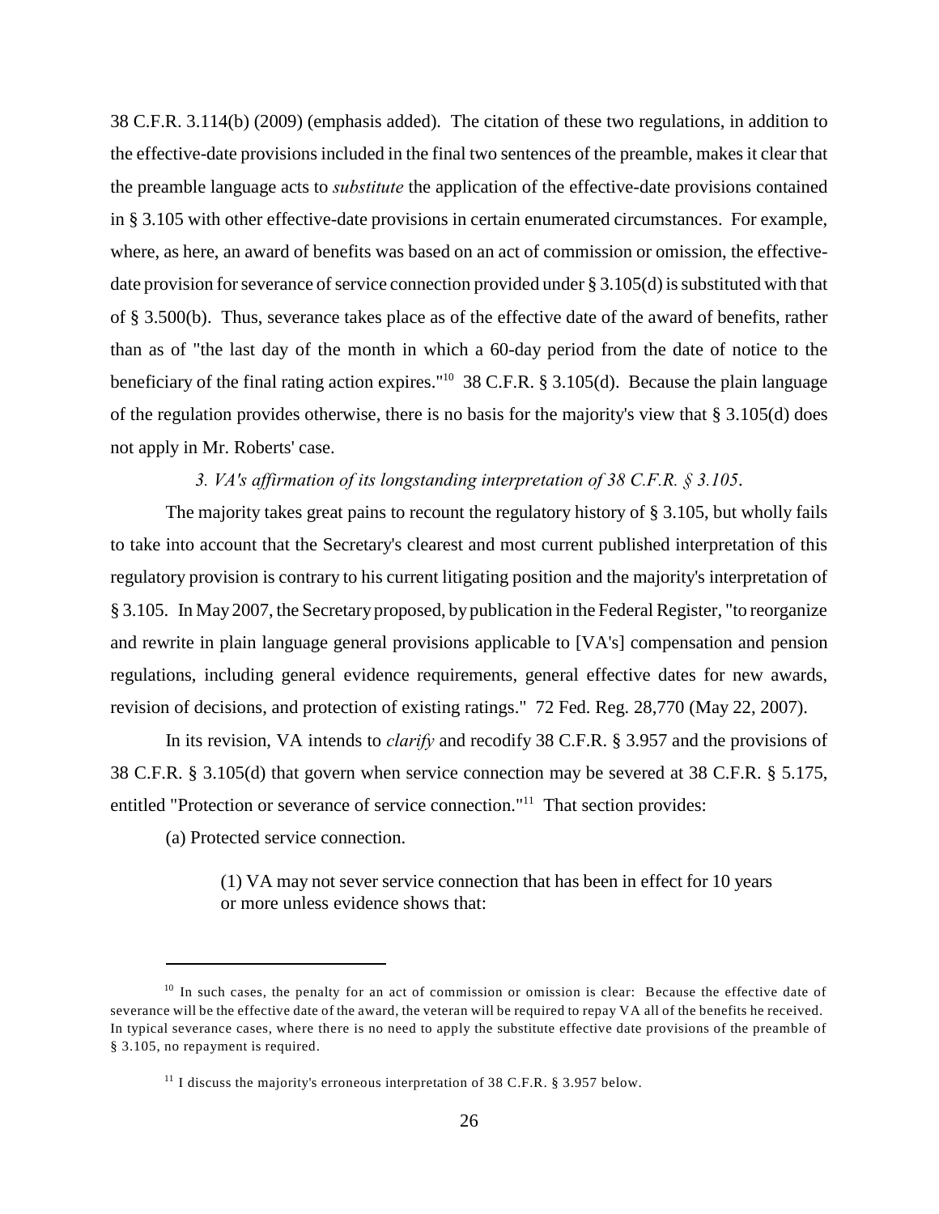38 C.F.R. 3.114(b) (2009) (emphasis added). The citation of these two regulations, in addition to the effective-date provisions included in the final two sentences of the preamble, makes it clear that the preamble language acts to *substitute* the application of the effective-date provisions contained in § 3.105 with other effective-date provisions in certain enumerated circumstances. For example, where, as here, an award of benefits was based on an act of commission or omission, the effective-date provision for severance of service connection provided under § 3.105(d) is substituted with that of § 3.500(b). Thus, severance takes place as of the effective date of the award of benefits, rather than as of "the last day of the month in which a 60-day period from the date of notice to the beneficiary of the final rating action expires."[10] 38 C.F.R. § 3.105(d). Because the plain language of the regulation provides otherwise, there is no basis for the majority's view that § 3.105(d) does not apply in Mr. Roberts' case.

*3. VA's affirmation of its longstanding interpretation of 38 C.F.R. § 3.105.*

The majority takes great pains to recount the regulatory history of § 3.105, but wholly fails to take into account that the Secretary's clearest and most current published interpretation of this regulatory provision is contrary to his current litigating position and the majority's interpretation of § 3.105. In May 2007, the Secretary proposed, by publication in the Federal Register, "to reorganize and rewrite in plain language general provisions applicable to [VA's] compensation and pension regulations, including general evidence requirements, general effective dates for new awards, revision of decisions, and protection of existing ratings." 72 Fed. Reg. 28,770 (May 22, 2007).

In its revision, VA intends to *clarify* and recodify 38 C.F.R. § 3.957 and the provisions of 38 C.F.R. § 3.105(d) that govern when service connection may be severed at 38 C.F.R. § 5.175, entitled "Protection or severance of service connection."[11] That section provides:

(a) Protected service connection.

> (1) VA may not sever service connection that has been in effect for 10 years or more unless evidence shows that:

---

[10] In such cases, the penalty for an act of commission or omission is clear: Because the effective date of severance will be the effective date of the award, the veteran will be required to repay VA all of the benefits he received. In typical severance cases, where there is no need to apply the substitute effective date provisions of the preamble of § 3.105, no repayment is required.

[11] I discuss the majority's erroneous interpretation of 38 C.F.R. § 3.957 below.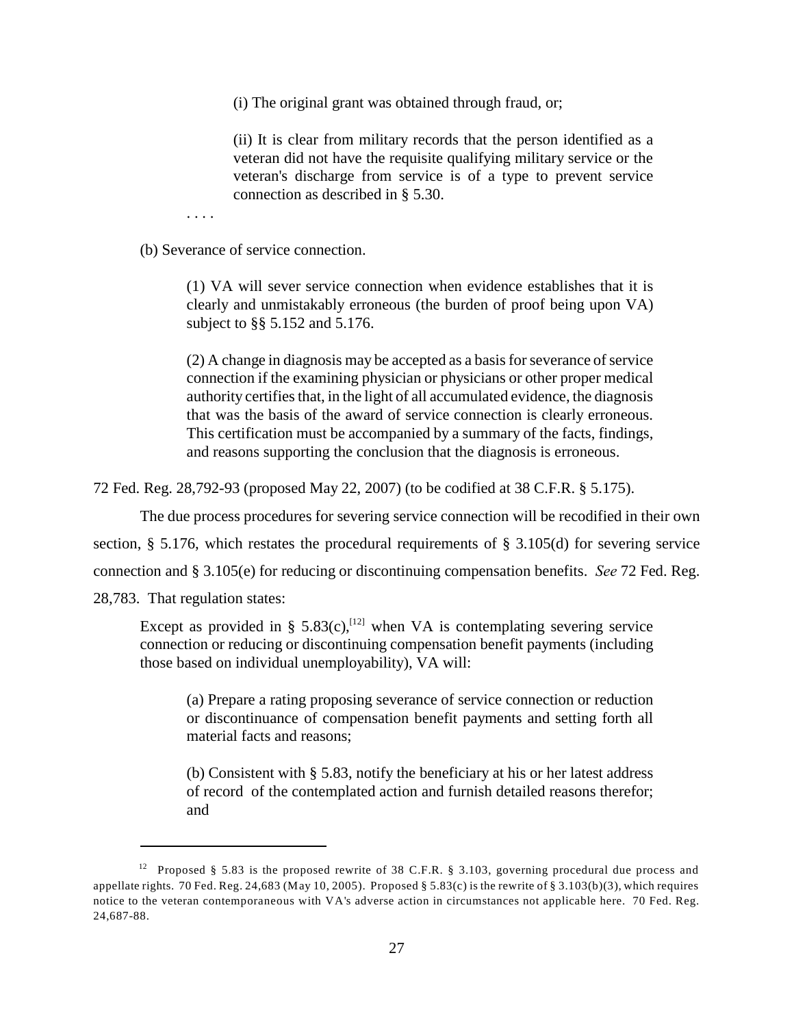> (i) The original grant was obtained through fraud, or;
>
> (ii) It is clear from military records that the person identified as a veteran did not have the requisite qualifying military service or the veteran's discharge from service is of a type to prevent service connection as described in § 5.30.

. . . .

> (b) Severance of service connection.
>
> (1) VA will sever service connection when evidence establishes that it is clearly and unmistakably erroneous (the burden of proof being upon VA) subject to §§ 5.152 and 5.176.
>
> (2) A change in diagnosis may be accepted as a basis for severance of service connection if the examining physician or physicians or other proper medical authority certifies that, in the light of all accumulated evidence, the diagnosis that was the basis of the award of service connection is clearly erroneous. This certification must be accompanied by a summary of the facts, findings, and reasons supporting the conclusion that the diagnosis is erroneous.

72 Fed. Reg. 28,792-93 (proposed May 22, 2007) (to be codified at 38 C.F.R. § 5.175).

The due process procedures for severing service connection will be recodified in their own section, § 5.176, which restates the procedural requirements of § 3.105(d) for severing service connection and § 3.105(e) for reducing or discontinuing compensation benefits. *See* 72 Fed. Reg. 28,783. That regulation states:

> Except as provided in § 5.83(c),[12] when VA is contemplating severing service connection or reducing or discontinuing compensation benefit payments (including those based on individual unemployability), VA will:
>
> (a) Prepare a rating proposing severance of service connection or reduction or discontinuance of compensation benefit payments and setting forth all material facts and reasons;
>
> (b) Consistent with § 5.83, notify the beneficiary at his or her latest address of record of the contemplated action and furnish detailed reasons therefor; and

---

[12] Proposed § 5.83 is the proposed rewrite of 38 C.F.R. § 3.103, governing procedural due process and appellate rights. 70 Fed. Reg. 24,683 (May 10, 2005). Proposed § 5.83(c) is the rewrite of § 3.103(b)(3), which requires notice to the veteran contemporaneous with VA's adverse action in circumstances not applicable here. 70 Fed. Reg. 24,687-88.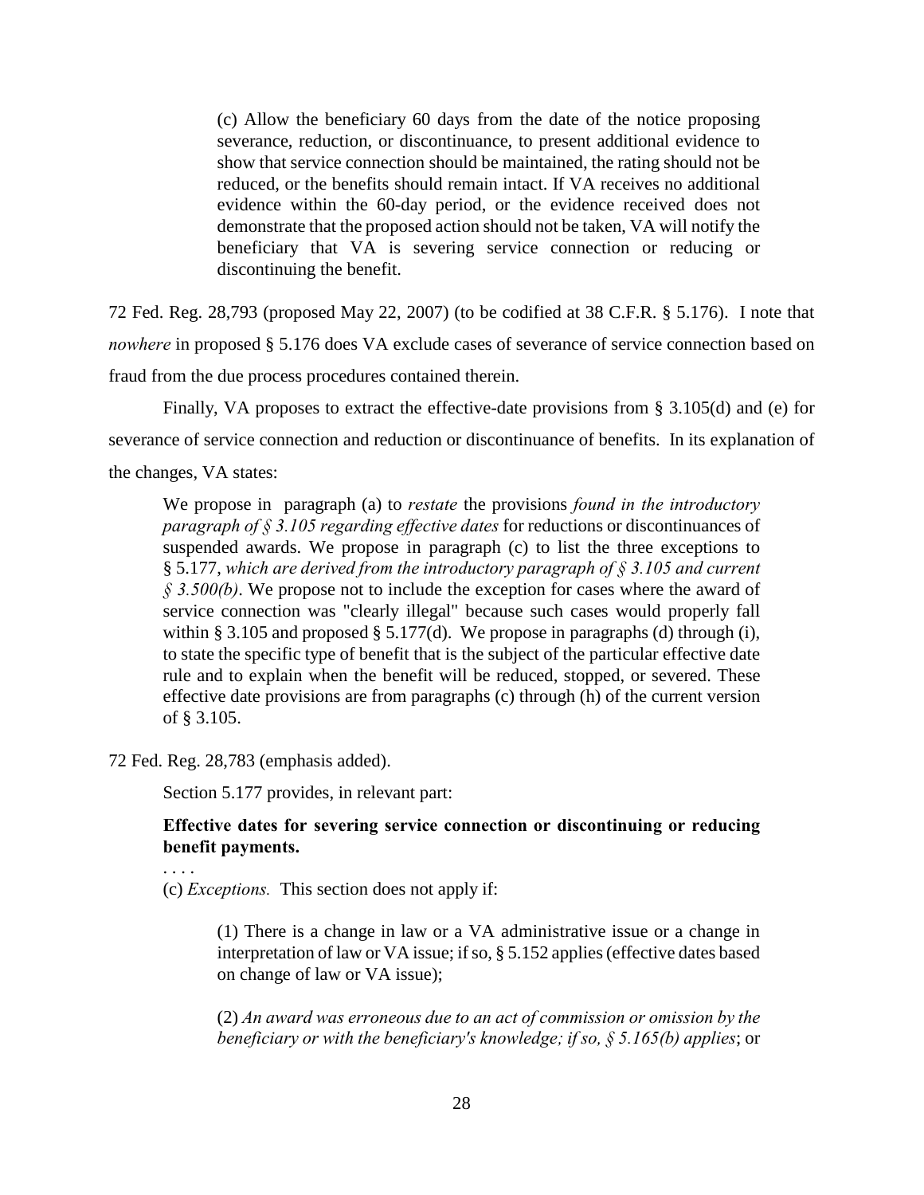> (c) Allow the beneficiary 60 days from the date of the notice proposing severance, reduction, or discontinuance, to present additional evidence to show that service connection should be maintained, the rating should not be reduced, or the benefits should remain intact. If VA receives no additional evidence within the 60-day period, or the evidence received does not demonstrate that the proposed action should not be taken, VA will notify the beneficiary that VA is severing service connection or reducing or discontinuing the benefit.

72 Fed. Reg. 28,793 (proposed May 22, 2007) (to be codified at 38 C.F.R. § 5.176). I note that *nowhere* in proposed § 5.176 does VA exclude cases of severance of service connection based on fraud from the due process procedures contained therein.

Finally, VA proposes to extract the effective-date provisions from § 3.105(d) and (e) for severance of service connection and reduction or discontinuance of benefits. In its explanation of the changes, VA states:

> We propose in paragraph (a) to *restate* the provisions *found in the introductory paragraph of § 3.105 regarding effective dates* for reductions or discontinuances of suspended awards. We propose in paragraph (c) to list the three exceptions to § 5.177, *which are derived from the introductory paragraph of § 3.105 and current § 3.500(b)*. We propose not to include the exception for cases where the award of service connection was "clearly illegal" because such cases would properly fall within § 3.105 and proposed § 5.177(d). We propose in paragraphs (d) through (i), to state the specific type of benefit that is the subject of the particular effective date rule and to explain when the benefit will be reduced, stopped, or severed. These effective date provisions are from paragraphs (c) through (h) of the current version of § 3.105.

72 Fed. Reg. 28,783 (emphasis added).

Section 5.177 provides, in relevant part:

> **Effective dates for severing service connection or discontinuing or reducing benefit payments.**
>
> . . . .
>
> (c) *Exceptions.* This section does not apply if:
>
> > (1) There is a change in law or a VA administrative issue or a change in interpretation of law or VA issue; if so, § 5.152 applies (effective dates based on change of law or VA issue);
> >
> > (2) *An award was erroneous due to an act of commission or omission by the beneficiary or with the beneficiary's knowledge; if so, § 5.165(b) applies*; or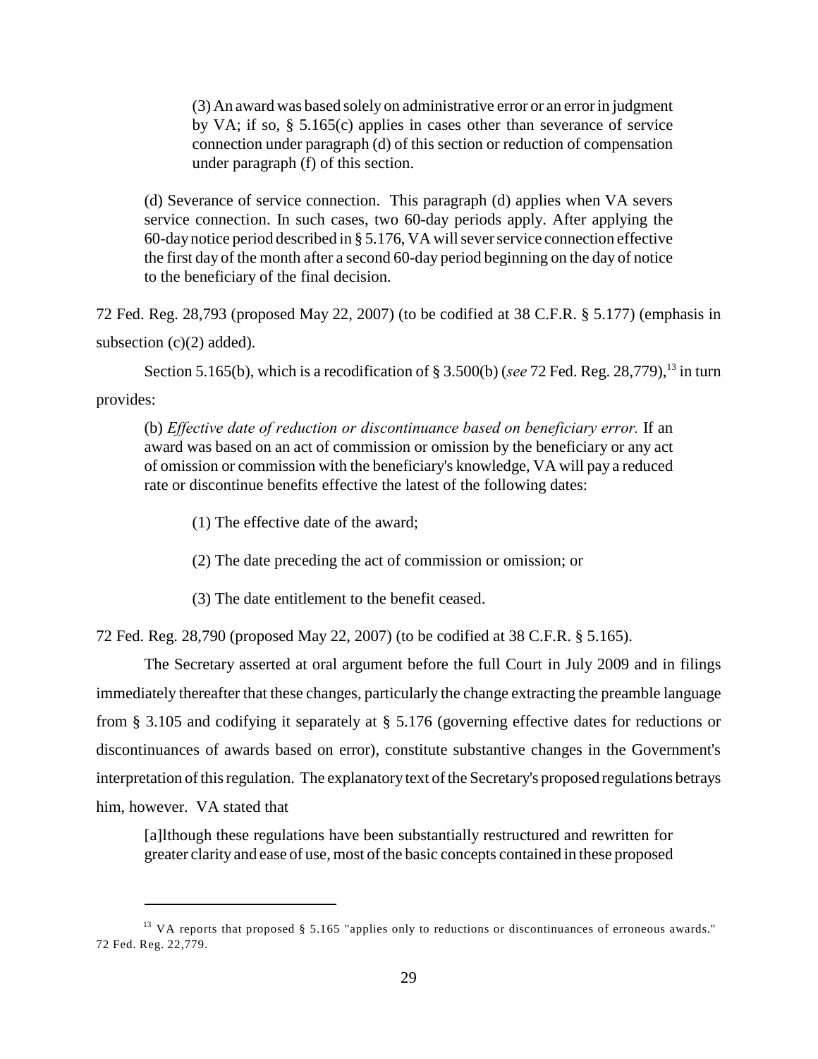> (3) An award was based solely on administrative error or an error in judgment by VA; if so, § 5.165(c) applies in cases other than severance of service connection under paragraph (d) of this section or reduction of compensation under paragraph (f) of this section.

> (d) Severance of service connection. This paragraph (d) applies when VA severs service connection. In such cases, two 60-day periods apply. After applying the 60-day notice period described in § 5.176, VA will sever service connection effective the first day of the month after a second 60-day period beginning on the day of notice to the beneficiary of the final decision.

72 Fed. Reg. 28,793 (proposed May 22, 2007) (to be codified at 38 C.F.R. § 5.177) (emphasis in subsection (c)(2) added).

Section 5.165(b), which is a recodification of § 3.500(b) (*see* 72 Fed. Reg. 28,779),[13] in turn provides:

> (b) *Effective date of reduction or discontinuance based on beneficiary error.* If an award was based on an act of commission or omission by the beneficiary or any act of omission or commission with the beneficiary's knowledge, VA will pay a reduced rate or discontinue benefits effective the latest of the following dates:
>
> (1) The effective date of the award;
>
> (2) The date preceding the act of commission or omission; or
>
> (3) The date entitlement to the benefit ceased.

72 Fed. Reg. 28,790 (proposed May 22, 2007) (to be codified at 38 C.F.R. § 5.165).

The Secretary asserted at oral argument before the full Court in July 2009 and in filings immediately thereafter that these changes, particularly the change extracting the preamble language from § 3.105 and codifying it separately at § 5.176 (governing effective dates for reductions or discontinuances of awards based on error), constitute substantive changes in the Government's interpretation of this regulation. The explanatory text of the Secretary's proposed regulations betrays him, however. VA stated that

> [a]lthough these regulations have been substantially restructured and rewritten for greater clarity and ease of use, most of the basic concepts contained in these proposed

[13] VA reports that proposed § 5.165 "applies only to reductions or discontinuances of erroneous awards." 72 Fed. Reg. 22,779.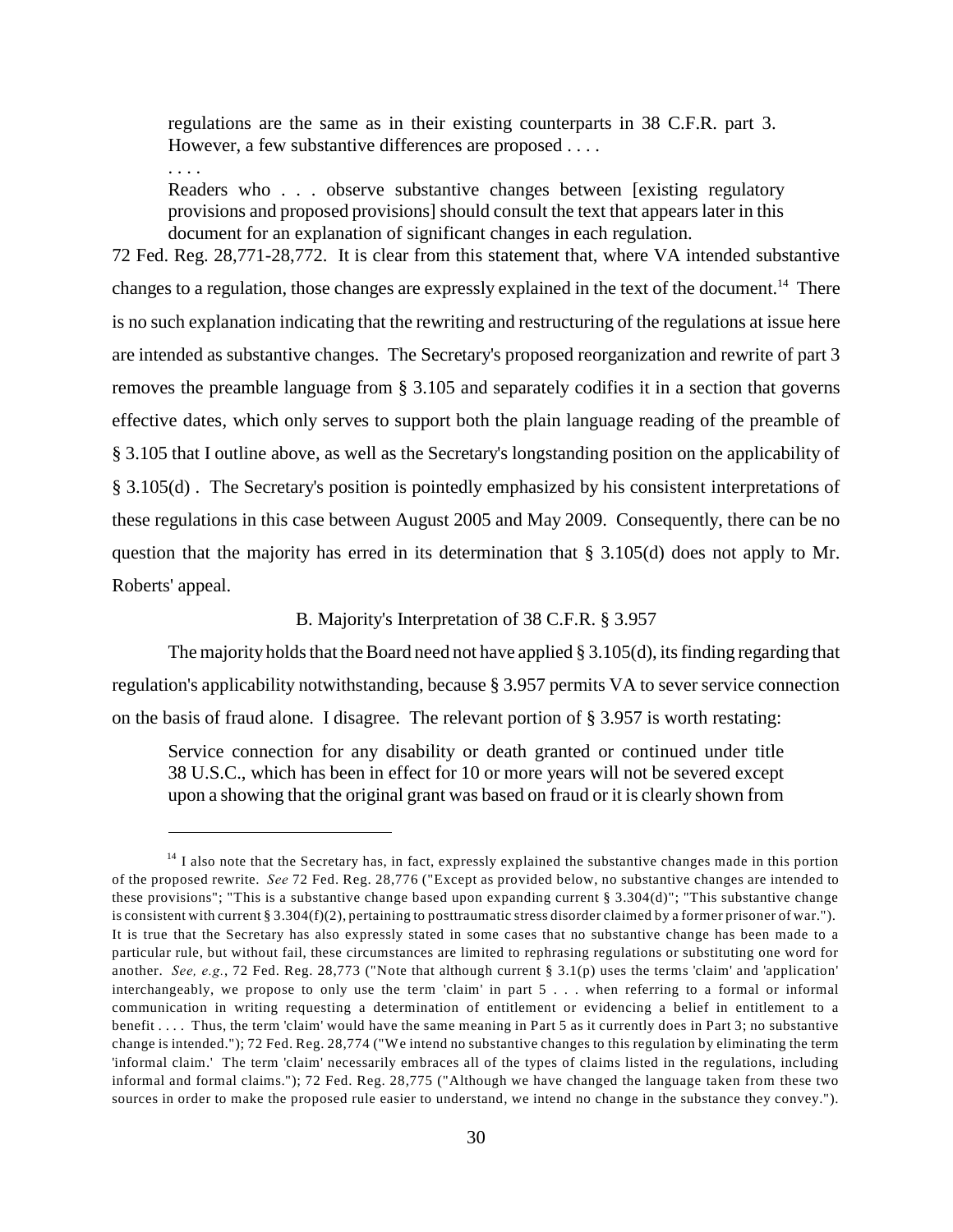> regulations are the same as in their existing counterparts in 38 C.F.R. part 3. However, a few substantive differences are proposed . . . .
>
> . . . .
>
> Readers who . . . observe substantive changes between [existing regulatory provisions and proposed provisions] should consult the text that appears later in this document for an explanation of significant changes in each regulation.

72 Fed. Reg. 28,771-28,772. It is clear from this statement that, where VA intended substantive changes to a regulation, those changes are expressly explained in the text of the document.[14] There is no such explanation indicating that the rewriting and restructuring of the regulations at issue here are intended as substantive changes. The Secretary's proposed reorganization and rewrite of part 3 removes the preamble language from § 3.105 and separately codifies it in a section that governs effective dates, which only serves to support both the plain language reading of the preamble of § 3.105 that I outline above, as well as the Secretary's longstanding position on the applicability of § 3.105(d) . The Secretary's position is pointedly emphasized by his consistent interpretations of these regulations in this case between August 2005 and May 2009. Consequently, there can be no question that the majority has erred in its determination that § 3.105(d) does not apply to Mr. Roberts' appeal.

### B. Majority's Interpretation of 38 C.F.R. § 3.957

The majority holds that the Board need not have applied § 3.105(d), its finding regarding that regulation's applicability notwithstanding, because § 3.957 permits VA to sever service connection on the basis of fraud alone. I disagree. The relevant portion of § 3.957 is worth restating:

> Service connection for any disability or death granted or continued under title 38 U.S.C., which has been in effect for 10 or more years will not be severed except upon a showing that the original grant was based on fraud or it is clearly shown from

---

[14] I also note that the Secretary has, in fact, expressly explained the substantive changes made in this portion of the proposed rewrite. *See* 72 Fed. Reg. 28,776 ("Except as provided below, no substantive changes are intended to these provisions"; "This is a substantive change based upon expanding current § 3.304(d)"; "This substantive change is consistent with current § 3.304(f)(2), pertaining to posttraumatic stress disorder claimed by a former prisoner of war."). It is true that the Secretary has also expressly stated in some cases that no substantive change has been made to a particular rule, but without fail, these circumstances are limited to rephrasing regulations or substituting one word for another. *See, e.g.*, 72 Fed. Reg. 28,773 ("Note that although current § 3.1(p) uses the terms 'claim' and 'application' interchangeably, we propose to only use the term 'claim' in part 5 . . . when referring to a formal or informal communication in writing requesting a determination of entitlement or evidencing a belief in entitlement to a benefit . . . . Thus, the term 'claim' would have the same meaning in Part 5 as it currently does in Part 3; no substantive change is intended."); 72 Fed. Reg. 28,774 ("We intend no substantive changes to this regulation by eliminating the term 'informal claim.' The term 'claim' necessarily embraces all of the types of claims listed in the regulations, including informal and formal claims."); 72 Fed. Reg. 28,775 ("Although we have changed the language taken from these two sources in order to make the proposed rule easier to understand, we intend no change in the substance they convey.").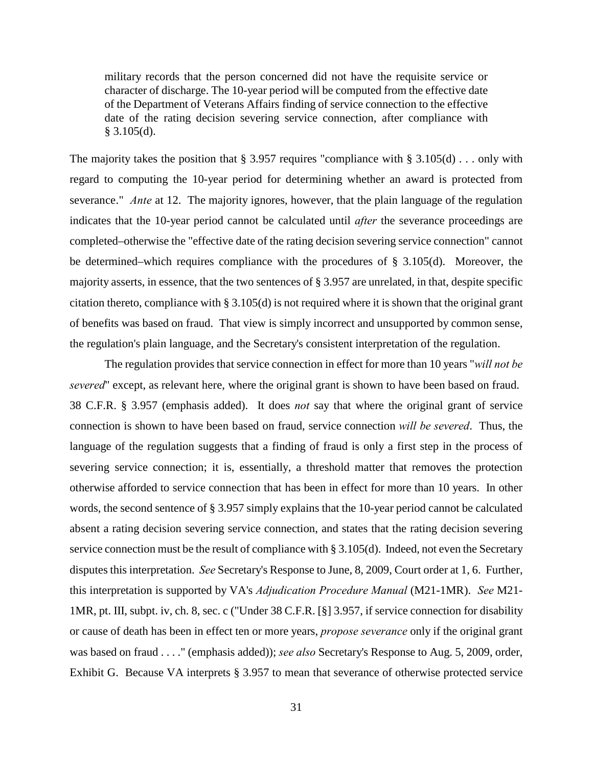> military records that the person concerned did not have the requisite service or character of discharge. The 10-year period will be computed from the effective date of the Department of Veterans Affairs finding of service connection to the effective date of the rating decision severing service connection, after compliance with § 3.105(d).

The majority takes the position that § 3.957 requires "compliance with § 3.105(d) . . . only with regard to computing the 10-year period for determining whether an award is protected from severance." *Ante* at 12. The majority ignores, however, that the plain language of the regulation indicates that the 10-year period cannot be calculated until *after* the severance proceedings are completed–otherwise the "effective date of the rating decision severing service connection" cannot be determined–which requires compliance with the procedures of § 3.105(d). Moreover, the majority asserts, in essence, that the two sentences of § 3.957 are unrelated, in that, despite specific citation thereto, compliance with § 3.105(d) is not required where it is shown that the original grant of benefits was based on fraud. That view is simply incorrect and unsupported by common sense, the regulation's plain language, and the Secretary's consistent interpretation of the regulation.

The regulation provides that service connection in effect for more than 10 years "*will not be severed*" except, as relevant here, where the original grant is shown to have been based on fraud. 38 C.F.R. § 3.957 (emphasis added). It does *not* say that where the original grant of service connection is shown to have been based on fraud, service connection *will be severed*. Thus, the language of the regulation suggests that a finding of fraud is only a first step in the process of severing service connection; it is, essentially, a threshold matter that removes the protection otherwise afforded to service connection that has been in effect for more than 10 years. In other words, the second sentence of § 3.957 simply explains that the 10-year period cannot be calculated absent a rating decision severing service connection, and states that the rating decision severing service connection must be the result of compliance with § 3.105(d). Indeed, not even the Secretary disputes this interpretation. *See* Secretary's Response to June, 8, 2009, Court order at 1, 6. Further, this interpretation is supported by VA's *Adjudication Procedure Manual* (M21-1MR). *See* M21-1MR, pt. III, subpt. iv, ch. 8, sec. c ("Under 38 C.F.R. [§] 3.957, if service connection for disability or cause of death has been in effect ten or more years, *propose severance* only if the original grant was based on fraud . . . ." (emphasis added)); *see also* Secretary's Response to Aug. 5, 2009, order, Exhibit G. Because VA interprets § 3.957 to mean that severance of otherwise protected service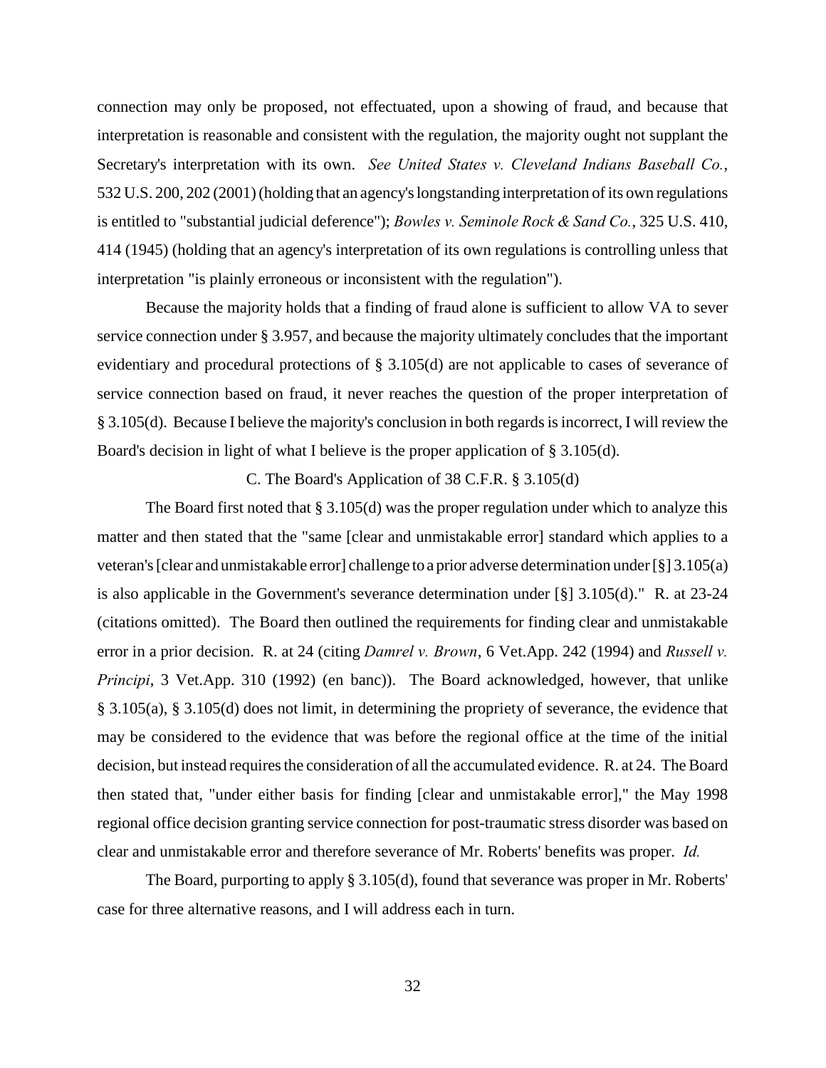connection may only be proposed, not effectuated, upon a showing of fraud, and because that interpretation is reasonable and consistent with the regulation, the majority ought not supplant the Secretary's interpretation with its own. *See United States v. Cleveland Indians Baseball Co.*, 532 U.S. 200, 202 (2001) (holding that an agency's longstanding interpretation of its own regulations is entitled to "substantial judicial deference"); *Bowles v. Seminole Rock & Sand Co.*, 325 U.S. 410, 414 (1945) (holding that an agency's interpretation of its own regulations is controlling unless that interpretation "is plainly erroneous or inconsistent with the regulation").

Because the majority holds that a finding of fraud alone is sufficient to allow VA to sever service connection under § 3.957, and because the majority ultimately concludes that the important evidentiary and procedural protections of § 3.105(d) are not applicable to cases of severance of service connection based on fraud, it never reaches the question of the proper interpretation of § 3.105(d). Because I believe the majority's conclusion in both regards is incorrect, I will review the Board's decision in light of what I believe is the proper application of § 3.105(d).

C. The Board's Application of 38 C.F.R. § 3.105(d)

The Board first noted that § 3.105(d) was the proper regulation under which to analyze this matter and then stated that the "same [clear and unmistakable error] standard which applies to a veteran's [clear and unmistakable error] challenge to a prior adverse determination under [§] 3.105(a) is also applicable in the Government's severance determination under [§] 3.105(d)." R. at 23-24 (citations omitted). The Board then outlined the requirements for finding clear and unmistakable error in a prior decision. R. at 24 (citing *Damrel v. Brown*, 6 Vet.App. 242 (1994) and *Russell v. Principi*, 3 Vet.App. 310 (1992) (en banc)). The Board acknowledged, however, that unlike § 3.105(a), § 3.105(d) does not limit, in determining the propriety of severance, the evidence that may be considered to the evidence that was before the regional office at the time of the initial decision, but instead requires the consideration of all the accumulated evidence. R. at 24. The Board then stated that, "under either basis for finding [clear and unmistakable error]," the May 1998 regional office decision granting service connection for post-traumatic stress disorder was based on clear and unmistakable error and therefore severance of Mr. Roberts' benefits was proper. *Id.*

The Board, purporting to apply § 3.105(d), found that severance was proper in Mr. Roberts' case for three alternative reasons, and I will address each in turn.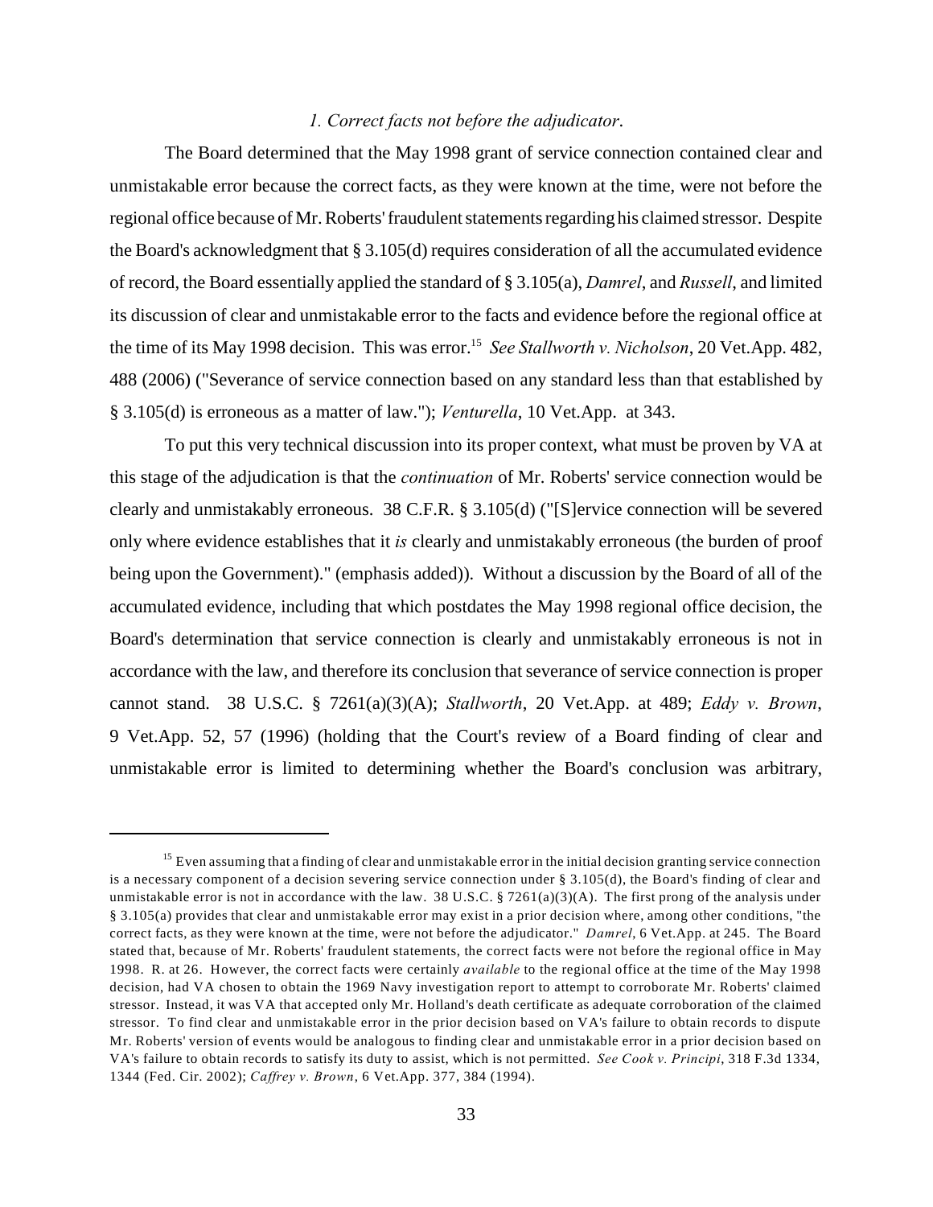*1. Correct facts not before the adjudicator.*

The Board determined that the May 1998 grant of service connection contained clear and unmistakable error because the correct facts, as they were known at the time, were not before the regional office because of Mr. Roberts' fraudulent statements regarding his claimed stressor. Despite the Board's acknowledgment that § 3.105(d) requires consideration of all the accumulated evidence of record, the Board essentially applied the standard of § 3.105(a), *Damrel*, and *Russell*, and limited its discussion of clear and unmistakable error to the facts and evidence before the regional office at the time of its May 1998 decision. This was error.[15] *See Stallworth v. Nicholson*, 20 Vet.App. 482, 488 (2006) ("Severance of service connection based on any standard less than that established by § 3.105(d) is erroneous as a matter of law."); *Venturella*, 10 Vet.App. at 343.

To put this very technical discussion into its proper context, what must be proven by VA at this stage of the adjudication is that the *continuation* of Mr. Roberts' service connection would be clearly and unmistakably erroneous. 38 C.F.R. § 3.105(d) ("[S]ervice connection will be severed only where evidence establishes that it *is* clearly and unmistakably erroneous (the burden of proof being upon the Government)." (emphasis added)). Without a discussion by the Board of all of the accumulated evidence, including that which postdates the May 1998 regional office decision, the Board's determination that service connection is clearly and unmistakably erroneous is not in accordance with the law, and therefore its conclusion that severance of service connection is proper cannot stand. 38 U.S.C. § 7261(a)(3)(A); *Stallworth*, 20 Vet.App. at 489; *Eddy v. Brown*, 9 Vet.App. 52, 57 (1996) (holding that the Court's review of a Board finding of clear and unmistakable error is limited to determining whether the Board's conclusion was arbitrary,

---

[15] Even assuming that a finding of clear and unmistakable error in the initial decision granting service connection is a necessary component of a decision severing service connection under § 3.105(d), the Board's finding of clear and unmistakable error is not in accordance with the law. 38 U.S.C. § 7261(a)(3)(A). The first prong of the analysis under § 3.105(a) provides that clear and unmistakable error may exist in a prior decision where, among other conditions, "the correct facts, as they were known at the time, were not before the adjudicator." *Damrel*, 6 Vet.App. at 245. The Board stated that, because of Mr. Roberts' fraudulent statements, the correct facts were not before the regional office in May 1998. R. at 26. However, the correct facts were certainly *available* to the regional office at the time of the May 1998 decision, had VA chosen to obtain the 1969 Navy investigation report to attempt to corroborate Mr. Roberts' claimed stressor. Instead, it was VA that accepted only Mr. Holland's death certificate as adequate corroboration of the claimed stressor. To find clear and unmistakable error in the prior decision based on VA's failure to obtain records to dispute Mr. Roberts' version of events would be analogous to finding clear and unmistakable error in a prior decision based on VA's failure to obtain records to satisfy its duty to assist, which is not permitted. *See Cook v. Principi*, 318 F.3d 1334, 1344 (Fed. Cir. 2002); *Caffrey v. Brown*, 6 Vet.App. 377, 384 (1994).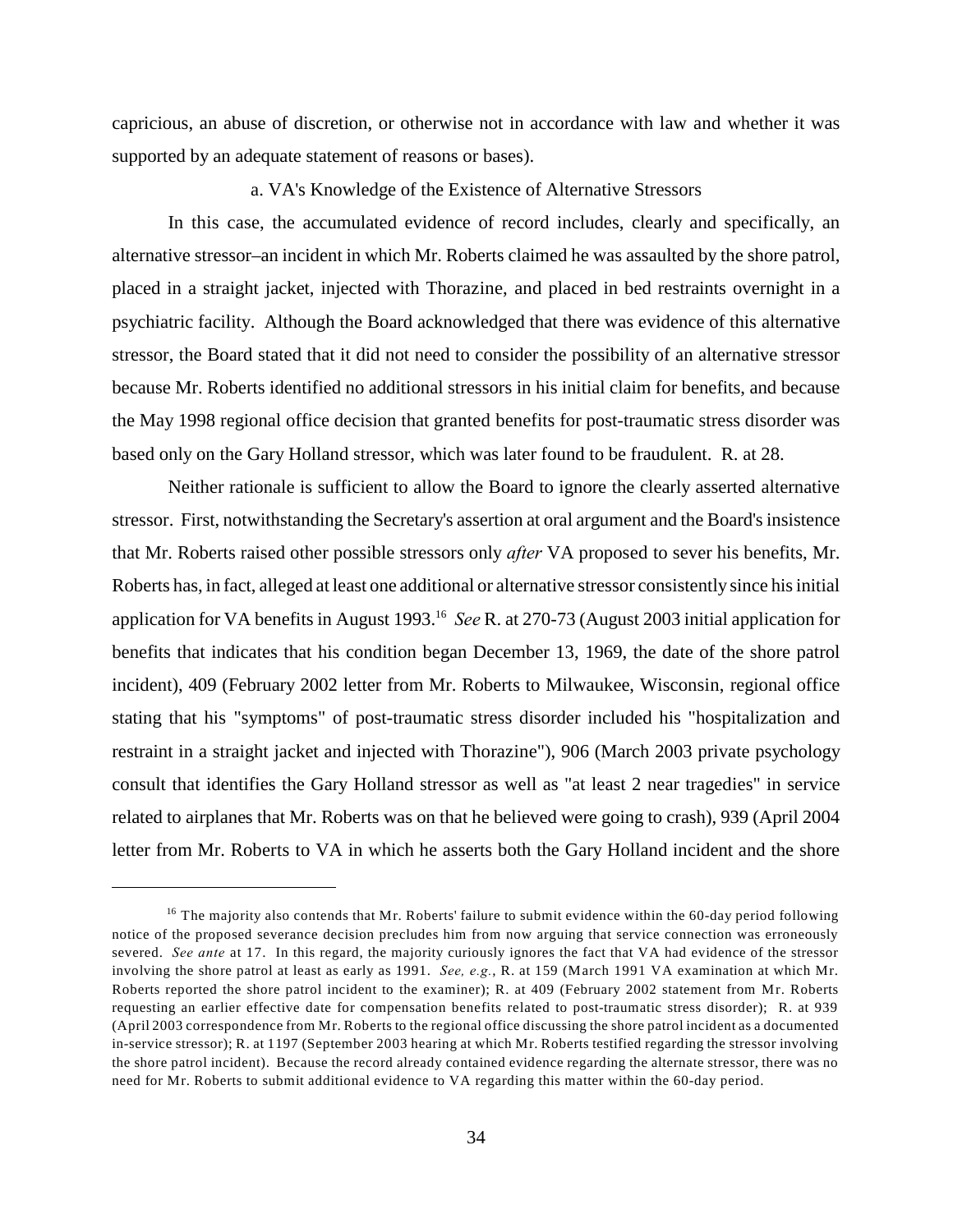capricious, an abuse of discretion, or otherwise not in accordance with law and whether it was supported by an adequate statement of reasons or bases).

a. VA's Knowledge of the Existence of Alternative Stressors

In this case, the accumulated evidence of record includes, clearly and specifically, an alternative stressor–an incident in which Mr. Roberts claimed he was assaulted by the shore patrol, placed in a straight jacket, injected with Thorazine, and placed in bed restraints overnight in a psychiatric facility. Although the Board acknowledged that there was evidence of this alternative stressor, the Board stated that it did not need to consider the possibility of an alternative stressor because Mr. Roberts identified no additional stressors in his initial claim for benefits, and because the May 1998 regional office decision that granted benefits for post-traumatic stress disorder was based only on the Gary Holland stressor, which was later found to be fraudulent. R. at 28.

Neither rationale is sufficient to allow the Board to ignore the clearly asserted alternative stressor. First, notwithstanding the Secretary's assertion at oral argument and the Board's insistence that Mr. Roberts raised other possible stressors only *after* VA proposed to sever his benefits, Mr. Roberts has, in fact, alleged at least one additional or alternative stressor consistently since his initial application for VA benefits in August 1993.[16] *See* R. at 270-73 (August 2003 initial application for benefits that indicates that his condition began December 13, 1969, the date of the shore patrol incident), 409 (February 2002 letter from Mr. Roberts to Milwaukee, Wisconsin, regional office stating that his "symptoms" of post-traumatic stress disorder included his "hospitalization and restraint in a straight jacket and injected with Thorazine"), 906 (March 2003 private psychology consult that identifies the Gary Holland stressor as well as "at least 2 near tragedies" in service related to airplanes that Mr. Roberts was on that he believed were going to crash), 939 (April 2004 letter from Mr. Roberts to VA in which he asserts both the Gary Holland incident and the shore

---

[16] The majority also contends that Mr. Roberts' failure to submit evidence within the 60-day period following notice of the proposed severance decision precludes him from now arguing that service connection was erroneously severed. *See ante* at 17. In this regard, the majority curiously ignores the fact that VA had evidence of the stressor involving the shore patrol at least as early as 1991. *See, e.g.*, R. at 159 (March 1991 VA examination at which Mr. Roberts reported the shore patrol incident to the examiner); R. at 409 (February 2002 statement from Mr. Roberts requesting an earlier effective date for compensation benefits related to post-traumatic stress disorder); R. at 939 (April 2003 correspondence from Mr. Roberts to the regional office discussing the shore patrol incident as a documented in-service stressor); R. at 1197 (September 2003 hearing at which Mr. Roberts testified regarding the stressor involving the shore patrol incident). Because the record already contained evidence regarding the alternate stressor, there was no need for Mr. Roberts to submit additional evidence to VA regarding this matter within the 60-day period.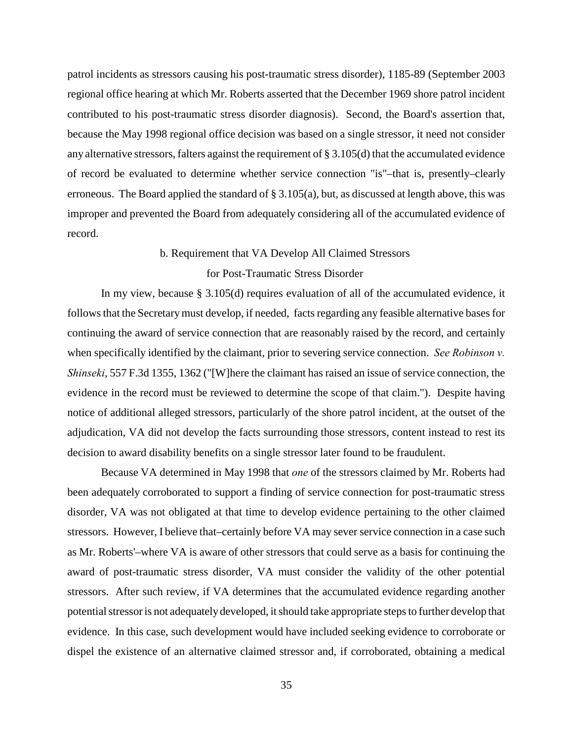patrol incidents as stressors causing his post-traumatic stress disorder), 1185-89 (September 2003 regional office hearing at which Mr. Roberts asserted that the December 1969 shore patrol incident contributed to his post-traumatic stress disorder diagnosis). Second, the Board's assertion that, because the May 1998 regional office decision was based on a single stressor, it need not consider any alternative stressors, falters against the requirement of § 3.105(d) that the accumulated evidence of record be evaluated to determine whether service connection "is"–that is, presently–clearly erroneous. The Board applied the standard of § 3.105(a), but, as discussed at length above, this was improper and prevented the Board from adequately considering all of the accumulated evidence of record.

b. Requirement that VA Develop All Claimed Stressors for Post-Traumatic Stress Disorder

In my view, because § 3.105(d) requires evaluation of all of the accumulated evidence, it follows that the Secretary must develop, if needed, facts regarding any feasible alternative bases for continuing the award of service connection that are reasonably raised by the record, and certainly when specifically identified by the claimant, prior to severing service connection. *See Robinson v. Shinseki*, 557 F.3d 1355, 1362 ("[W]here the claimant has raised an issue of service connection, the evidence in the record must be reviewed to determine the scope of that claim."). Despite having notice of additional alleged stressors, particularly of the shore patrol incident, at the outset of the adjudication, VA did not develop the facts surrounding those stressors, content instead to rest its decision to award disability benefits on a single stressor later found to be fraudulent.

Because VA determined in May 1998 that *one* of the stressors claimed by Mr. Roberts had been adequately corroborated to support a finding of service connection for post-traumatic stress disorder, VA was not obligated at that time to develop evidence pertaining to the other claimed stressors. However, I believe that–certainly before VA may sever service connection in a case such as Mr. Roberts'–where VA is aware of other stressors that could serve as a basis for continuing the award of post-traumatic stress disorder, VA must consider the validity of the other potential stressors. After such review, if VA determines that the accumulated evidence regarding another potential stressor is not adequately developed, it should take appropriate steps to further develop that evidence. In this case, such development would have included seeking evidence to corroborate or dispel the existence of an alternative claimed stressor and, if corroborated, obtaining a medical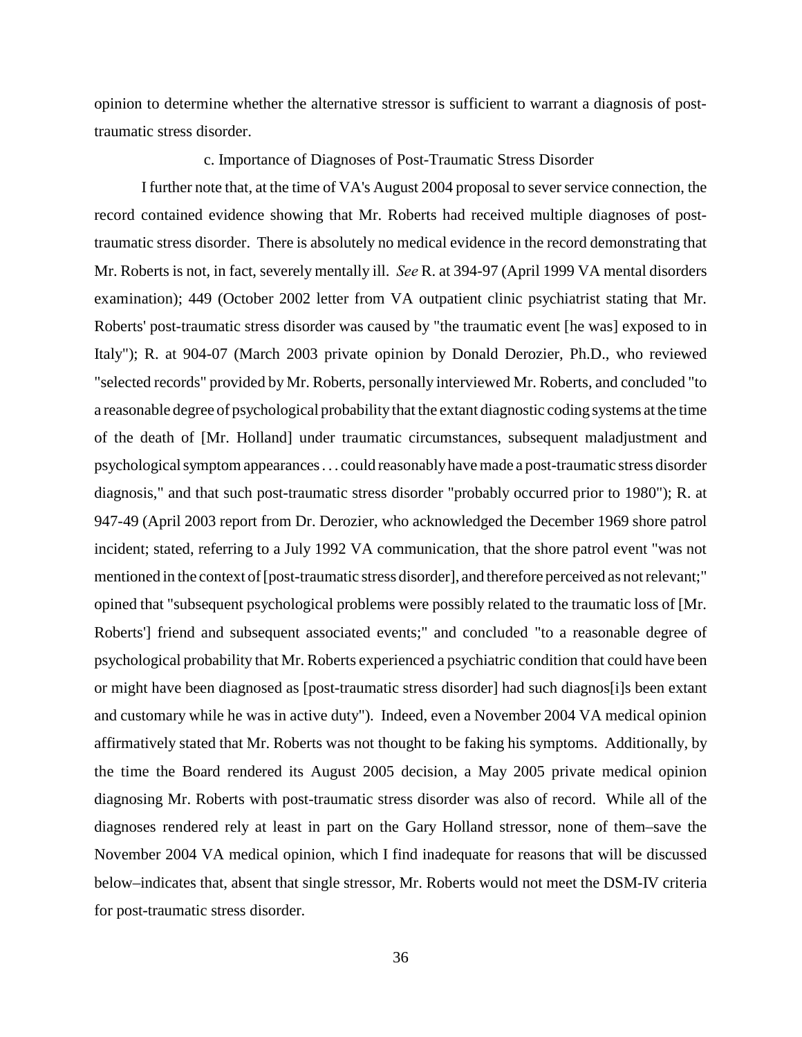opinion to determine whether the alternative stressor is sufficient to warrant a diagnosis of post-traumatic stress disorder.

c. Importance of Diagnoses of Post-Traumatic Stress Disorder

I further note that, at the time of VA's August 2004 proposal to sever service connection, the record contained evidence showing that Mr. Roberts had received multiple diagnoses of post-traumatic stress disorder. There is absolutely no medical evidence in the record demonstrating that Mr. Roberts is not, in fact, severely mentally ill. *See* R. at 394-97 (April 1999 VA mental disorders examination); 449 (October 2002 letter from VA outpatient clinic psychiatrist stating that Mr. Roberts' post-traumatic stress disorder was caused by "the traumatic event [he was] exposed to in Italy"); R. at 904-07 (March 2003 private opinion by Donald Derozier, Ph.D., who reviewed "selected records" provided by Mr. Roberts, personally interviewed Mr. Roberts, and concluded "to a reasonable degree of psychological probability that the extant diagnostic coding systems at the time of the death of [Mr. Holland] under traumatic circumstances, subsequent maladjustment and psychological symptom appearances . . . could reasonably have made a post-traumatic stress disorder diagnosis," and that such post-traumatic stress disorder "probably occurred prior to 1980"); R. at 947-49 (April 2003 report from Dr. Derozier, who acknowledged the December 1969 shore patrol incident; stated, referring to a July 1992 VA communication, that the shore patrol event "was not mentioned in the context of [post-traumatic stress disorder], and therefore perceived as not relevant;" opined that "subsequent psychological problems were possibly related to the traumatic loss of [Mr. Roberts'] friend and subsequent associated events;" and concluded "to a reasonable degree of psychological probability that Mr. Roberts experienced a psychiatric condition that could have been or might have been diagnosed as [post-traumatic stress disorder] had such diagnos[i]s been extant and customary while he was in active duty"). Indeed, even a November 2004 VA medical opinion affirmatively stated that Mr. Roberts was not thought to be faking his symptoms. Additionally, by the time the Board rendered its August 2005 decision, a May 2005 private medical opinion diagnosing Mr. Roberts with post-traumatic stress disorder was also of record. While all of the diagnoses rendered rely at least in part on the Gary Holland stressor, none of them–save the November 2004 VA medical opinion, which I find inadequate for reasons that will be discussed below–indicates that, absent that single stressor, Mr. Roberts would not meet the DSM-IV criteria for post-traumatic stress disorder.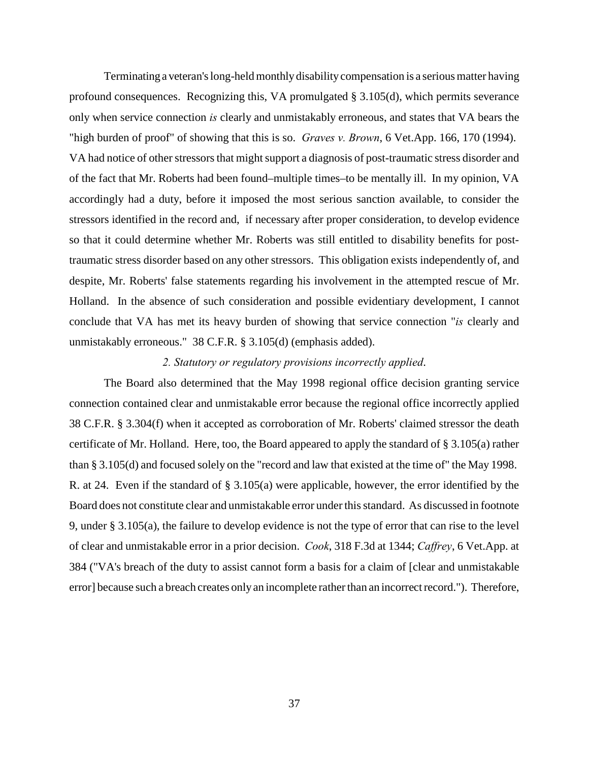Terminating a veteran's long-held monthly disability compensation is a serious matter having profound consequences. Recognizing this, VA promulgated § 3.105(d), which permits severance only when service connection *is* clearly and unmistakably erroneous, and states that VA bears the "high burden of proof" of showing that this is so. *Graves v. Brown*, 6 Vet.App. 166, 170 (1994). VA had notice of other stressors that might support a diagnosis of post-traumatic stress disorder and of the fact that Mr. Roberts had been found–multiple times–to be mentally ill. In my opinion, VA accordingly had a duty, before it imposed the most serious sanction available, to consider the stressors identified in the record and, if necessary after proper consideration, to develop evidence so that it could determine whether Mr. Roberts was still entitled to disability benefits for post-traumatic stress disorder based on any other stressors. This obligation exists independently of, and despite, Mr. Roberts' false statements regarding his involvement in the attempted rescue of Mr. Holland. In the absence of such consideration and possible evidentiary development, I cannot conclude that VA has met its heavy burden of showing that service connection "*is* clearly and unmistakably erroneous." 38 C.F.R. § 3.105(d) (emphasis added).

*2. Statutory or regulatory provisions incorrectly applied.*

The Board also determined that the May 1998 regional office decision granting service connection contained clear and unmistakable error because the regional office incorrectly applied 38 C.F.R. § 3.304(f) when it accepted as corroboration of Mr. Roberts' claimed stressor the death certificate of Mr. Holland. Here, too, the Board appeared to apply the standard of § 3.105(a) rather than § 3.105(d) and focused solely on the "record and law that existed at the time of" the May 1998. R. at 24. Even if the standard of § 3.105(a) were applicable, however, the error identified by the Board does not constitute clear and unmistakable error under this standard. As discussed in footnote 9, under § 3.105(a), the failure to develop evidence is not the type of error that can rise to the level of clear and unmistakable error in a prior decision. *Cook*, 318 F.3d at 1344; *Caffrey*, 6 Vet.App. at 384 ("VA's breach of the duty to assist cannot form a basis for a claim of [clear and unmistakable error] because such a breach creates only an incomplete rather than an incorrect record."). Therefore,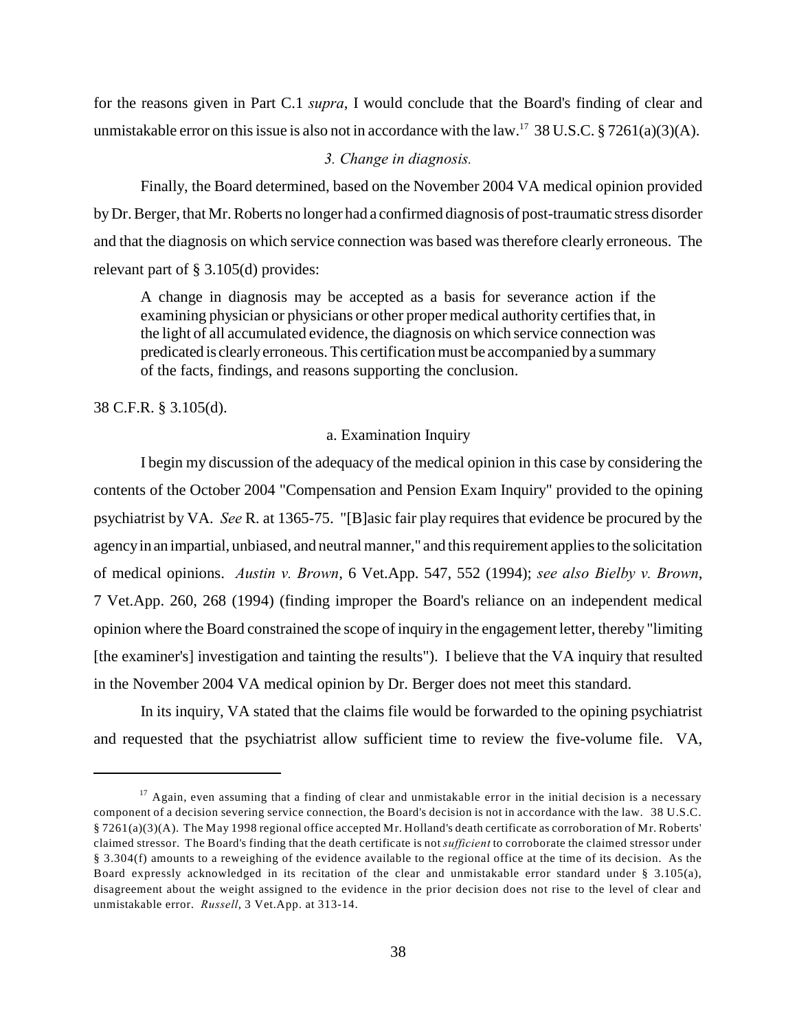for the reasons given in Part C.1 *supra*, I would conclude that the Board's finding of clear and unmistakable error on this issue is also not in accordance with the law.[17] 38 U.S.C. § 7261(a)(3)(A).

*3. Change in diagnosis.*

Finally, the Board determined, based on the November 2004 VA medical opinion provided by Dr. Berger, that Mr. Roberts no longer had a confirmed diagnosis of post-traumatic stress disorder and that the diagnosis on which service connection was based was therefore clearly erroneous. The relevant part of § 3.105(d) provides:

> A change in diagnosis may be accepted as a basis for severance action if the examining physician or physicians or other proper medical authority certifies that, in the light of all accumulated evidence, the diagnosis on which service connection was predicated is clearly erroneous. This certification must be accompanied by a summary of the facts, findings, and reasons supporting the conclusion.

38 C.F.R. § 3.105(d).

a. Examination Inquiry

I begin my discussion of the adequacy of the medical opinion in this case by considering the contents of the October 2004 "Compensation and Pension Exam Inquiry" provided to the opining psychiatrist by VA. *See* R. at 1365-75. "[B]asic fair play requires that evidence be procured by the agency in an impartial, unbiased, and neutral manner," and this requirement applies to the solicitation of medical opinions. *Austin v. Brown*, 6 Vet.App. 547, 552 (1994); *see also Bielby v. Brown*, 7 Vet.App. 260, 268 (1994) (finding improper the Board's reliance on an independent medical opinion where the Board constrained the scope of inquiry in the engagement letter, thereby "limiting [the examiner's] investigation and tainting the results"). I believe that the VA inquiry that resulted in the November 2004 VA medical opinion by Dr. Berger does not meet this standard.

In its inquiry, VA stated that the claims file would be forwarded to the opining psychiatrist and requested that the psychiatrist allow sufficient time to review the five-volume file. VA,

---

[17] Again, even assuming that a finding of clear and unmistakable error in the initial decision is a necessary component of a decision severing service connection, the Board's decision is not in accordance with the law. 38 U.S.C. § 7261(a)(3)(A). The May 1998 regional office accepted Mr. Holland's death certificate as corroboration of Mr. Roberts' claimed stressor. The Board's finding that the death certificate is not *sufficient* to corroborate the claimed stressor under § 3.304(f) amounts to a reweighing of the evidence available to the regional office at the time of its decision. As the Board expressly acknowledged in its recitation of the clear and unmistakable error standard under § 3.105(a), disagreement about the weight assigned to the evidence in the prior decision does not rise to the level of clear and unmistakable error. *Russell*, 3 Vet.App. at 313-14.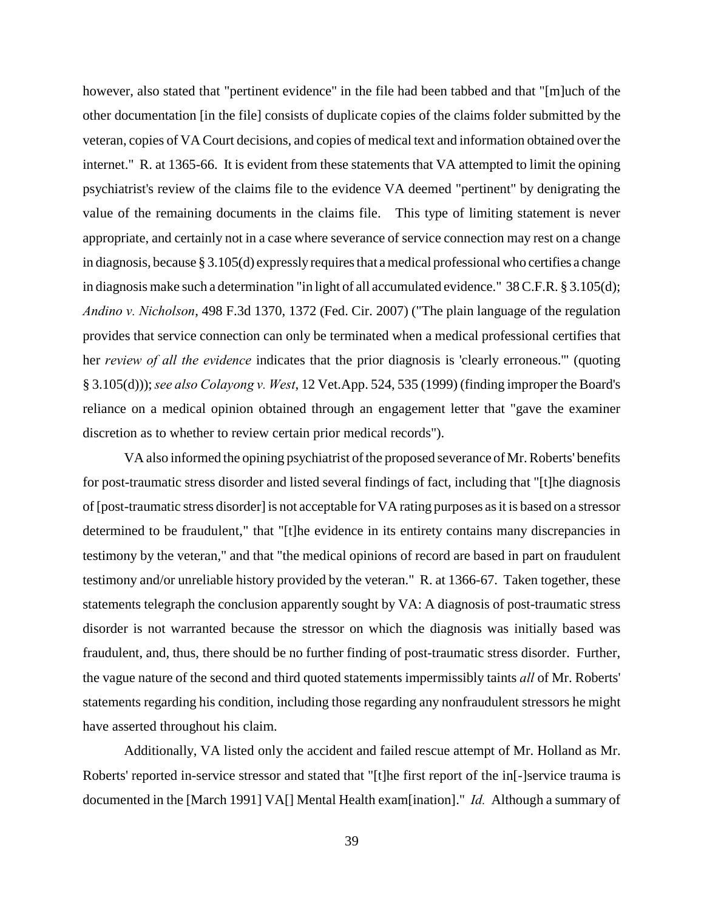however, also stated that "pertinent evidence" in the file had been tabbed and that "[m]uch of the other documentation [in the file] consists of duplicate copies of the claims folder submitted by the veteran, copies of VA Court decisions, and copies of medical text and information obtained over the internet." R. at 1365-66. It is evident from these statements that VA attempted to limit the opining psychiatrist's review of the claims file to the evidence VA deemed "pertinent" by denigrating the value of the remaining documents in the claims file. This type of limiting statement is never appropriate, and certainly not in a case where severance of service connection may rest on a change in diagnosis, because § 3.105(d) expressly requires that a medical professional who certifies a change in diagnosis make such a determination "in light of all accumulated evidence." 38 C.F.R. § 3.105(d); *Andino v. Nicholson*, 498 F.3d 1370, 1372 (Fed. Cir. 2007) ("The plain language of the regulation provides that service connection can only be terminated when a medical professional certifies that her *review of all the evidence* indicates that the prior diagnosis is 'clearly erroneous.'" (quoting § 3.105(d))); *see also Colayong v. West*, 12 Vet.App. 524, 535 (1999) (finding improper the Board's reliance on a medical opinion obtained through an engagement letter that "gave the examiner discretion as to whether to review certain prior medical records").

VA also informed the opining psychiatrist of the proposed severance of Mr. Roberts' benefits for post-traumatic stress disorder and listed several findings of fact, including that "[t]he diagnosis of [post-traumatic stress disorder] is not acceptable for VA rating purposes as it is based on a stressor determined to be fraudulent," that "[t]he evidence in its entirety contains many discrepancies in testimony by the veteran," and that "the medical opinions of record are based in part on fraudulent testimony and/or unreliable history provided by the veteran." R. at 1366-67. Taken together, these statements telegraph the conclusion apparently sought by VA: A diagnosis of post-traumatic stress disorder is not warranted because the stressor on which the diagnosis was initially based was fraudulent, and, thus, there should be no further finding of post-traumatic stress disorder. Further, the vague nature of the second and third quoted statements impermissibly taints *all* of Mr. Roberts' statements regarding his condition, including those regarding any nonfraudulent stressors he might have asserted throughout his claim.

Additionally, VA listed only the accident and failed rescue attempt of Mr. Holland as Mr. Roberts' reported in-service stressor and stated that "[t]he first report of the in[-]service trauma is documented in the [March 1991] VA[] Mental Health exam[ination]." *Id.* Although a summary of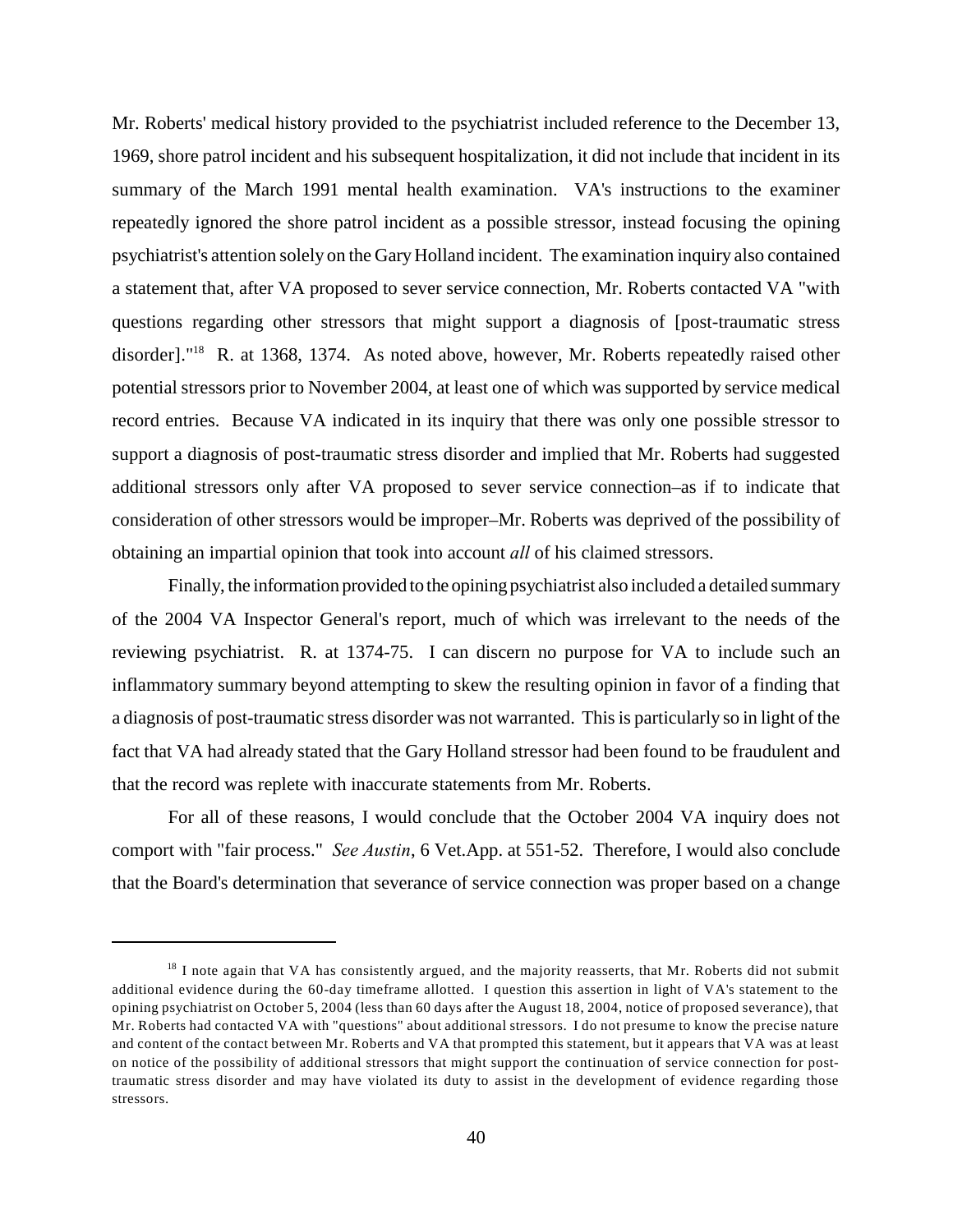Mr. Roberts' medical history provided to the psychiatrist included reference to the December 13, 1969, shore patrol incident and his subsequent hospitalization, it did not include that incident in its summary of the March 1991 mental health examination. VA's instructions to the examiner repeatedly ignored the shore patrol incident as a possible stressor, instead focusing the opining psychiatrist's attention solely on the Gary Holland incident. The examination inquiry also contained a statement that, after VA proposed to sever service connection, Mr. Roberts contacted VA "with questions regarding other stressors that might support a diagnosis of [post-traumatic stress disorder]."[18] R. at 1368, 1374. As noted above, however, Mr. Roberts repeatedly raised other potential stressors prior to November 2004, at least one of which was supported by service medical record entries. Because VA indicated in its inquiry that there was only one possible stressor to support a diagnosis of post-traumatic stress disorder and implied that Mr. Roberts had suggested additional stressors only after VA proposed to sever service connection–as if to indicate that consideration of other stressors would be improper–Mr. Roberts was deprived of the possibility of obtaining an impartial opinion that took into account *all* of his claimed stressors.

Finally, the information provided to the opining psychiatrist also included a detailed summary of the 2004 VA Inspector General's report, much of which was irrelevant to the needs of the reviewing psychiatrist. R. at 1374-75. I can discern no purpose for VA to include such an inflammatory summary beyond attempting to skew the resulting opinion in favor of a finding that a diagnosis of post-traumatic stress disorder was not warranted. This is particularly so in light of the fact that VA had already stated that the Gary Holland stressor had been found to be fraudulent and that the record was replete with inaccurate statements from Mr. Roberts.

For all of these reasons, I would conclude that the October 2004 VA inquiry does not comport with "fair process." *See Austin*, 6 Vet.App. at 551-52. Therefore, I would also conclude that the Board's determination that severance of service connection was proper based on a change

[18] I note again that VA has consistently argued, and the majority reasserts, that Mr. Roberts did not submit additional evidence during the 60-day timeframe allotted. I question this assertion in light of VA's statement to the opining psychiatrist on October 5, 2004 (less than 60 days after the August 18, 2004, notice of proposed severance), that Mr. Roberts had contacted VA with "questions" about additional stressors. I do not presume to know the precise nature and content of the contact between Mr. Roberts and VA that prompted this statement, but it appears that VA was at least on notice of the possibility of additional stressors that might support the continuation of service connection for post-traumatic stress disorder and may have violated its duty to assist in the development of evidence regarding those stressors.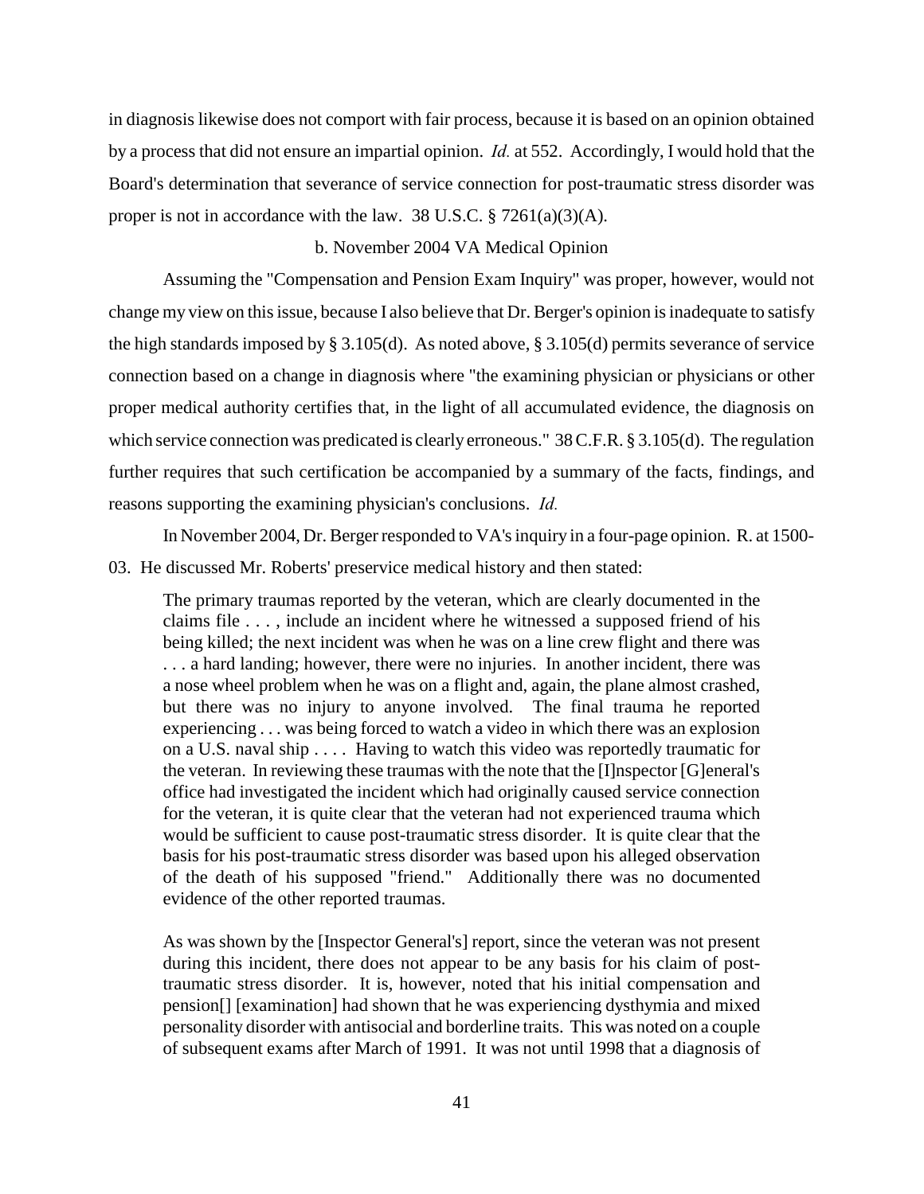in diagnosis likewise does not comport with fair process, because it is based on an opinion obtained by a process that did not ensure an impartial opinion. *Id.* at 552. Accordingly, I would hold that the Board's determination that severance of service connection for post-traumatic stress disorder was proper is not in accordance with the law. 38 U.S.C. § 7261(a)(3)(A).

b. November 2004 VA Medical Opinion

Assuming the "Compensation and Pension Exam Inquiry" was proper, however, would not change my view on this issue, because I also believe that Dr. Berger's opinion is inadequate to satisfy the high standards imposed by § 3.105(d). As noted above, § 3.105(d) permits severance of service connection based on a change in diagnosis where "the examining physician or physicians or other proper medical authority certifies that, in the light of all accumulated evidence, the diagnosis on which service connection was predicated is clearly erroneous." 38 C.F.R. § 3.105(d). The regulation further requires that such certification be accompanied by a summary of the facts, findings, and reasons supporting the examining physician's conclusions. *Id.*

In November 2004, Dr. Berger responded to VA's inquiry in a four-page opinion. R. at 1500-03. He discussed Mr. Roberts' preservice medical history and then stated:

> The primary traumas reported by the veteran, which are clearly documented in the claims file . . . , include an incident where he witnessed a supposed friend of his being killed; the next incident was when he was on a line crew flight and there was . . . a hard landing; however, there were no injuries. In another incident, there was a nose wheel problem when he was on a flight and, again, the plane almost crashed, but there was no injury to anyone involved. The final trauma he reported experiencing . . . was being forced to watch a video in which there was an explosion on a U.S. naval ship . . . . Having to watch this video was reportedly traumatic for the veteran. In reviewing these traumas with the note that the [I]nspector [G]eneral's office had investigated the incident which had originally caused service connection for the veteran, it is quite clear that the veteran had not experienced trauma which would be sufficient to cause post-traumatic stress disorder. It is quite clear that the basis for his post-traumatic stress disorder was based upon his alleged observation of the death of his supposed "friend." Additionally there was no documented evidence of the other reported traumas.
>
> As was shown by the [Inspector General's] report, since the veteran was not present during this incident, there does not appear to be any basis for his claim of post-traumatic stress disorder. It is, however, noted that his initial compensation and pension[] [examination] had shown that he was experiencing dysthymia and mixed personality disorder with antisocial and borderline traits. This was noted on a couple of subsequent exams after March of 1991. It was not until 1998 that a diagnosis of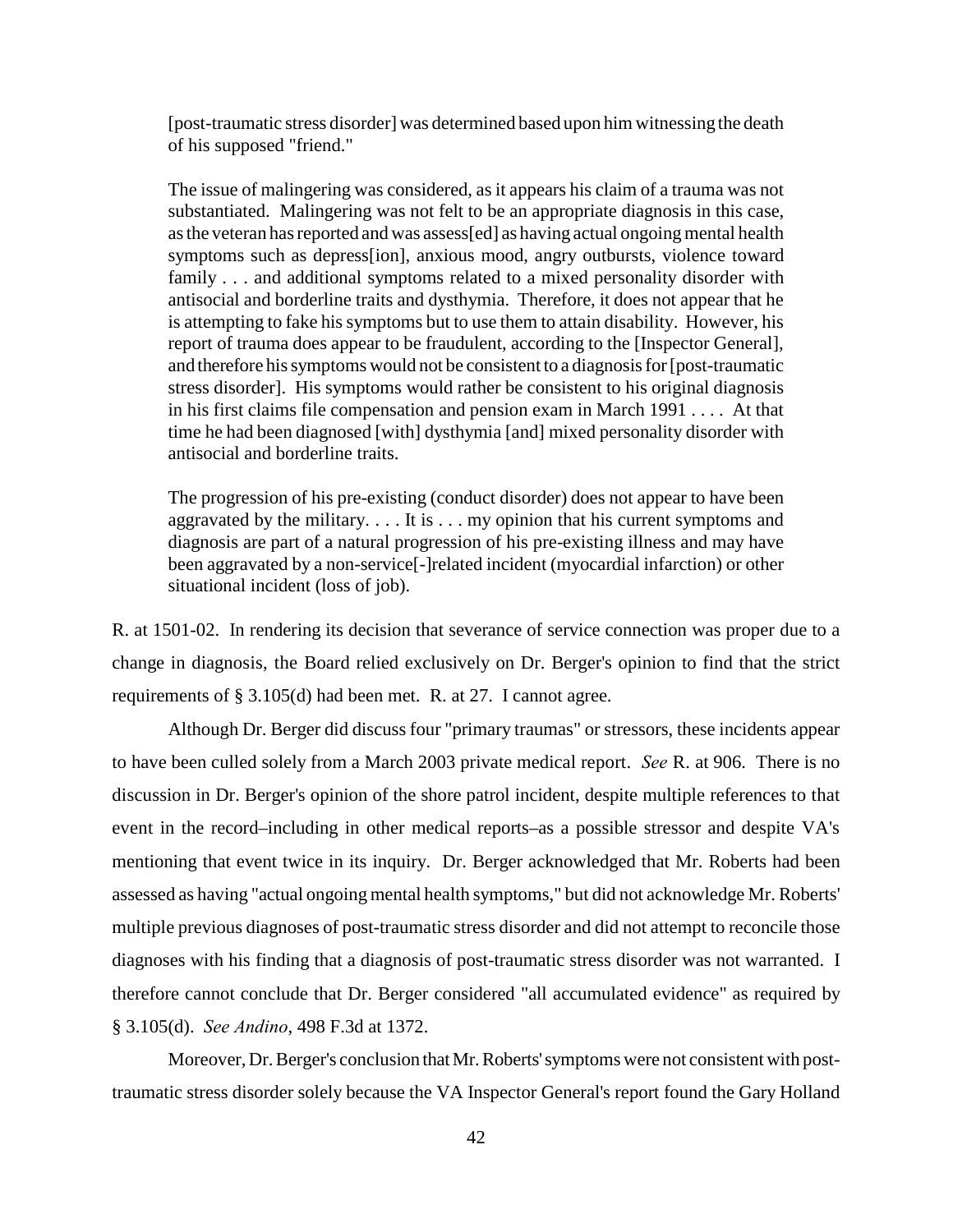> [post-traumatic stress disorder] was determined based upon him witnessing the death of his supposed "friend."
>
> The issue of malingering was considered, as it appears his claim of a trauma was not substantiated. Malingering was not felt to be an appropriate diagnosis in this case, as the veteran has reported and was assess[ed] as having actual ongoing mental health symptoms such as depress[ion], anxious mood, angry outbursts, violence toward family . . . and additional symptoms related to a mixed personality disorder with antisocial and borderline traits and dysthymia. Therefore, it does not appear that he is attempting to fake his symptoms but to use them to attain disability. However, his report of trauma does appear to be fraudulent, according to the [Inspector General], and therefore his symptoms would not be consistent to a diagnosis for [post-traumatic stress disorder]. His symptoms would rather be consistent to his original diagnosis in his first claims file compensation and pension exam in March 1991 . . . . At that time he had been diagnosed [with] dysthymia [and] mixed personality disorder with antisocial and borderline traits.
>
> The progression of his pre-existing (conduct disorder) does not appear to have been aggravated by the military. . . . It is . . . my opinion that his current symptoms and diagnosis are part of a natural progression of his pre-existing illness and may have been aggravated by a non-service[-]related incident (myocardial infarction) or other situational incident (loss of job).

R. at 1501-02. In rendering its decision that severance of service connection was proper due to a change in diagnosis, the Board relied exclusively on Dr. Berger's opinion to find that the strict requirements of § 3.105(d) had been met. R. at 27. I cannot agree.

Although Dr. Berger did discuss four "primary traumas" or stressors, these incidents appear to have been culled solely from a March 2003 private medical report. *See* R. at 906. There is no discussion in Dr. Berger's opinion of the shore patrol incident, despite multiple references to that event in the record–including in other medical reports–as a possible stressor and despite VA's mentioning that event twice in its inquiry. Dr. Berger acknowledged that Mr. Roberts had been assessed as having "actual ongoing mental health symptoms," but did not acknowledge Mr. Roberts' multiple previous diagnoses of post-traumatic stress disorder and did not attempt to reconcile those diagnoses with his finding that a diagnosis of post-traumatic stress disorder was not warranted. I therefore cannot conclude that Dr. Berger considered "all accumulated evidence" as required by § 3.105(d). *See Andino*, 498 F.3d at 1372.

Moreover, Dr. Berger's conclusion that Mr. Roberts' symptoms were not consistent with post-traumatic stress disorder solely because the VA Inspector General's report found the Gary Holland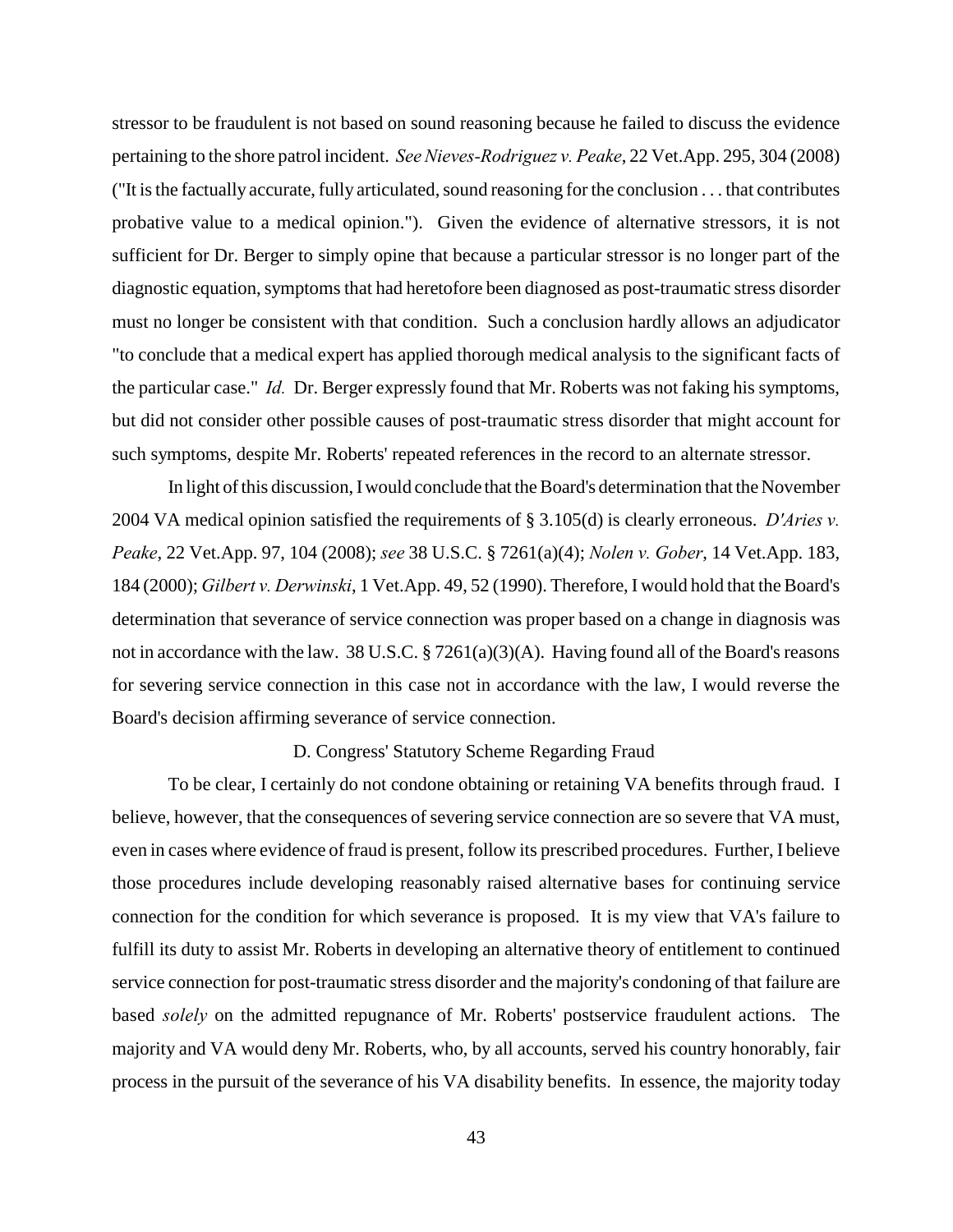stressor to be fraudulent is not based on sound reasoning because he failed to discuss the evidence pertaining to the shore patrol incident. *See Nieves-Rodriguez v. Peake*, 22 Vet.App. 295, 304 (2008) ("It is the factually accurate, fully articulated, sound reasoning for the conclusion . . . that contributes probative value to a medical opinion."). Given the evidence of alternative stressors, it is not sufficient for Dr. Berger to simply opine that because a particular stressor is no longer part of the diagnostic equation, symptoms that had heretofore been diagnosed as post-traumatic stress disorder must no longer be consistent with that condition. Such a conclusion hardly allows an adjudicator "to conclude that a medical expert has applied thorough medical analysis to the significant facts of the particular case." *Id.* Dr. Berger expressly found that Mr. Roberts was not faking his symptoms, but did not consider other possible causes of post-traumatic stress disorder that might account for such symptoms, despite Mr. Roberts' repeated references in the record to an alternate stressor.

In light of this discussion, I would conclude that the Board's determination that the November 2004 VA medical opinion satisfied the requirements of § 3.105(d) is clearly erroneous. *D'Aries v. Peake*, 22 Vet.App. 97, 104 (2008); *see* 38 U.S.C. § 7261(a)(4); *Nolen v. Gober*, 14 Vet.App. 183, 184 (2000); *Gilbert v. Derwinski*, 1 Vet.App. 49, 52 (1990). Therefore, I would hold that the Board's determination that severance of service connection was proper based on a change in diagnosis was not in accordance with the law. 38 U.S.C. § 7261(a)(3)(A). Having found all of the Board's reasons for severing service connection in this case not in accordance with the law, I would reverse the Board's decision affirming severance of service connection.

### D. Congress' Statutory Scheme Regarding Fraud

To be clear, I certainly do not condone obtaining or retaining VA benefits through fraud. I believe, however, that the consequences of severing service connection are so severe that VA must, even in cases where evidence of fraud is present, follow its prescribed procedures. Further, I believe those procedures include developing reasonably raised alternative bases for continuing service connection for the condition for which severance is proposed. It is my view that VA's failure to fulfill its duty to assist Mr. Roberts in developing an alternative theory of entitlement to continued service connection for post-traumatic stress disorder and the majority's condoning of that failure are based *solely* on the admitted repugnance of Mr. Roberts' postservice fraudulent actions. The majority and VA would deny Mr. Roberts, who, by all accounts, served his country honorably, fair process in the pursuit of the severance of his VA disability benefits. In essence, the majority today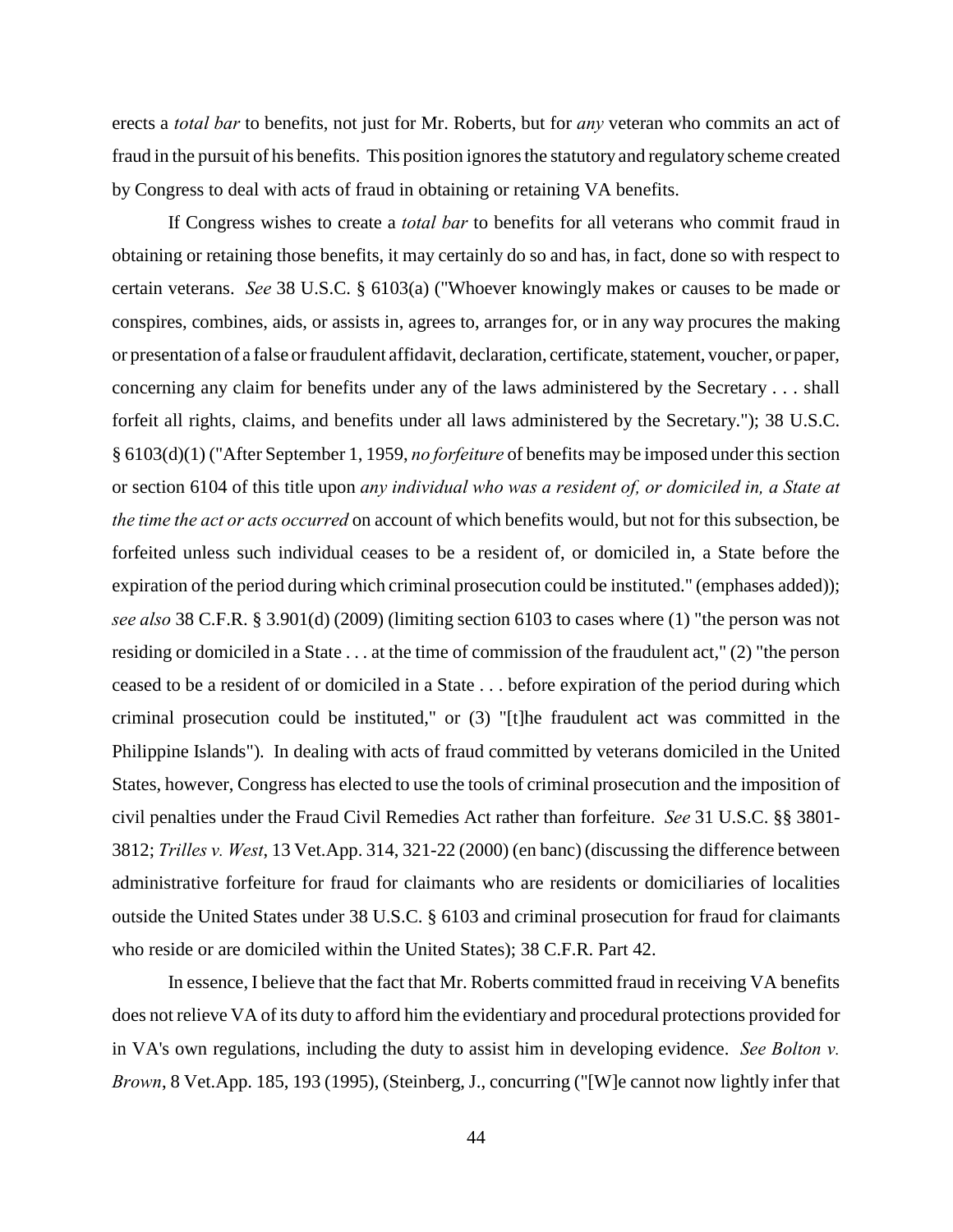erects a *total bar* to benefits, not just for Mr. Roberts, but for *any* veteran who commits an act of fraud in the pursuit of his benefits. This position ignores the statutory and regulatory scheme created by Congress to deal with acts of fraud in obtaining or retaining VA benefits.

If Congress wishes to create a *total bar* to benefits for all veterans who commit fraud in obtaining or retaining those benefits, it may certainly do so and has, in fact, done so with respect to certain veterans. *See* 38 U.S.C. § 6103(a) ("Whoever knowingly makes or causes to be made or conspires, combines, aids, or assists in, agrees to, arranges for, or in any way procures the making or presentation of a false or fraudulent affidavit, declaration, certificate, statement, voucher, or paper, concerning any claim for benefits under any of the laws administered by the Secretary . . . shall forfeit all rights, claims, and benefits under all laws administered by the Secretary."); 38 U.S.C. § 6103(d)(1) ("After September 1, 1959, *no forfeiture* of benefits may be imposed under this section or section 6104 of this title upon *any individual who was a resident of, or domiciled in, a State at the time the act or acts occurred* on account of which benefits would, but not for this subsection, be forfeited unless such individual ceases to be a resident of, or domiciled in, a State before the expiration of the period during which criminal prosecution could be instituted." (emphases added)); *see also* 38 C.F.R. § 3.901(d) (2009) (limiting section 6103 to cases where (1) "the person was not residing or domiciled in a State . . . at the time of commission of the fraudulent act," (2) "the person ceased to be a resident of or domiciled in a State . . . before expiration of the period during which criminal prosecution could be instituted," or (3) "[t]he fraudulent act was committed in the Philippine Islands"). In dealing with acts of fraud committed by veterans domiciled in the United States, however, Congress has elected to use the tools of criminal prosecution and the imposition of civil penalties under the Fraud Civil Remedies Act rather than forfeiture. *See* 31 U.S.C. §§ 3801-3812; *Trilles v. West*, 13 Vet.App. 314, 321-22 (2000) (en banc) (discussing the difference between administrative forfeiture for fraud for claimants who are residents or domiciliaries of localities outside the United States under 38 U.S.C. § 6103 and criminal prosecution for fraud for claimants who reside or are domiciled within the United States); 38 C.F.R. Part 42.

In essence, I believe that the fact that Mr. Roberts committed fraud in receiving VA benefits does not relieve VA of its duty to afford him the evidentiary and procedural protections provided for in VA's own regulations, including the duty to assist him in developing evidence. *See Bolton v. Brown*, 8 Vet.App. 185, 193 (1995), (Steinberg, J., concurring ("[W]e cannot now lightly infer that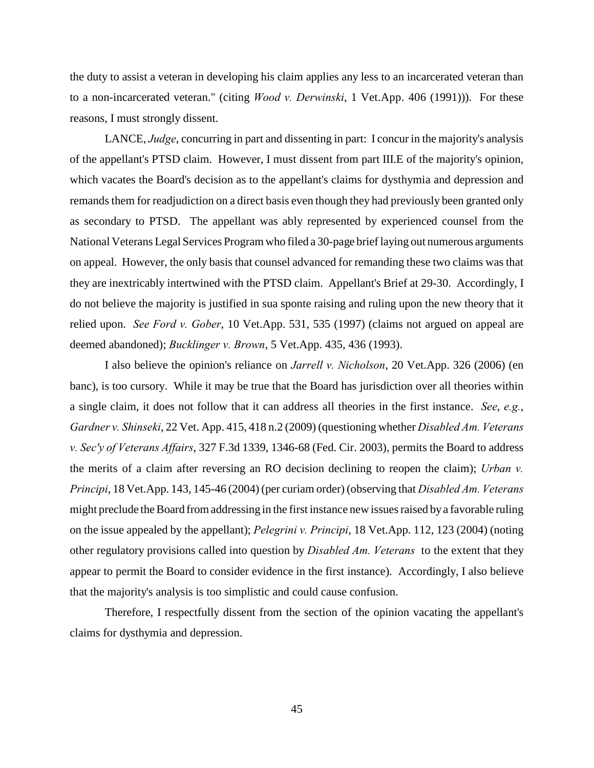the duty to assist a veteran in developing his claim applies any less to an incarcerated veteran than to a non-incarcerated veteran." (citing *Wood v. Derwinski*, 1 Vet.App. 406 (1991))). For these reasons, I must strongly dissent.

LANCE, *Judge*, concurring in part and dissenting in part: I concur in the majority's analysis of the appellant's PTSD claim. However, I must dissent from part III.E of the majority's opinion, which vacates the Board's decision as to the appellant's claims for dysthymia and depression and remands them for readjudication on a direct basis even though they had previously been granted only as secondary to PTSD. The appellant was ably represented by experienced counsel from the National Veterans Legal Services Program who filed a 30-page brief laying out numerous arguments on appeal. However, the only basis that counsel advanced for remanding these two claims was that they are inextricably intertwined with the PTSD claim. Appellant's Brief at 29-30. Accordingly, I do not believe the majority is justified in sua sponte raising and ruling upon the new theory that it relied upon. *See Ford v. Gober*, 10 Vet.App. 531, 535 (1997) (claims not argued on appeal are deemed abandoned); *Bucklinger v. Brown*, 5 Vet.App. 435, 436 (1993).

I also believe the opinion's reliance on *Jarrell v. Nicholson*, 20 Vet.App. 326 (2006) (en banc), is too cursory. While it may be true that the Board has jurisdiction over all theories within a single claim, it does not follow that it can address all theories in the first instance. *See*, *e.g.*, *Gardner v. Shinseki*, 22 Vet. App. 415, 418 n.2 (2009) (questioning whether *Disabled Am. Veterans v. Sec'y of Veterans Affairs*, 327 F.3d 1339, 1346-68 (Fed. Cir. 2003), permits the Board to address the merits of a claim after reversing an RO decision declining to reopen the claim); *Urban v. Principi*, 18 Vet.App. 143, 145-46 (2004) (per curiam order) (observing that *Disabled Am. Veterans* might preclude the Board from addressing in the first instance new issues raised by a favorable ruling on the issue appealed by the appellant); *Pelegrini v. Principi*, 18 Vet.App. 112, 123 (2004) (noting other regulatory provisions called into question by *Disabled Am. Veterans* to the extent that they appear to permit the Board to consider evidence in the first instance). Accordingly, I also believe that the majority's analysis is too simplistic and could cause confusion.

Therefore, I respectfully dissent from the section of the opinion vacating the appellant's claims for dysthymia and depression.